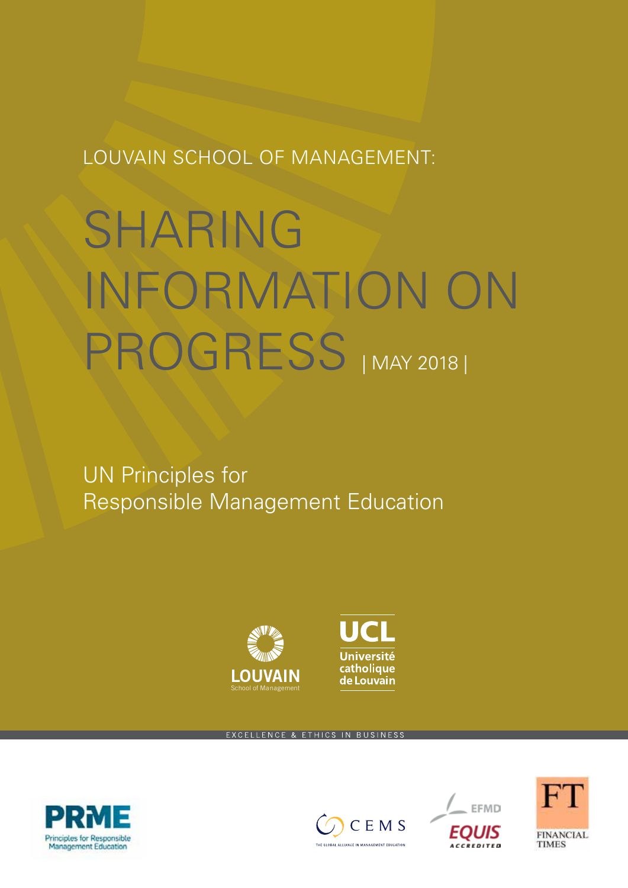LOUVAIN SCHOOL OF MANAGEMENT:

# SHARING INFORMATION ON PROGRESS | MAY 2018 |

UN Principles for Responsible Management Education

LOUVAIN School of Management

UCL Université catholique de Louvain

EXCELLENCE & ETHICS IN BUSINESS

PRME Principles for Responsible Management Education

CEMS THE GLOBAL ALLIANCE IN MANAGEMENT EDUCATION

EFMD EQUIS ACCREDITED

FT FINANCIAL TIMES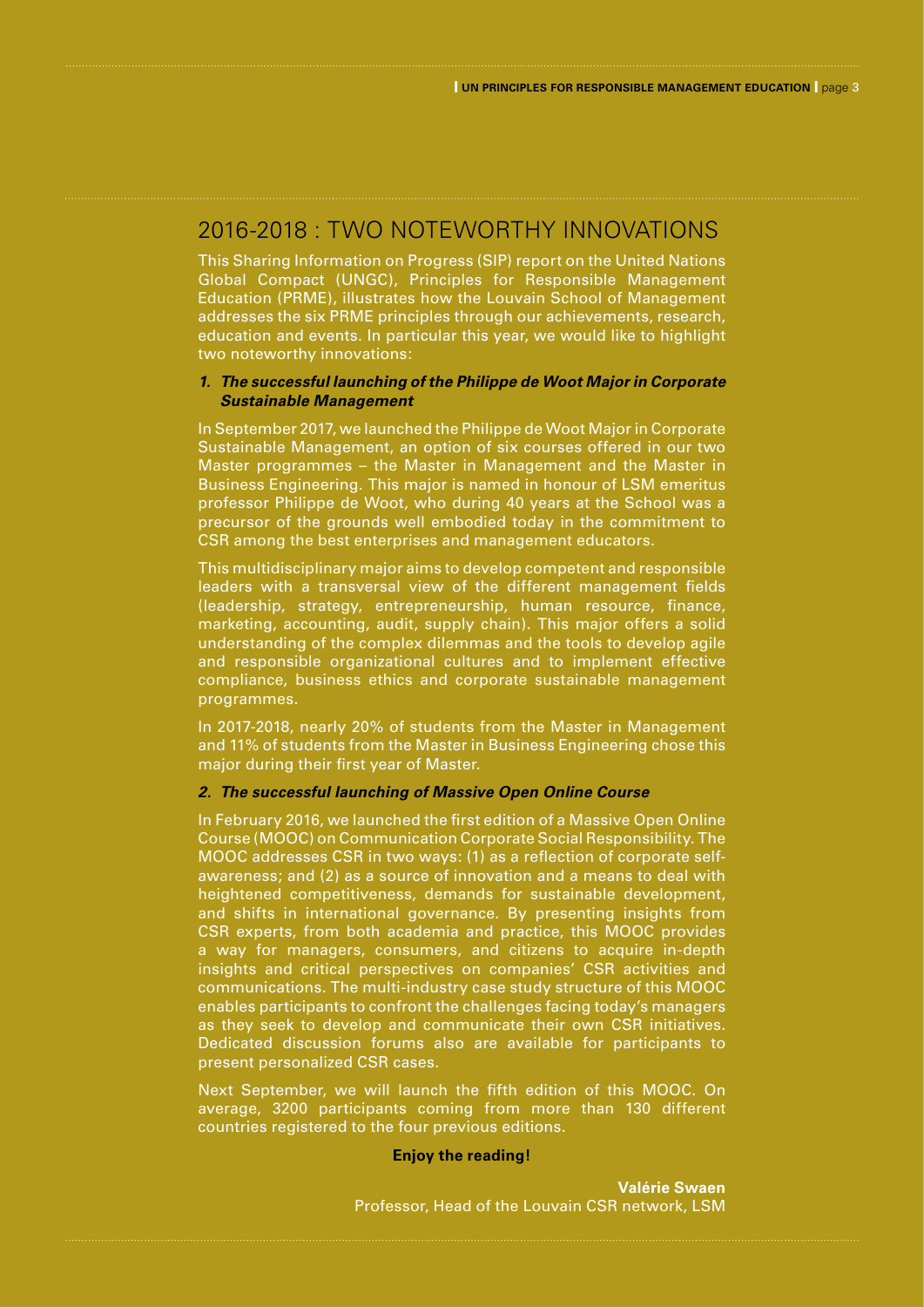## 2016-2018 : TWO NOTEWORTHY INNOVATIONS

This Sharing Information on Progress (SIP) report on the United Nations Global Compact (UNGC), Principles for Responsible Management Education (PRME), illustrates how the Louvain School of Management addresses the six PRME principles through our achievements, research, education and events. In particular this year, we would like to highlight two noteworthy innovations:

1. ***The successful launching of the Philippe de Woot Major in Corporate Sustainable Management***

In September 2017, we launched the Philippe de Woot Major in Corporate Sustainable Management, an option of six courses offered in our two Master programmes – the Master in Management and the Master in Business Engineering. This major is named in honour of LSM emeritus professor Philippe de Woot, who during 40 years at the School was a precursor of the grounds well embodied today in the commitment to CSR among the best enterprises and management educators.

This multidisciplinary major aims to develop competent and responsible leaders with a transversal view of the different management fields (leadership, strategy, entrepreneurship, human resource, finance, marketing, accounting, audit, supply chain). This major offers a solid understanding of the complex dilemmas and the tools to develop agile and responsible organizational cultures and to implement effective compliance, business ethics and corporate sustainable management programmes.

In 2017-2018, nearly 20% of students from the Master in Management and 11% of students from the Master in Business Engineering chose this major during their first year of Master.

2. ***The successful launching of Massive Open Online Course***

In February 2016, we launched the first edition of a Massive Open Online Course (MOOC) on Communication Corporate Social Responsibility. The MOOC addresses CSR in two ways: (1) as a reflection of corporate self-awareness; and (2) as a source of innovation and a means to deal with heightened competitiveness, demands for sustainable development, and shifts in international governance. By presenting insights from CSR experts, from both academia and practice, this MOOC provides a way for managers, consumers, and citizens to acquire in-depth insights and critical perspectives on companies' CSR activities and communications. The multi-industry case study structure of this MOOC enables participants to confront the challenges facing today's managers as they seek to develop and communicate their own CSR initiatives. Dedicated discussion forums also are available for participants to present personalized CSR cases.

Next September, we will launch the fifth edition of this MOOC. On average, 3200 participants coming from more than 130 different countries registered to the four previous editions.

**Enjoy the reading!**

**Valérie Swaen**
Professor, Head of the Louvain CSR network, LSM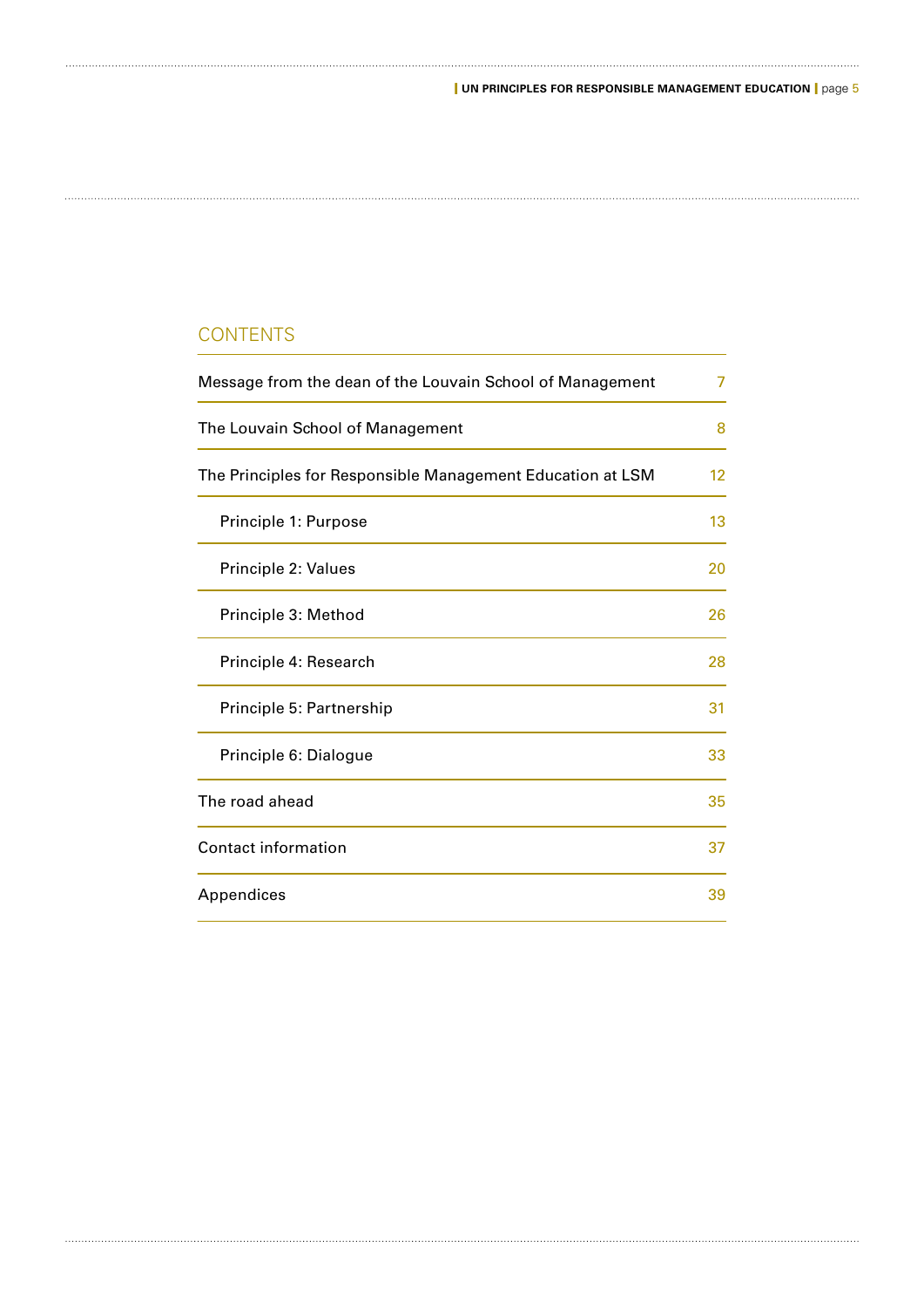## CONTENTS

| | |
|---|---|
| Message from the dean of the Louvain School of Management | 7 |
| The Louvain School of Management | 8 |
| The Principles for Responsible Management Education at LSM | 12 |
| Principle 1: Purpose | 13 |
| Principle 2: Values | 20 |
| Principle 3: Method | 26 |
| Principle 4: Research | 28 |
| Principle 5: Partnership | 31 |
| Principle 6: Dialogue | 33 |
| The road ahead | 35 |
| Contact information | 37 |
| Appendices | 39 |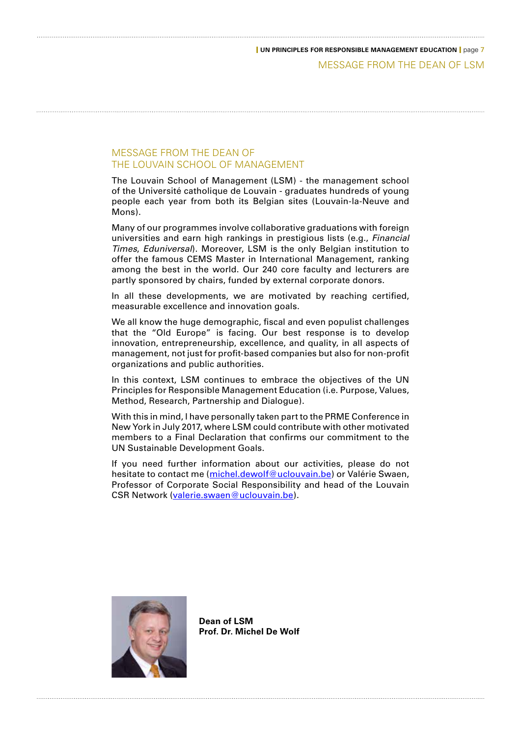# MESSAGE FROM THE DEAN OF LSM

## MESSAGE FROM THE DEAN OF THE LOUVAIN SCHOOL OF MANAGEMENT

The Louvain School of Management (LSM) - the management school of the Université catholique de Louvain - graduates hundreds of young people each year from both its Belgian sites (Louvain-la-Neuve and Mons).

Many of our programmes involve collaborative graduations with foreign universities and earn high rankings in prestigious lists (e.g., *Financial Times*, *Eduniversal*). Moreover, LSM is the only Belgian institution to offer the famous CEMS Master in International Management, ranking among the best in the world. Our 240 core faculty and lecturers are partly sponsored by chairs, funded by external corporate donors.

In all these developments, we are motivated by reaching certified, measurable excellence and innovation goals.

We all know the huge demographic, fiscal and even populist challenges that the "Old Europe" is facing. Our best response is to develop innovation, entrepreneurship, excellence, and quality, in all aspects of management, not just for profit-based companies but also for non-profit organizations and public authorities.

In this context, LSM continues to embrace the objectives of the UN Principles for Responsible Management Education (i.e. Purpose, Values, Method, Research, Partnership and Dialogue).

With this in mind, I have personally taken part to the PRME Conference in New York in July 2017, where LSM could contribute with other motivated members to a Final Declaration that confirms our commitment to the UN Sustainable Development Goals.

If you need further information about our activities, please do not hesitate to contact me (michel.dewolf@uclouvain.be) or Valérie Swaen, Professor of Corporate Social Responsibility and head of the Louvain CSR Network (valerie.swaen@uclouvain.be).

**Dean of LSM**
**Prof. Dr. Michel De Wolf**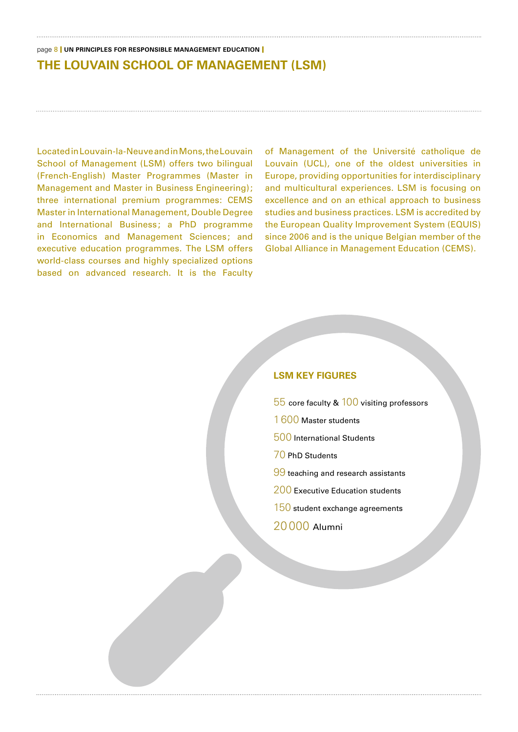# THE LOUVAIN SCHOOL OF MANAGEMENT (LSM)

Located in Louvain-la-Neuve and in Mons, the Louvain School of Management (LSM) offers two bilingual (French-English) Master Programmes (Master in Management and Master in Business Engineering); three international premium programmes: CEMS Master in International Management, Double Degree and International Business; a PhD programme in Economics and Management Sciences; and executive education programmes. The LSM offers world-class courses and highly specialized options based on advanced research. It is the Faculty of Management of the Université catholique de Louvain (UCL), one of the oldest universities in Europe, providing opportunities for interdisciplinary and multicultural experiences. LSM is focusing on excellence and on an ethical approach to business studies and business practices. LSM is accredited by the European Quality Improvement System (EQUIS) since 2006 and is the unique Belgian member of the Global Alliance in Management Education (CEMS).

## LSM KEY FIGURES

- 55 core faculty & 100 visiting professors
- 1 600 Master students
- 500 International Students
- 70 PhD Students
- 99 teaching and research assistants
- 200 Executive Education students
- 150 student exchange agreements
- 20 000 Alumni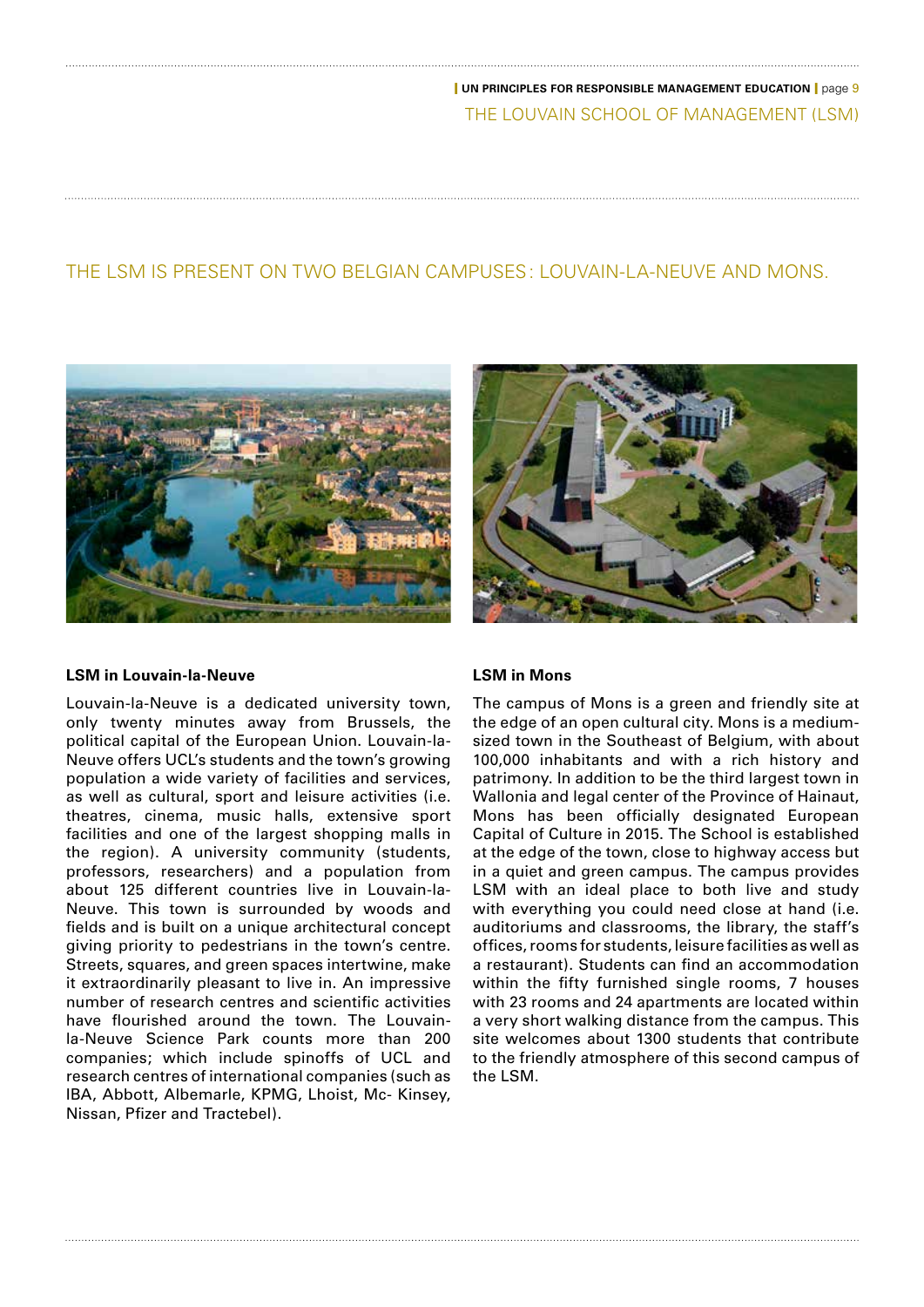## THE LSM IS PRESENT ON TWO BELGIAN CAMPUSES: LOUVAIN-LA-NEUVE AND MONS.

### LSM in Louvain-la-Neuve

Louvain-la-Neuve is a dedicated university town, only twenty minutes away from Brussels, the political capital of the European Union. Louvain-la-Neuve offers UCL's students and the town's growing population a wide variety of facilities and services, as well as cultural, sport and leisure activities (i.e. theatres, cinema, music halls, extensive sport facilities and one of the largest shopping malls in the region). A university community (students, professors, researchers) and a population from about 125 different countries live in Louvain-la-Neuve. This town is surrounded by woods and fields and is built on a unique architectural concept giving priority to pedestrians in the town's centre. Streets, squares, and green spaces intertwine, make it extraordinarily pleasant to live in. An impressive number of research centres and scientific activities have flourished around the town. The Louvain-la-Neuve Science Park counts more than 200 companies; which include spinoffs of UCL and research centres of international companies (such as IBA, Abbott, Albemarle, KPMG, Lhoist, Mc- Kinsey, Nissan, Pfizer and Tractebel).

### LSM in Mons

The campus of Mons is a green and friendly site at the edge of an open cultural city. Mons is a medium-sized town in the Southeast of Belgium, with about 100,000 inhabitants and with a rich history and patrimony. In addition to be the third largest town in Wallonia and legal center of the Province of Hainaut, Mons has been officially designated European Capital of Culture in 2015. The School is established at the edge of the town, close to highway access but in a quiet and green campus. The campus provides LSM with an ideal place to both live and study with everything you could need close at hand (i.e. auditoriums and classrooms, the library, the staff's offices, rooms for students, leisure facilities as well as a restaurant). Students can find an accommodation within the fifty furnished single rooms, 7 houses with 23 rooms and 24 apartments are located within a very short walking distance from the campus. This site welcomes about 1300 students that contribute to the friendly atmosphere of this second campus of the LSM.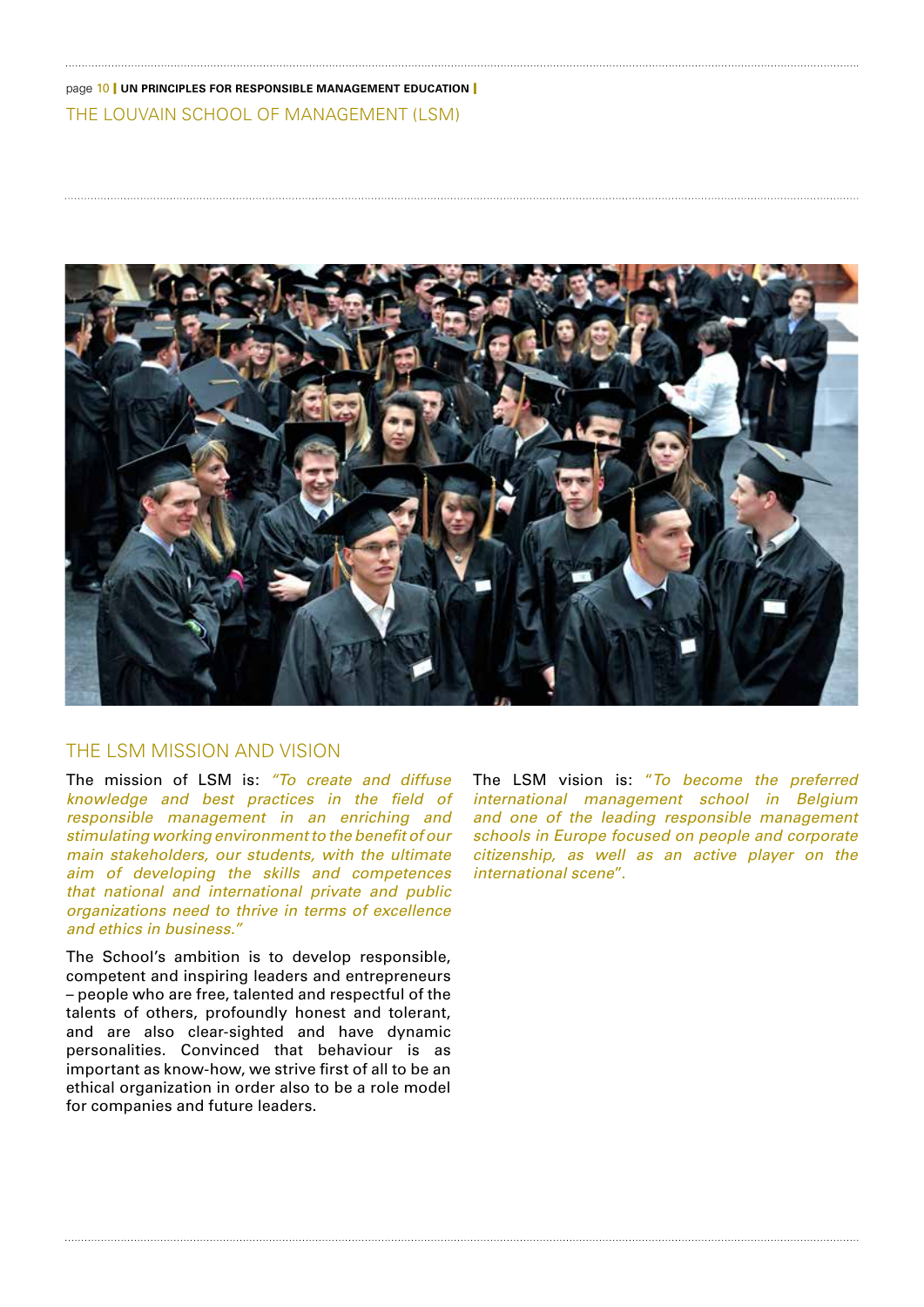## THE LOUVAIN SCHOOL OF MANAGEMENT (LSM)

### THE LSM MISSION AND VISION

The mission of LSM is: *"To create and diffuse knowledge and best practices in the field of responsible management in an enriching and stimulating working environment to the benefit of our main stakeholders, our students, with the ultimate aim of developing the skills and competences that national and international private and public organizations need to thrive in terms of excellence and ethics in business."*

The School's ambition is to develop responsible, competent and inspiring leaders and entrepreneurs – people who are free, talented and respectful of the talents of others, profoundly honest and tolerant, and are also clear-sighted and have dynamic personalities. Convinced that behaviour is as important as know-how, we strive first of all to be an ethical organization in order also to be a role model for companies and future leaders.

The LSM vision is: *"To become the preferred international management school in Belgium and one of the leading responsible management schools in Europe focused on people and corporate citizenship, as well as an active player on the international scene*".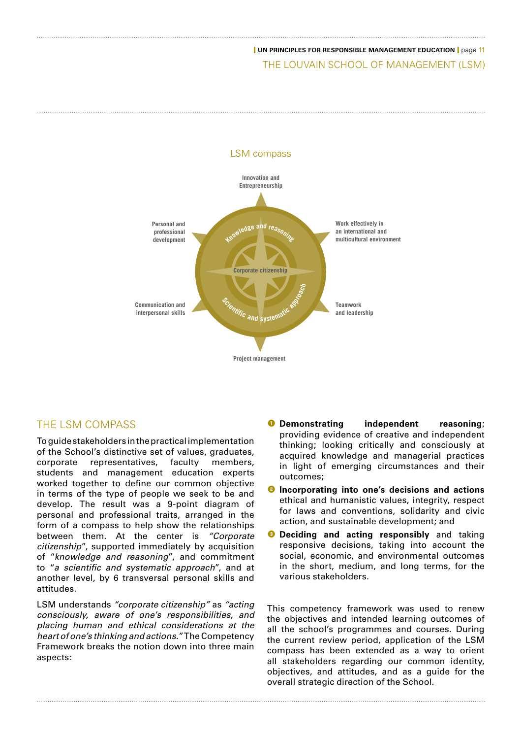## LSM compass

Innovation and Entrepreneurship

Personal and professional development

Work effectively in an international and multicultural environment

Knowledge and reasoning

Corporate citizenship

Scientific and systematic approach

Communication and interpersonal skills

Teamwork and leadership

Project management

## THE LSM COMPASS

To guide stakeholders in the practical implementation of the School's distinctive set of values, graduates, corporate representatives, faculty members, students and management education experts worked together to define our common objective in terms of the type of people we seek to be and develop. The result was a 9-point diagram of personal and professional traits, arranged in the form of a compass to help show the relationships between them. At the center is *"Corporate citizenship*", supported immediately by acquisition of "*knowledge and reasoning*", and commitment to "*a scientific and systematic approach*", and at another level, by 6 transversal personal skills and attitudes.

LSM understands *"corporate citizenship"* as *"acting consciously, aware of one's responsibilities, and placing human and ethical considerations at the heart of one's thinking and actions."* The Competency Framework breaks the notion down into three main aspects:

1. **Demonstrating independent reasoning**; providing evidence of creative and independent thinking; looking critically and consciously at acquired knowledge and managerial practices in light of emerging circumstances and their outcomes;
2. **Incorporating into one's decisions and actions** ethical and humanistic values, integrity, respect for laws and conventions, solidarity and civic action, and sustainable development; and
3. **Deciding and acting responsibly** and taking responsive decisions, taking into account the social, economic, and environmental outcomes in the short, medium, and long terms, for the various stakeholders.

This competency framework was used to renew the objectives and intended learning outcomes of all the school's programmes and courses. During the current review period, application of the LSM compass has been extended as a way to orient all stakeholders regarding our common identity, objectives, and attitudes, and as a guide for the overall strategic direction of the School.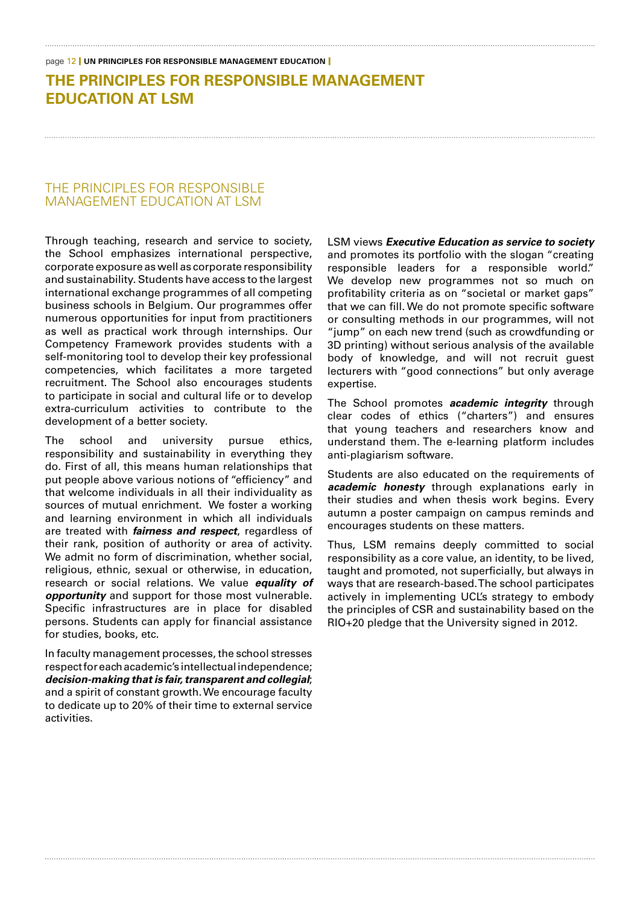# THE PRINCIPLES FOR RESPONSIBLE MANAGEMENT EDUCATION AT LSM

## THE PRINCIPLES FOR RESPONSIBLE MANAGEMENT EDUCATION AT LSM

Through teaching, research and service to society, the School emphasizes international perspective, corporate exposure as well as corporate responsibility and sustainability. Students have access to the largest international exchange programmes of all competing business schools in Belgium. Our programmes offer numerous opportunities for input from practitioners as well as practical work through internships. Our Competency Framework provides students with a self-monitoring tool to develop their key professional competencies, which facilitates a more targeted recruitment. The School also encourages students to participate in social and cultural life or to develop extra-curriculum activities to contribute to the development of a better society.

The school and university pursue ethics, responsibility and sustainability in everything they do. First of all, this means human relationships that put people above various notions of "efficiency" and that welcome individuals in all their individuality as sources of mutual enrichment. We foster a working and learning environment in which all individuals are treated with ***fairness and respect***, regardless of their rank, position of authority or area of activity. We admit no form of discrimination, whether social, religious, ethnic, sexual or otherwise, in education, research or social relations. We value ***equality of opportunity*** and support for those most vulnerable. Specific infrastructures are in place for disabled persons. Students can apply for financial assistance for studies, books, etc.

In faculty management processes, the school stresses respect for each academic's intellectual independence; ***decision-making that is fair, transparent and collegial***; and a spirit of constant growth. We encourage faculty to dedicate up to 20% of their time to external service activities.

LSM views ***Executive Education as service to society*** and promotes its portfolio with the slogan "creating responsible leaders for a responsible world." We develop new programmes not so much on profitability criteria as on "societal or market gaps" that we can fill. We do not promote specific software or consulting methods in our programmes, will not "jump" on each new trend (such as crowdfunding or 3D printing) without serious analysis of the available body of knowledge, and will not recruit guest lecturers with "good connections" but only average expertise.

The School promotes ***academic integrity*** through clear codes of ethics ("charters") and ensures that young teachers and researchers know and understand them. The e-learning platform includes anti-plagiarism software.

Students are also educated on the requirements of ***academic honesty*** through explanations early in their studies and when thesis work begins. Every autumn a poster campaign on campus reminds and encourages students on these matters.

Thus, LSM remains deeply committed to social responsibility as a core value, an identity, to be lived, taught and promoted, not superficially, but always in ways that are research-based. The school participates actively in implementing UCL's strategy to embody the principles of CSR and sustainability based on the RIO+20 pledge that the University signed in 2012.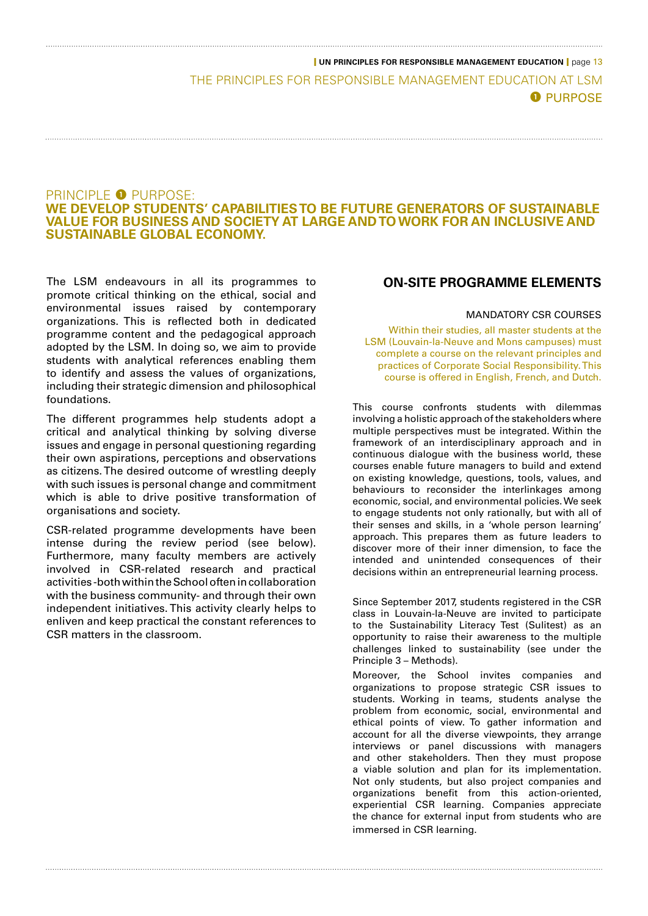## PRINCIPLE ❶ PURPOSE:
## WE DEVELOP STUDENTS' CAPABILITIES TO BE FUTURE GENERATORS OF SUSTAINABLE VALUE FOR BUSINESS AND SOCIETY AT LARGE AND TO WORK FOR AN INCLUSIVE AND SUSTAINABLE GLOBAL ECONOMY.

The LSM endeavours in all its programmes to promote critical thinking on the ethical, social and environmental issues raised by contemporary organizations. This is reflected both in dedicated programme content and the pedagogical approach adopted by the LSM. In doing so, we aim to provide students with analytical references enabling them to identify and assess the values of organizations, including their strategic dimension and philosophical foundations.

The different programmes help students adopt a critical and analytical thinking by solving diverse issues and engage in personal questioning regarding their own aspirations, perceptions and observations as citizens. The desired outcome of wrestling deeply with such issues is personal change and commitment which is able to drive positive transformation of organisations and society.

CSR-related programme developments have been intense during the review period (see below). Furthermore, many faculty members are actively involved in CSR-related research and practical activities -both within the School often in collaboration with the business community- and through their own independent initiatives. This activity clearly helps to enliven and keep practical the constant references to CSR matters in the classroom.

### ON-SITE PROGRAMME ELEMENTS

#### MANDATORY CSR COURSES

Within their studies, all master students at the LSM (Louvain-la-Neuve and Mons campuses) must complete a course on the relevant principles and practices of Corporate Social Responsibility. This course is offered in English, French, and Dutch.

This course confronts students with dilemmas involving a holistic approach of the stakeholders where multiple perspectives must be integrated. Within the framework of an interdisciplinary approach and in continuous dialogue with the business world, these courses enable future managers to build and extend on existing knowledge, questions, tools, values, and behaviours to reconsider the interlinkages among economic, social, and environmental policies. We seek to engage students not only rationally, but with all of their senses and skills, in a 'whole person learning' approach. This prepares them as future leaders to discover more of their inner dimension, to face the intended and unintended consequences of their decisions within an entrepreneurial learning process.

Since September 2017, students registered in the CSR class in Louvain-la-Neuve are invited to participate to the Sustainability Literacy Test (Sulitest) as an opportunity to raise their awareness to the multiple challenges linked to sustainability (see under the Principle 3 – Methods).

Moreover, the School invites companies and organizations to propose strategic CSR issues to students. Working in teams, students analyse the problem from economic, social, environmental and ethical points of view. To gather information and account for all the diverse viewpoints, they arrange interviews or panel discussions with managers and other stakeholders. Then they must propose a viable solution and plan for its implementation. Not only students, but also project companies and organizations benefit from this action-oriented, experiential CSR learning. Companies appreciate the chance for external input from students who are immersed in CSR learning.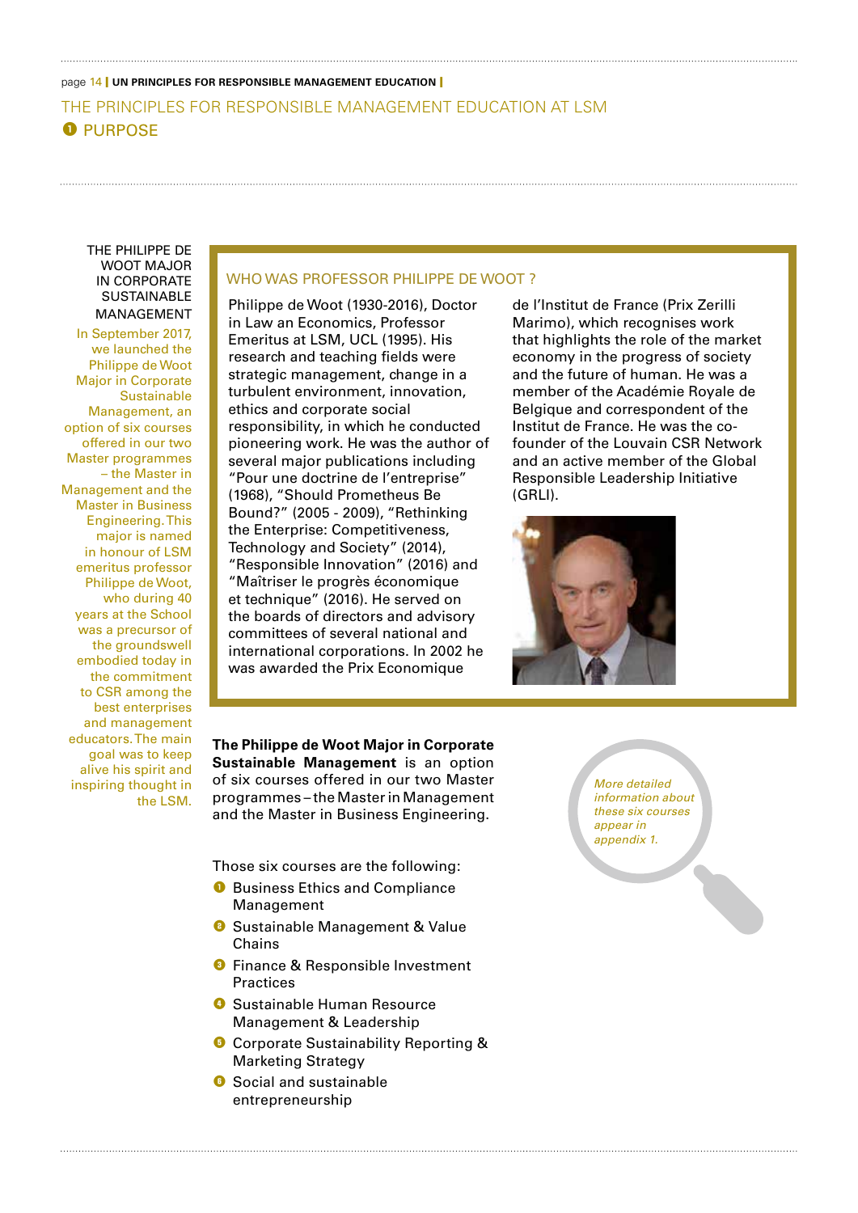## THE PRINCIPLES FOR RESPONSIBLE MANAGEMENT EDUCATION AT LSM

### ❶ PURPOSE

**THE PHILIPPE DE WOOT MAJOR IN CORPORATE SUSTAINABLE MANAGEMENT**

In September 2017, we launched the Philippe de Woot Major in Corporate Sustainable Management, an option of six courses offered in our two Master programmes – the Master in Management and the Master in Business Engineering. This major is named in honour of LSM emeritus professor Philippe de Woot, who during 40 years at the School was a precursor of the groundswell embodied today in the commitment to CSR among the best enterprises and management educators. The main goal was to keep alive his spirit and inspiring thought in the LSM.

#### WHO WAS PROFESSOR PHILIPPE DE WOOT ?

Philippe de Woot (1930-2016), Doctor in Law an Economics, Professor Emeritus at LSM, UCL (1995). His research and teaching fields were strategic management, change in a turbulent environment, innovation, ethics and corporate social responsibility, in which he conducted pioneering work. He was the author of several major publications including "Pour une doctrine de l'entreprise" (1968), "Should Prometheus Be Bound?" (2005 - 2009), "Rethinking the Enterprise: Competitiveness, Technology and Society" (2014), "Responsible Innovation" (2016) and "Maîtriser le progrès économique et technique" (2016). He served on the boards of directors and advisory committees of several national and international corporations. In 2002 he was awarded the Prix Economique de l'Institut de France (Prix Zerilli Marimo), which recognises work that highlights the role of the market economy in the progress of society and the future of human. He was a member of the Académie Royale de Belgique and correspondent of the Institut de France. He was the co-founder of the Louvain CSR Network and an active member of the Global Responsible Leadership Initiative (GRLI).

**The Philippe de Woot Major in Corporate Sustainable Management** is an option of six courses offered in our two Master programmes – the Master in Management and the Master in Business Engineering.

Those six courses are the following:

1. Business Ethics and Compliance Management
2. Sustainable Management & Value Chains
3. Finance & Responsible Investment Practices
4. Sustainable Human Resource Management & Leadership
5. Corporate Sustainability Reporting & Marketing Strategy
6. Social and sustainable entrepreneurship

*More detailed information about these six courses appear in appendix 1.*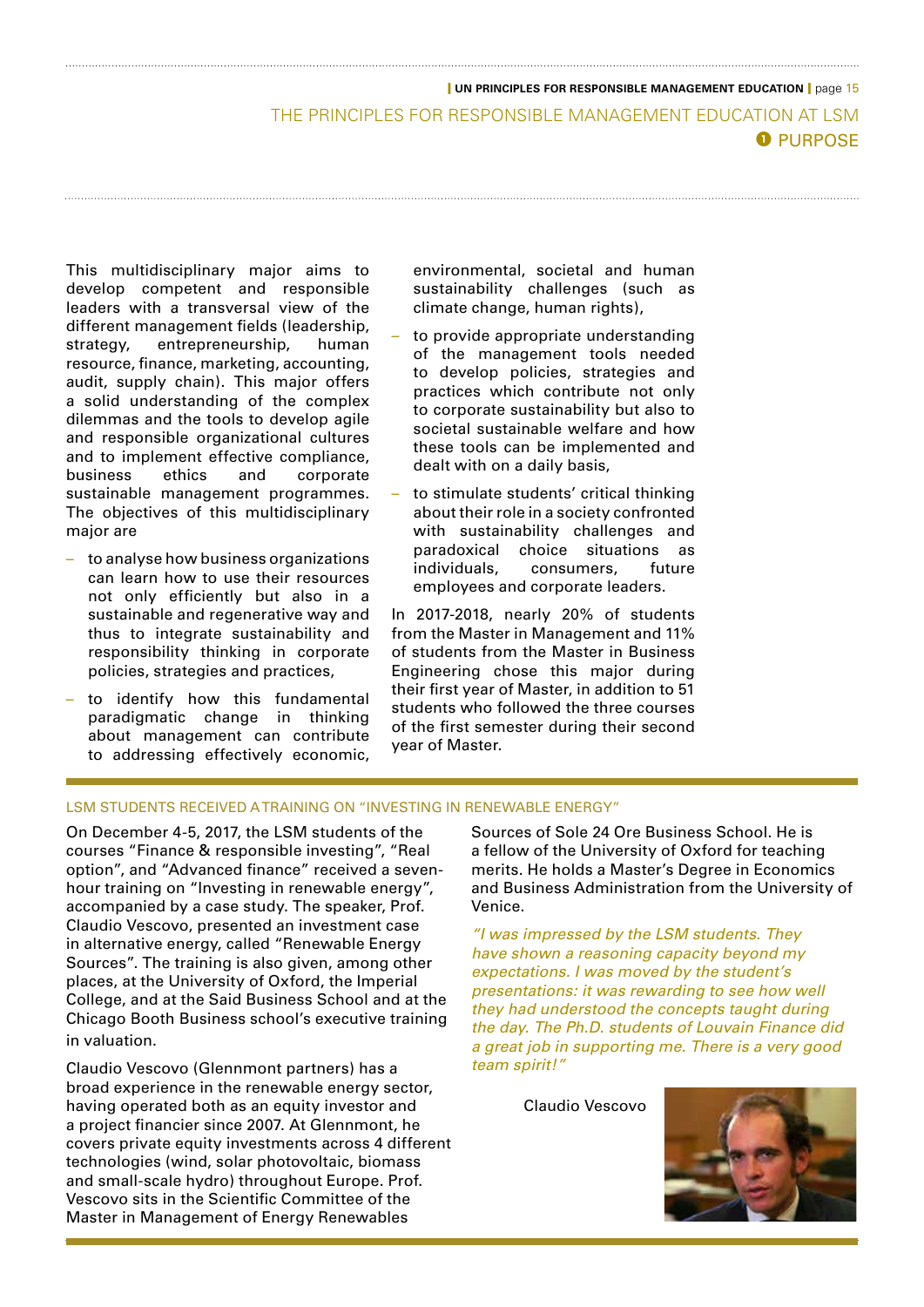This multidisciplinary major aims to develop competent and responsible leaders with a transversal view of the different management fields (leadership, strategy, entrepreneurship, human resource, finance, marketing, accounting, audit, supply chain). This major offers a solid understanding of the complex dilemmas and the tools to develop agile and responsible organizational cultures and to implement effective compliance, business ethics and corporate sustainable management programmes. The objectives of this multidisciplinary major are

- to analyse how business organizations can learn how to use their resources not only efficiently but also in a sustainable and regenerative way and thus to integrate sustainability and responsibility thinking in corporate policies, strategies and practices,
- to identify how this fundamental paradigmatic change in thinking about management can contribute to addressing effectively economic, environmental, societal and human sustainability challenges (such as climate change, human rights),
- to provide appropriate understanding of the management tools needed to develop policies, strategies and practices which contribute not only to corporate sustainability but also to societal sustainable welfare and how these tools can be implemented and dealt with on a daily basis,
- to stimulate students' critical thinking about their role in a society confronted with sustainability challenges and paradoxical choice situations as individuals, consumers, future employees and corporate leaders.

In 2017-2018, nearly 20% of students from the Master in Management and 11% of students from the Master in Business Engineering chose this major during their first year of Master, in addition to 51 students who followed the three courses of the first semester during their second year of Master.

## LSM STUDENTS RECEIVED A TRAINING ON "INVESTING IN RENEWABLE ENERGY"

On December 4-5, 2017, the LSM students of the courses "Finance & responsible investing", "Real option", and "Advanced finance" received a seven-hour training on "Investing in renewable energy", accompanied by a case study. The speaker, Prof. Claudio Vescovo, presented an investment case in alternative energy, called "Renewable Energy Sources". The training is also given, among other places, at the University of Oxford, the Imperial College, and at the Said Business School and at the Chicago Booth Business school's executive training in valuation.

Claudio Vescovo (Glennmont partners) has a broad experience in the renewable energy sector, having operated both as an equity investor and a project financier since 2007. At Glennmont, he covers private equity investments across 4 different technologies (wind, solar photovoltaic, biomass and small-scale hydro) throughout Europe. Prof. Vescovo sits in the Scientific Committee of the Master in Management of Energy Renewables Sources of Sole 24 Ore Business School. He is a fellow of the University of Oxford for teaching merits. He holds a Master's Degree in Economics and Business Administration from the University of Venice.

*"I was impressed by the LSM students. They have shown a reasoning capacity beyond my expectations. I was moved by the student's presentations: it was rewarding to see how well they had understood the concepts taught during the day. The Ph.D. students of Louvain Finance did a great job in supporting me. There is a very good team spirit!"*

Claudio Vescovo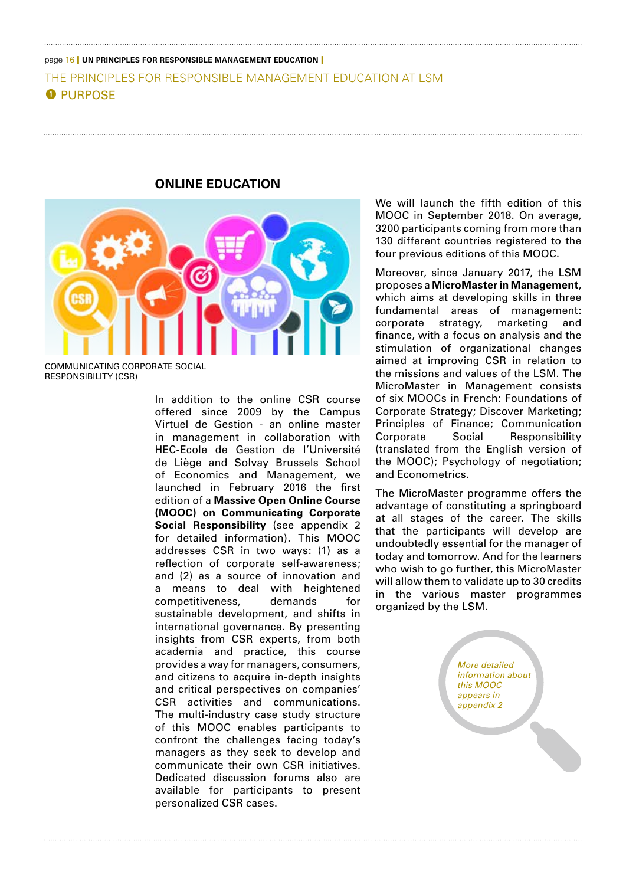## ONLINE EDUCATION

COMMUNICATING CORPORATE SOCIAL RESPONSIBILITY (CSR)

In addition to the online CSR course offered since 2009 by the Campus Virtuel de Gestion - an online master in management in collaboration with HEC-Ecole de Gestion de l'Université de Liège and Solvay Brussels School of Economics and Management, we launched in February 2016 the first edition of a **Massive Open Online Course (MOOC) on Communicating Corporate Social Responsibility** (see appendix 2 for detailed information). This MOOC addresses CSR in two ways: (1) as a reflection of corporate self-awareness; and (2) as a source of innovation and a means to deal with heightened competitiveness, demands for sustainable development, and shifts in international governance. By presenting insights from CSR experts, from both academia and practice, this course provides a way for managers, consumers, and citizens to acquire in-depth insights and critical perspectives on companies' CSR activities and communications. The multi-industry case study structure of this MOOC enables participants to confront the challenges facing today's managers as they seek to develop and communicate their own CSR initiatives. Dedicated discussion forums also are available for participants to present personalized CSR cases.

We will launch the fifth edition of this MOOC in September 2018. On average, 3200 participants coming from more than 130 different countries registered to the four previous editions of this MOOC.

Moreover, since January 2017, the LSM proposes a **MicroMaster in Management**, which aims at developing skills in three fundamental areas of management: corporate strategy, marketing and finance, with a focus on analysis and the stimulation of organizational changes aimed at improving CSR in relation to the missions and values of the LSM. The MicroMaster in Management consists of six MOOCs in French: Foundations of Corporate Strategy; Discover Marketing; Principles of Finance; Communication Corporate Social Responsibility (translated from the English version of the MOOC); Psychology of negotiation; and Econometrics.

The MicroMaster programme offers the advantage of constituting a springboard at all stages of the career. The skills that the participants will develop are undoubtedly essential for the manager of today and tomorrow. And for the learners who wish to go further, this MicroMaster will allow them to validate up to 30 credits in the various master programmes organized by the LSM.

*More detailed information about this MOOC appears in appendix 2*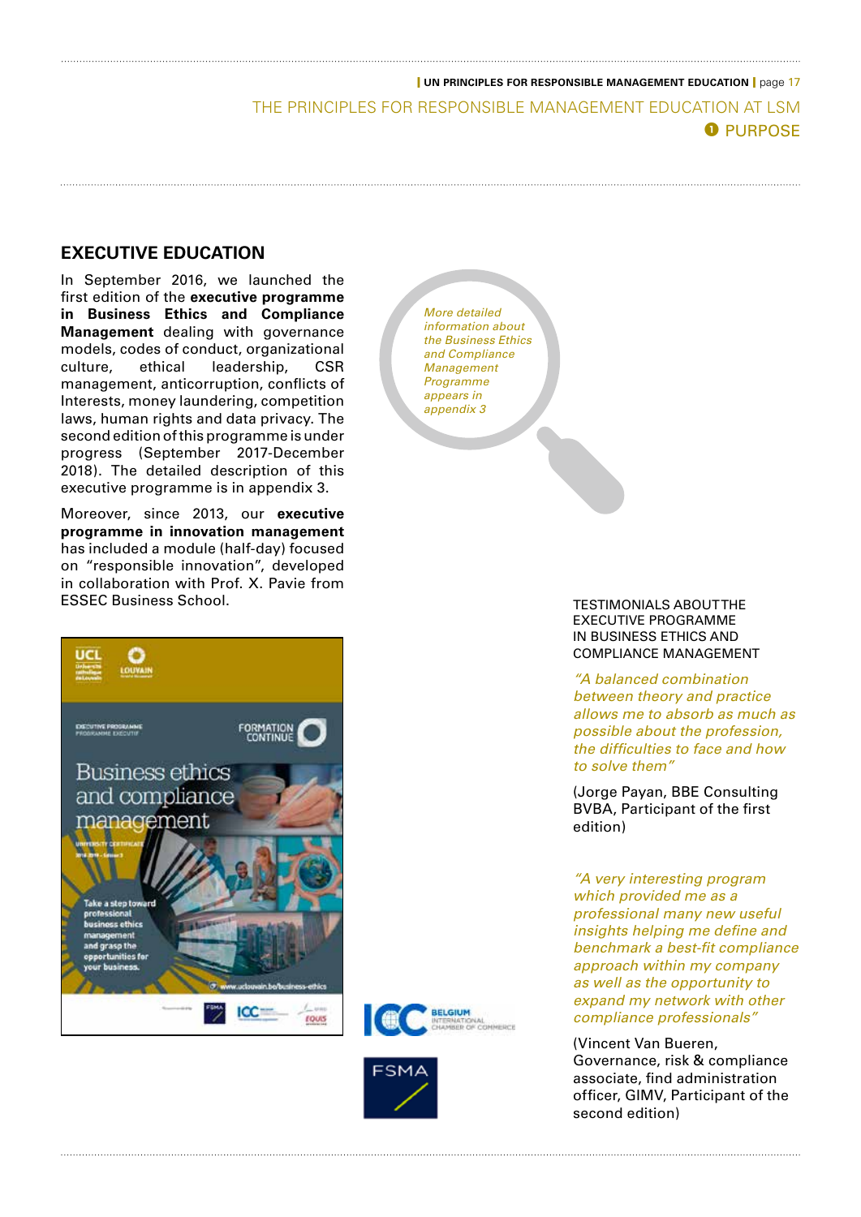## EXECUTIVE EDUCATION

In September 2016, we launched the first edition of the **executive programme in Business Ethics and Compliance Management** dealing with governance models, codes of conduct, organizational culture, ethical leadership, CSR management, anticorruption, conflicts of Interests, money laundering, competition laws, human rights and data privacy. The second edition of this programme is under progress (September 2017-December 2018). The detailed description of this executive programme is in appendix 3.

Moreover, since 2013, our **executive programme in innovation management** has included a module (half-day) focused on "responsible innovation", developed in collaboration with Prof. X. Pavie from ESSEC Business School.

*More detailed information about the Business Ethics and Compliance Management Programme appears in appendix 3*

TESTIMONIALS ABOUT THE EXECUTIVE PROGRAMME IN BUSINESS ETHICS AND COMPLIANCE MANAGEMENT

*"A balanced combination between theory and practice allows me to absorb as much as possible about the profession, the difficulties to face and how to solve them"*

(Jorge Payan, BBE Consulting BVBA, Participant of the first edition)

*"A very interesting program which provided me as a professional many new useful insights helping me define and benchmark a best-fit compliance approach within my company as well as the opportunity to expand my network with other compliance professionals"*

(Vincent Van Bueren, Governance, risk & compliance associate, find administration officer, GIMV, Participant of the second edition)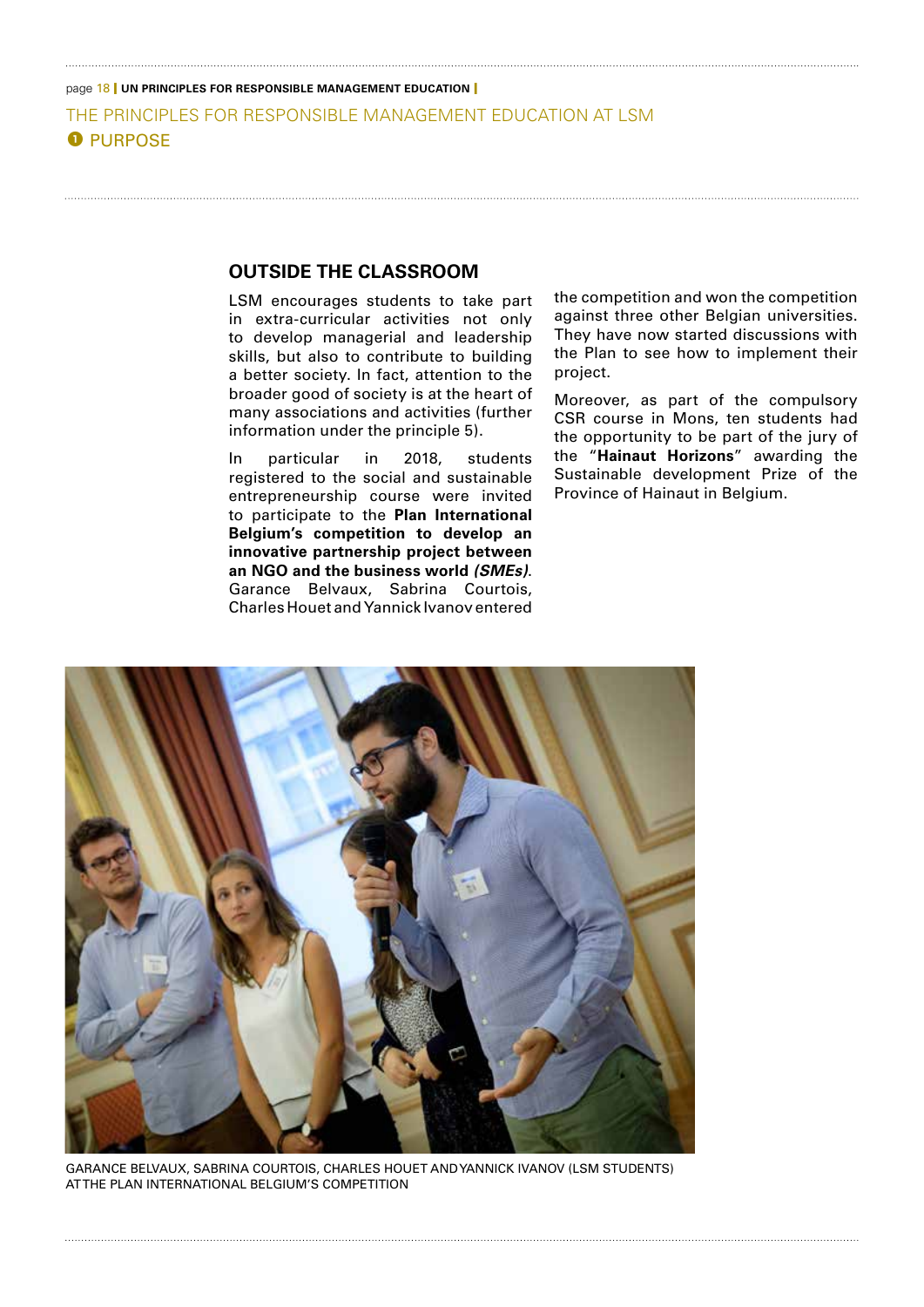THE PRINCIPLES FOR RESPONSIBLE MANAGEMENT EDUCATION AT LSM

❶ PURPOSE

## OUTSIDE THE CLASSROOM

LSM encourages students to take part in extra-curricular activities not only to develop managerial and leadership skills, but also to contribute to building a better society. In fact, attention to the broader good of society is at the heart of many associations and activities (further information under the principle 5).

In particular in 2018, students registered to the social and sustainable entrepreneurship course were invited to participate to the **Plan International Belgium's competition to develop an innovative partnership project between an NGO and the business world *(SMEs)***. Garance Belvaux, Sabrina Courtois, Charles Houet and Yannick Ivanov entered the competition and won the competition against three other Belgian universities. They have now started discussions with the Plan to see how to implement their project.

Moreover, as part of the compulsory CSR course in Mons, ten students had the opportunity to be part of the jury of the "**Hainaut Horizons**" awarding the Sustainable development Prize of the Province of Hainaut in Belgium.

GARANCE BELVAUX, SABRINA COURTOIS, CHARLES HOUET AND YANNICK IVANOV (LSM STUDENTS) AT THE PLAN INTERNATIONAL BELGIUM'S COMPETITION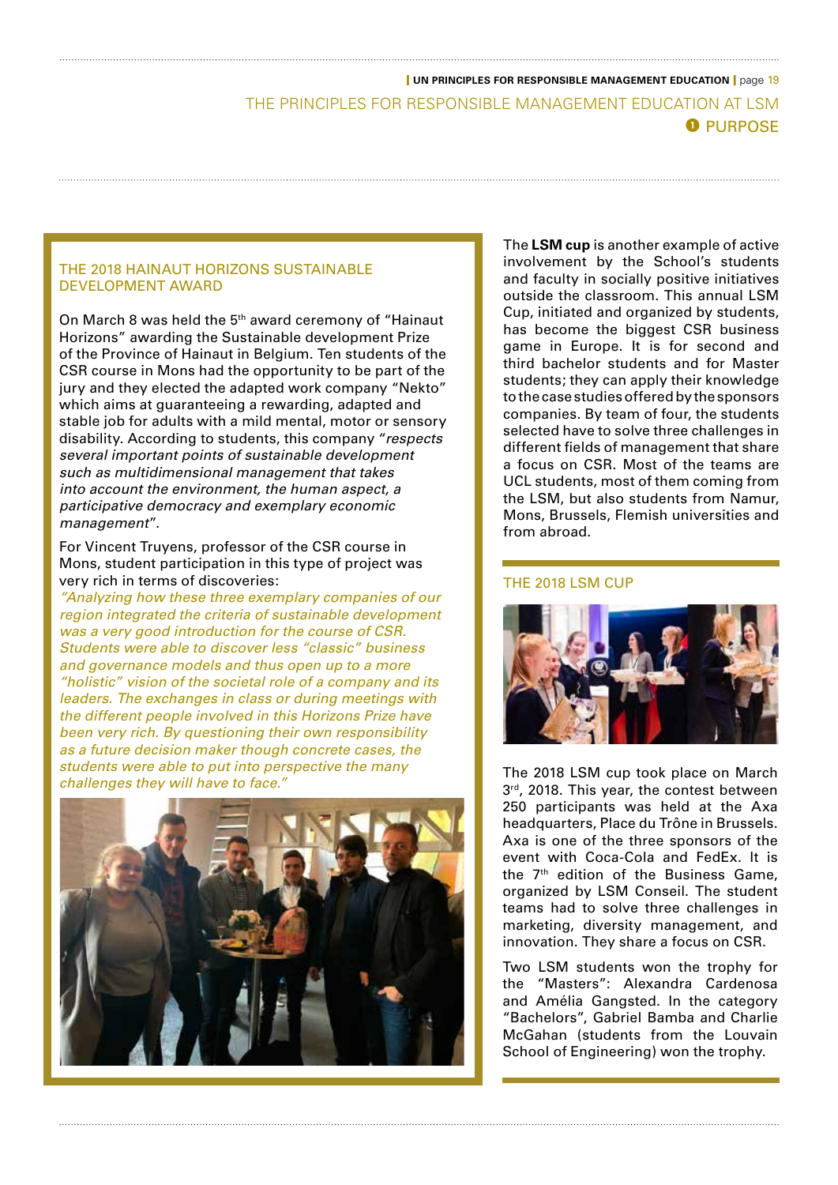## THE PRINCIPLES FOR RESPONSIBLE MANAGEMENT EDUCATION AT LSM

### ❶ PURPOSE

### THE 2018 HAINAUT HORIZONS SUSTAINABLE DEVELOPMENT AWARD

On March 8 was held the 5th award ceremony of "Hainaut Horizons" awarding the Sustainable development Prize of the Province of Hainaut in Belgium. Ten students of the CSR course in Mons had the opportunity to be part of the jury and they elected the adapted work company "Nekto" which aims at guaranteeing a rewarding, adapted and stable job for adults with a mild mental, motor or sensory disability. According to students, this company "*respects several important points of sustainable development such as multidimensional management that takes into account the environment, the human aspect, a participative democracy and exemplary economic management*".

For Vincent Truyens, professor of the CSR course in Mons, student participation in this type of project was very rich in terms of discoveries:

*"Analyzing how these three exemplary companies of our region integrated the criteria of sustainable development was a very good introduction for the course of CSR. Students were able to discover less "classic" business and governance models and thus open up to a more "holistic" vision of the societal role of a company and its leaders. The exchanges in class or during meetings with the different people involved in this Horizons Prize have been very rich. By questioning their own responsibility as a future decision maker though concrete cases, the students were able to put into perspective the many challenges they will have to face."*

The **LSM cup** is another example of active involvement by the School's students and faculty in socially positive initiatives outside the classroom. This annual LSM Cup, initiated and organized by students, has become the biggest CSR business game in Europe. It is for second and third bachelor students and for Master students; they can apply their knowledge to the case studies offered by the sponsors companies. By team of four, the students selected have to solve three challenges in different fields of management that share a focus on CSR. Most of the teams are UCL students, most of them coming from the LSM, but also students from Namur, Mons, Brussels, Flemish universities and from abroad.

### THE 2018 LSM CUP

The 2018 LSM cup took place on March 3rd, 2018. This year, the contest between 250 participants was held at the Axa headquarters, Place du Trône in Brussels. Axa is one of the three sponsors of the event with Coca-Cola and FedEx. It is the 7th edition of the Business Game, organized by LSM Conseil. The student teams had to solve three challenges in marketing, diversity management, and innovation. They share a focus on CSR.

Two LSM students won the trophy for the "Masters": Alexandra Cardenosa and Amélia Gangsted. In the category "Bachelors", Gabriel Bamba and Charlie McGahan (students from the Louvain School of Engineering) won the trophy.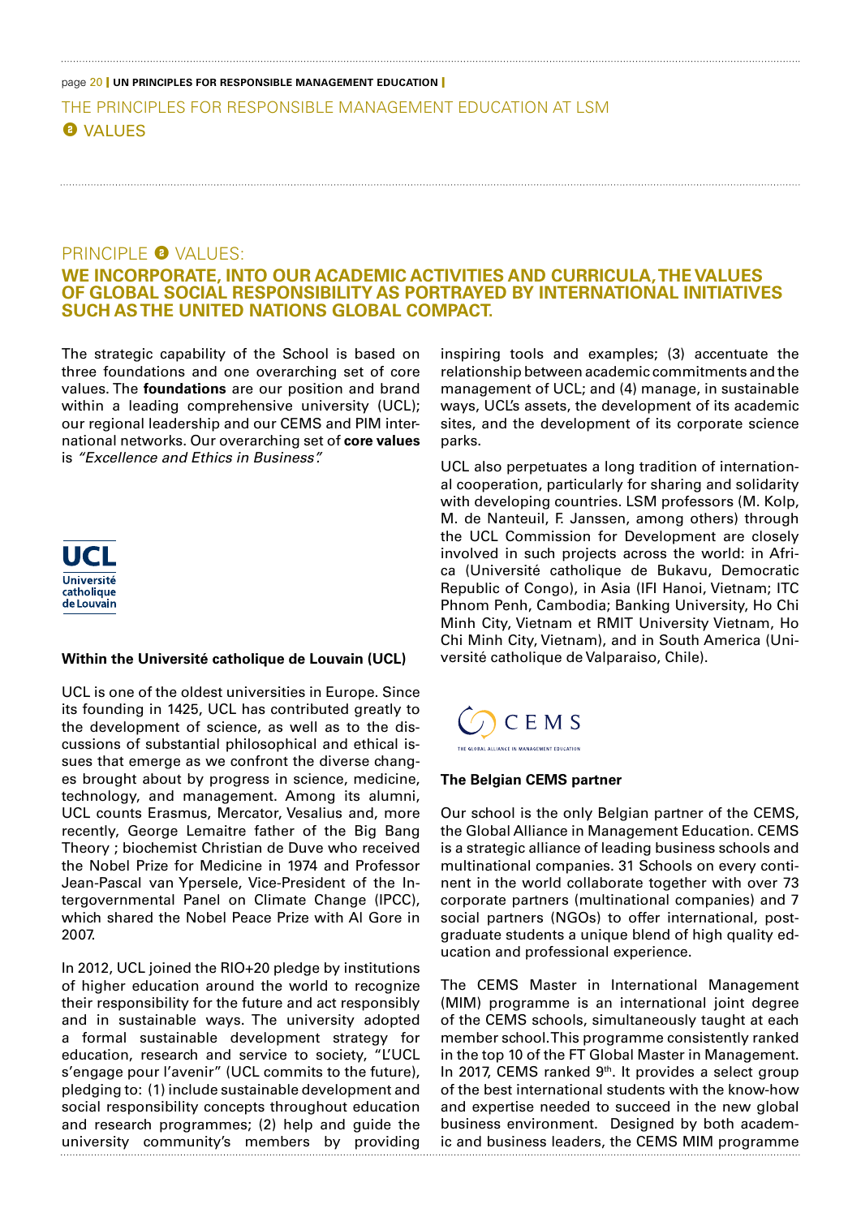THE PRINCIPLES FOR RESPONSIBLE MANAGEMENT EDUCATION AT LSM

❷ VALUES

## PRINCIPLE ❷ VALUES:

## WE INCORPORATE, INTO OUR ACADEMIC ACTIVITIES AND CURRICULA, THE VALUES OF GLOBAL SOCIAL RESPONSIBILITY AS PORTRAYED BY INTERNATIONAL INITIATIVES SUCH AS THE UNITED NATIONS GLOBAL COMPACT.

The strategic capability of the School is based on three foundations and one overarching set of core values. The **foundations** are our position and brand within a leading comprehensive university (UCL); our regional leadership and our CEMS and PIM international networks. Our overarching set of **core values** is *"Excellence and Ethics in Business".*

UCL Université catholique de Louvain

### Within the Université catholique de Louvain (UCL)

UCL is one of the oldest universities in Europe. Since its founding in 1425, UCL has contributed greatly to the development of science, as well as to the discussions of substantial philosophical and ethical issues that emerge as we confront the diverse changes brought about by progress in science, medicine, technology, and management. Among its alumni, UCL counts Erasmus, Mercator, Vesalius and, more recently, George Lemaitre father of the Big Bang Theory ; biochemist Christian de Duve who received the Nobel Prize for Medicine in 1974 and Professor Jean-Pascal van Ypersele, Vice-President of the Intergovernmental Panel on Climate Change (IPCC), which shared the Nobel Peace Prize with Al Gore in 2007.

In 2012, UCL joined the RIO+20 pledge by institutions of higher education around the world to recognize their responsibility for the future and act responsibly and in sustainable ways. The university adopted a formal sustainable development strategy for education, research and service to society, "L'UCL s'engage pour l'avenir" (UCL commits to the future), pledging to: (1) include sustainable development and social responsibility concepts throughout education and research programmes; (2) help and guide the university community's members by providing inspiring tools and examples; (3) accentuate the relationship between academic commitments and the management of UCL; and (4) manage, in sustainable ways, UCL's assets, the development of its academic sites, and the development of its corporate science parks.

UCL also perpetuates a long tradition of international cooperation, particularly for sharing and solidarity with developing countries. LSM professors (M. Kolp, M. de Nanteuil, F. Janssen, among others) through the UCL Commission for Development are closely involved in such projects across the world: in Africa (Université catholique de Bukavu, Democratic Republic of Congo), in Asia (IFI Hanoi, Vietnam; ITC Phnom Penh, Cambodia; Banking University, Ho Chi Minh City, Vietnam et RMIT University Vietnam, Ho Chi Minh City, Vietnam), and in South America (Université catholique de Valparaiso, Chile).

CEMS THE GLOBAL ALLIANCE IN MANAGEMENT EDUCATION

### The Belgian CEMS partner

Our school is the only Belgian partner of the CEMS, the Global Alliance in Management Education. CEMS is a strategic alliance of leading business schools and multinational companies. 31 Schools on every continent in the world collaborate together with over 73 corporate partners (multinational companies) and 7 social partners (NGOs) to offer international, postgraduate students a unique blend of high quality education and professional experience.

The CEMS Master in International Management (MIM) programme is an international joint degree of the CEMS schools, simultaneously taught at each member school. This programme consistently ranked in the top 10 of the FT Global Master in Management. In 2017, CEMS ranked 9th. It provides a select group of the best international students with the know-how and expertise needed to succeed in the new global business environment. Designed by both academic and business leaders, the CEMS MIM programme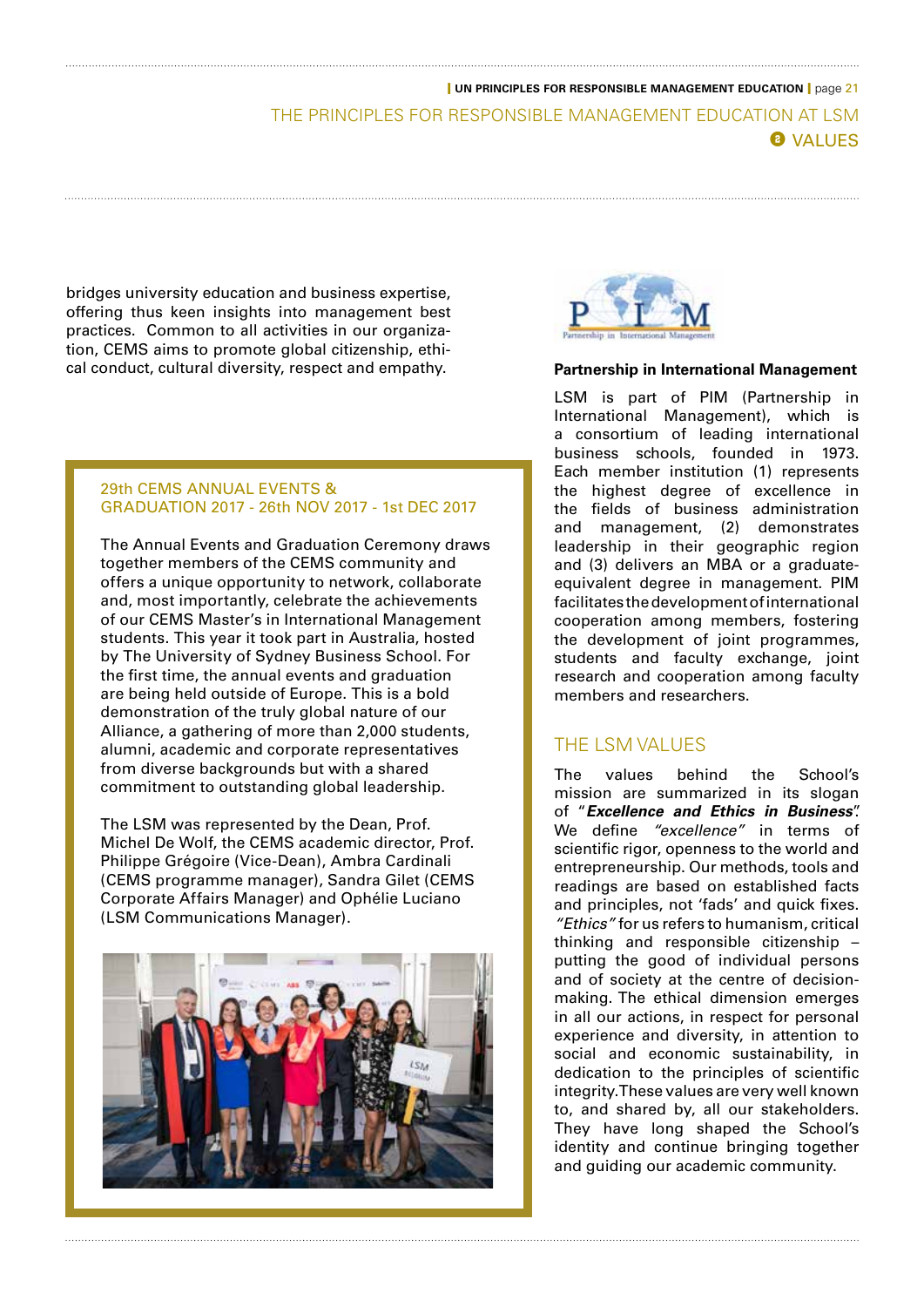bridges university education and business expertise, offering thus keen insights into management best practices. Common to all activities in our organization, CEMS aims to promote global citizenship, ethical conduct, cultural diversity, respect and empathy.

### 29th CEMS ANNUAL EVENTS & GRADUATION 2017 - 26th NOV 2017 - 1st DEC 2017

The Annual Events and Graduation Ceremony draws together members of the CEMS community and offers a unique opportunity to network, collaborate and, most importantly, celebrate the achievements of our CEMS Master's in International Management students. This year it took part in Australia, hosted by The University of Sydney Business School. For the first time, the annual events and graduation are being held outside of Europe. This is a bold demonstration of the truly global nature of our Alliance, a gathering of more than 2,000 students, alumni, academic and corporate representatives from diverse backgrounds but with a shared commitment to outstanding global leadership.

The LSM was represented by the Dean, Prof. Michel De Wolf, the CEMS academic director, Prof. Philippe Grégoire (Vice-Dean), Ambra Cardinali (CEMS programme manager), Sandra Gilet (CEMS Corporate Affairs Manager) and Ophélie Luciano (LSM Communications Manager).

**Partnership in International Management**

LSM is part of PIM (Partnership in International Management), which is a consortium of leading international business schools, founded in 1973. Each member institution (1) represents the highest degree of excellence in the fields of business administration and management, (2) demonstrates leadership in their geographic region and (3) delivers an MBA or a graduate-equivalent degree in management. PIM facilitates the development of international cooperation among members, fostering the development of joint programmes, students and faculty exchange, joint research and cooperation among faculty members and researchers.

## THE LSM VALUES

The values behind the School's mission are summarized in its slogan of "***Excellence and Ethics in Business***". We define *"excellence"* in terms of scientific rigor, openness to the world and entrepreneurship. Our methods, tools and readings are based on established facts and principles, not 'fads' and quick fixes. *"Ethics"* for us refers to humanism, critical thinking and responsible citizenship – putting the good of individual persons and of society at the centre of decision-making. The ethical dimension emerges in all our actions, in respect for personal experience and diversity, in attention to social and economic sustainability, in dedication to the principles of scientific integrity.These values are very well known to, and shared by, all our stakeholders. They have long shaped the School's identity and continue bringing together and guiding our academic community.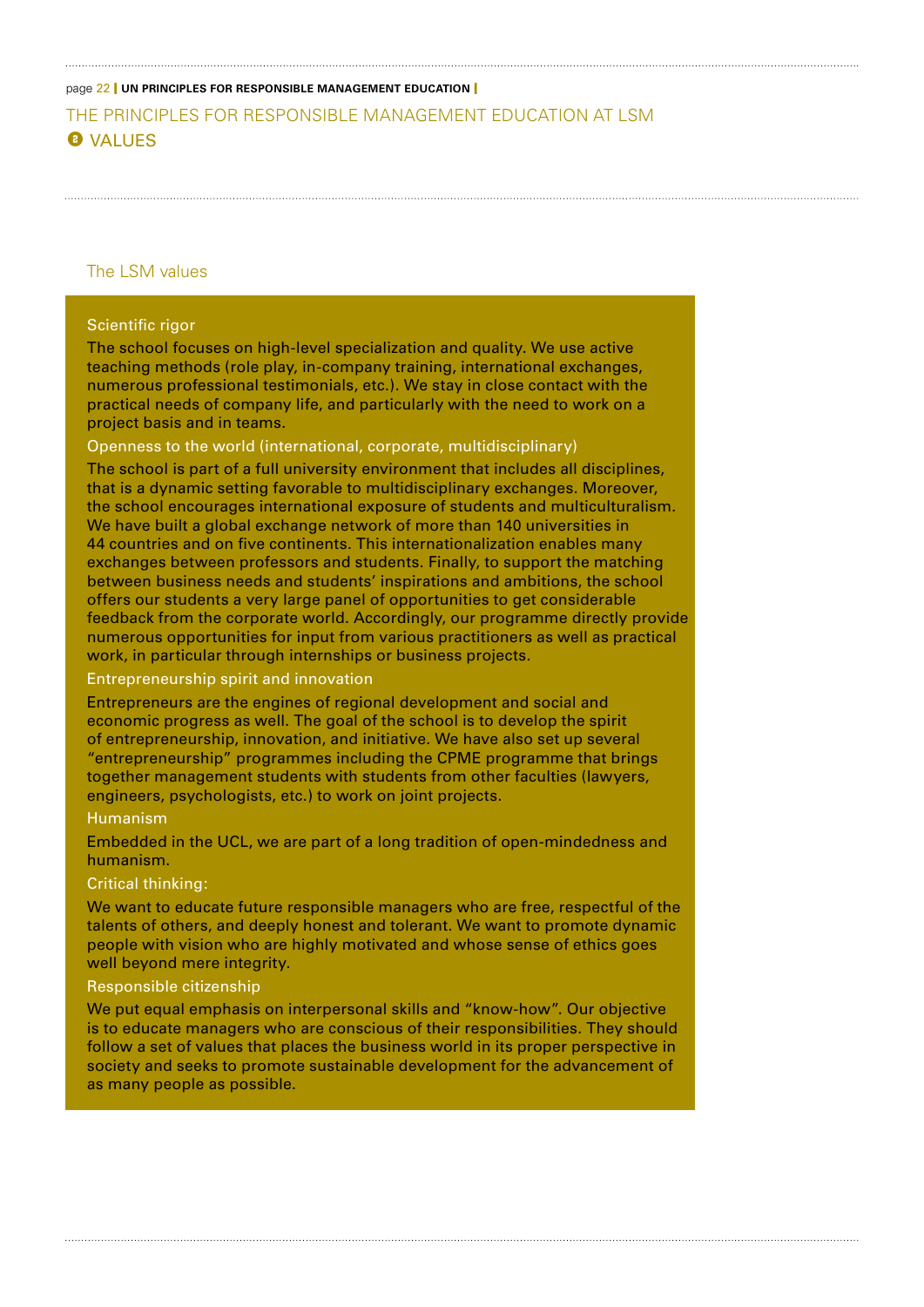## THE PRINCIPLES FOR RESPONSIBLE MANAGEMENT EDUCATION AT LSM

## ❷ VALUES

### The LSM values

#### Scientific rigor

The school focuses on high-level specialization and quality. We use active teaching methods (role play, in-company training, international exchanges, numerous professional testimonials, etc.). We stay in close contact with the practical needs of company life, and particularly with the need to work on a project basis and in teams.

#### Openness to the world (international, corporate, multidisciplinary)

The school is part of a full university environment that includes all disciplines, that is a dynamic setting favorable to multidisciplinary exchanges. Moreover, the school encourages international exposure of students and multiculturalism. We have built a global exchange network of more than 140 universities in 44 countries and on five continents. This internationalization enables many exchanges between professors and students. Finally, to support the matching between business needs and students' inspirations and ambitions, the school offers our students a very large panel of opportunities to get considerable feedback from the corporate world. Accordingly, our programme directly provide numerous opportunities for input from various practitioners as well as practical work, in particular through internships or business projects.

#### Entrepreneurship spirit and innovation

Entrepreneurs are the engines of regional development and social and economic progress as well. The goal of the school is to develop the spirit of entrepreneurship, innovation, and initiative. We have also set up several "entrepreneurship" programmes including the CPME programme that brings together management students with students from other faculties (lawyers, engineers, psychologists, etc.) to work on joint projects.

#### Humanism

Embedded in the UCL, we are part of a long tradition of open-mindedness and humanism.

#### Critical thinking:

We want to educate future responsible managers who are free, respectful of the talents of others, and deeply honest and tolerant. We want to promote dynamic people with vision who are highly motivated and whose sense of ethics goes well beyond mere integrity.

#### Responsible citizenship

We put equal emphasis on interpersonal skills and "know-how". Our objective is to educate managers who are conscious of their responsibilities. They should follow a set of values that places the business world in its proper perspective in society and seeks to promote sustainable development for the advancement of as many people as possible.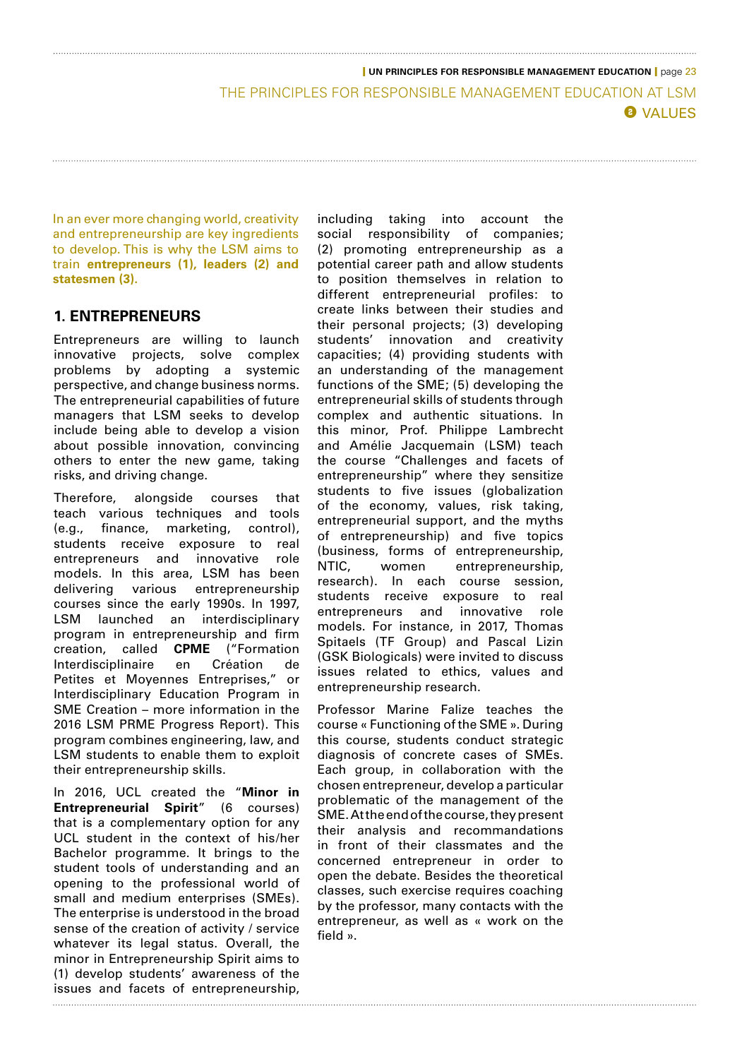In an ever more changing world, creativity and entrepreneurship are key ingredients to develop. This is why the LSM aims to train **entrepreneurs (1), leaders (2) and statesmen (3)**.

## 1. ENTREPRENEURS

Entrepreneurs are willing to launch innovative projects, solve complex problems by adopting a systemic perspective, and change business norms. The entrepreneurial capabilities of future managers that LSM seeks to develop include being able to develop a vision about possible innovation, convincing others to enter the new game, taking risks, and driving change.

Therefore, alongside courses that teach various techniques and tools (e.g., finance, marketing, control), students receive exposure to real entrepreneurs and innovative role models. In this area, LSM has been delivering various entrepreneurship courses since the early 1990s. In 1997, LSM launched an interdisciplinary program in entrepreneurship and firm creation, called **CPME** ("Formation Interdisciplinaire en Création de Petites et Moyennes Entreprises," or Interdisciplinary Education Program in SME Creation – more information in the 2016 LSM PRME Progress Report). This program combines engineering, law, and LSM students to enable them to exploit their entrepreneurship skills.

In 2016, UCL created the "**Minor in Entrepreneurial Spirit**" (6 courses) that is a complementary option for any UCL student in the context of his/her Bachelor programme. It brings to the student tools of understanding and an opening to the professional world of small and medium enterprises (SMEs). The enterprise is understood in the broad sense of the creation of activity / service whatever its legal status. Overall, the minor in Entrepreneurship Spirit aims to (1) develop students' awareness of the issues and facets of entrepreneurship, including taking into account the social responsibility of companies; (2) promoting entrepreneurship as a potential career path and allow students to position themselves in relation to different entrepreneurial profiles: to create links between their studies and their personal projects; (3) developing students' innovation and creativity capacities; (4) providing students with an understanding of the management functions of the SME; (5) developing the entrepreneurial skills of students through complex and authentic situations. In this minor, Prof. Philippe Lambrecht and Amélie Jacquemain (LSM) teach the course "Challenges and facets of entrepreneurship" where they sensitize students to five issues (globalization of the economy, values, risk taking, entrepreneurial support, and the myths of entrepreneurship) and five topics (business, forms of entrepreneurship, NTIC, women entrepreneurship, research). In each course session, students receive exposure to real entrepreneurs and innovative role models. For instance, in 2017, Thomas Spitaels (TF Group) and Pascal Lizin (GSK Biologicals) were invited to discuss issues related to ethics, values and entrepreneurship research.

Professor Marine Falize teaches the course « Functioning of the SME ». During this course, students conduct strategic diagnosis of concrete cases of SMEs. Each group, in collaboration with the chosen entrepreneur, develop a particular problematic of the management of the SME. At the end of the course, they present their analysis and recommandations in front of their classmates and the concerned entrepreneur in order to open the debate. Besides the theoretical classes, such exercise requires coaching by the professor, many contacts with the entrepreneur, as well as « work on the field ».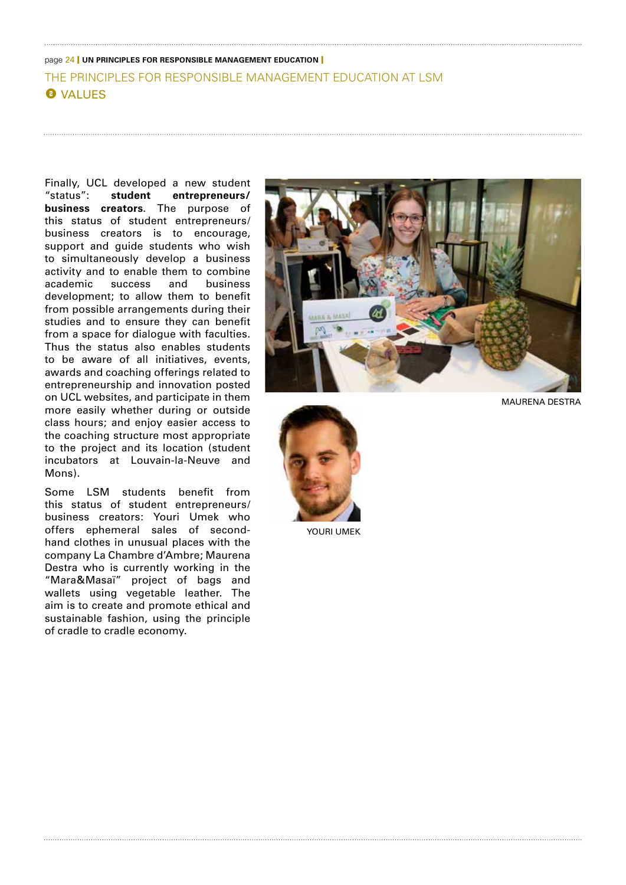## THE PRINCIPLES FOR RESPONSIBLE MANAGEMENT EDUCATION AT LSM

### ❷ VALUES

Finally, UCL developed a new student "status": **student entrepreneurs/ business creators**. The purpose of this status of student entrepreneurs/ business creators is to encourage, support and guide students who wish to simultaneously develop a business activity and to enable them to combine academic success and business development; to allow them to benefit from possible arrangements during their studies and to ensure they can benefit from a space for dialogue with faculties. Thus the status also enables students to be aware of all initiatives, events, awards and coaching offerings related to entrepreneurship and innovation posted on UCL websites, and participate in them more easily whether during or outside class hours; and enjoy easier access to the coaching structure most appropriate to the project and its location (student incubators at Louvain-la-Neuve and Mons).

Some LSM students benefit from this status of student entrepreneurs/ business creators: Youri Umek who offers ephemeral sales of second-hand clothes in unusual places with the company La Chambre d'Ambre; Maurena Destra who is currently working in the "Mara&Masaï" project of bags and wallets using vegetable leather. The aim is to create and promote ethical and sustainable fashion, using the principle of cradle to cradle economy.

MAURENA DESTRA

YOURI UMEK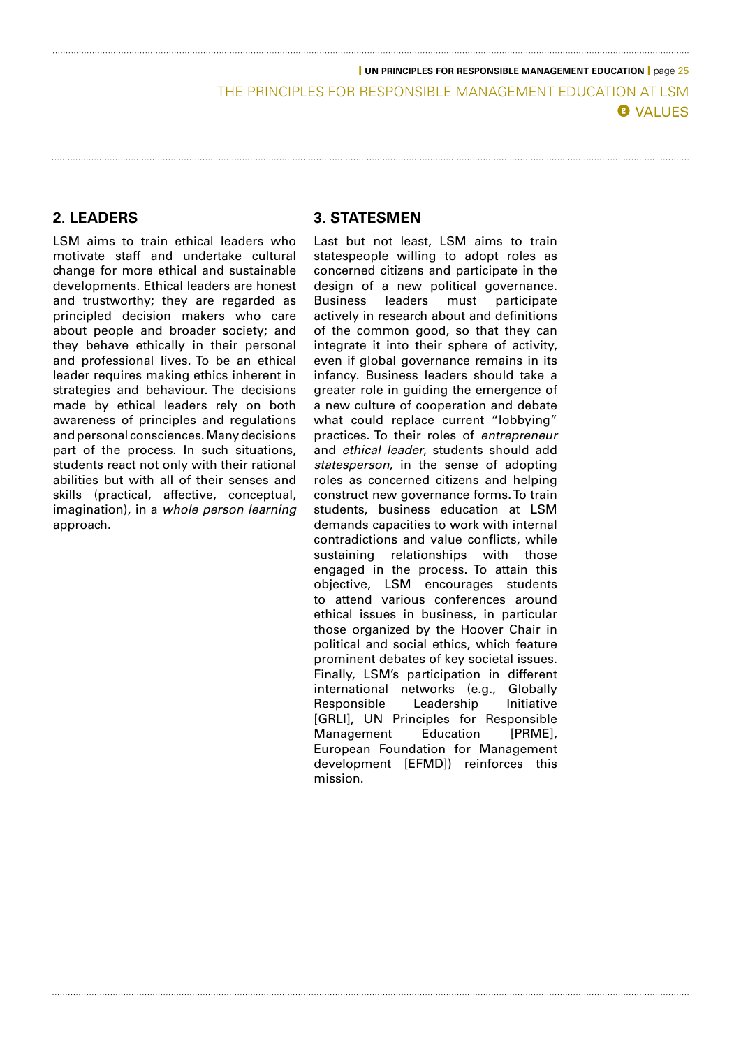## 2. LEADERS

LSM aims to train ethical leaders who motivate staff and undertake cultural change for more ethical and sustainable developments. Ethical leaders are honest and trustworthy; they are regarded as principled decision makers who care about people and broader society; and they behave ethically in their personal and professional lives. To be an ethical leader requires making ethics inherent in strategies and behaviour. The decisions made by ethical leaders rely on both awareness of principles and regulations and personal consciences. Many decisions part of the process. In such situations, students react not only with their rational abilities but with all of their senses and skills (practical, affective, conceptual, imagination), in a *whole person learning* approach.

## 3. STATESMEN

Last but not least, LSM aims to train statespeople willing to adopt roles as concerned citizens and participate in the design of a new political governance. Business leaders must participate actively in research about and definitions of the common good, so that they can integrate it into their sphere of activity, even if global governance remains in its infancy. Business leaders should take a greater role in guiding the emergence of a new culture of cooperation and debate what could replace current "lobbying" practices. To their roles of *entrepreneur* and *ethical leader*, students should add *statesperson,* in the sense of adopting roles as concerned citizens and helping construct new governance forms. To train students, business education at LSM demands capacities to work with internal contradictions and value conflicts, while sustaining relationships with those engaged in the process. To attain this objective, LSM encourages students to attend various conferences around ethical issues in business, in particular those organized by the Hoover Chair in political and social ethics, which feature prominent debates of key societal issues. Finally, LSM's participation in different international networks (e.g., Globally Responsible Leadership Initiative [GRLI], UN Principles for Responsible Management Education [PRME], European Foundation for Management development [EFMD]) reinforces this mission.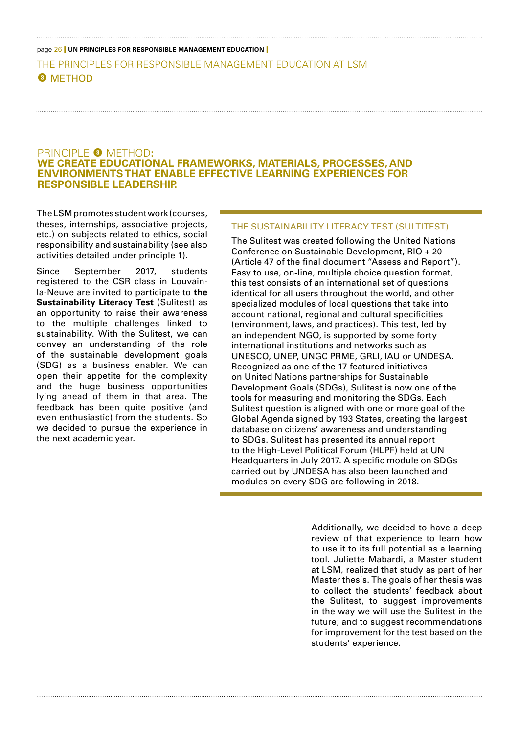# THE PRINCIPLES FOR RESPONSIBLE MANAGEMENT EDUCATION AT LSM

## ❸ METHOD

## PRINCIPLE ❸ METHOD: WE CREATE EDUCATIONAL FRAMEWORKS, MATERIALS, PROCESSES, AND ENVIRONMENTS THAT ENABLE EFFECTIVE LEARNING EXPERIENCES FOR RESPONSIBLE LEADERSHIP.

The LSM promotes student work (courses, theses, internships, associative projects, etc.) on subjects related to ethics, social responsibility and sustainability (see also activities detailed under principle 1).

Since September 2017, students registered to the CSR class in Louvain-la-Neuve are invited to participate to **the Sustainability Literacy Test** (Sulitest) as an opportunity to raise their awareness to the multiple challenges linked to sustainability. With the Sulitest, we can convey an understanding of the role of the sustainable development goals (SDG) as a business enabler. We can open their appetite for the complexity and the huge business opportunities lying ahead of them in that area. The feedback has been quite positive (and even enthusiastic) from the students. So we decided to pursue the experience in the next academic year.

### THE SUSTAINABILITY LITERACY TEST (SULTITEST)

The Sulitest was created following the United Nations Conference on Sustainable Development, RIO + 20 (Article 47 of the final document "Assess and Report"). Easy to use, on-line, multiple choice question format, this test consists of an international set of questions identical for all users throughout the world, and other specialized modules of local questions that take into account national, regional and cultural specificities (environment, laws, and practices). This test, led by an independent NGO, is supported by some forty international institutions and networks such as UNESCO, UNEP, UNGC PRME, GRLI, IAU or UNDESA. Recognized as one of the 17 featured initiatives on United Nations partnerships for Sustainable Development Goals (SDGs), Sulitest is now one of the tools for measuring and monitoring the SDGs. Each Sulitest question is aligned with one or more goal of the Global Agenda signed by 193 States, creating the largest database on citizens' awareness and understanding to SDGs. Sulitest has presented its annual report to the High-Level Political Forum (HLPF) held at UN Headquarters in July 2017. A specific module on SDGs carried out by UNDESA has also been launched and modules on every SDG are following in 2018.

Additionally, we decided to have a deep review of that experience to learn how to use it to its full potential as a learning tool. Juliette Mabardi, a Master student at LSM, realized that study as part of her Master thesis. The goals of her thesis was to collect the students' feedback about the Sulitest, to suggest improvements in the way we will use the Sulitest in the future; and to suggest recommendations for improvement for the test based on the students' experience.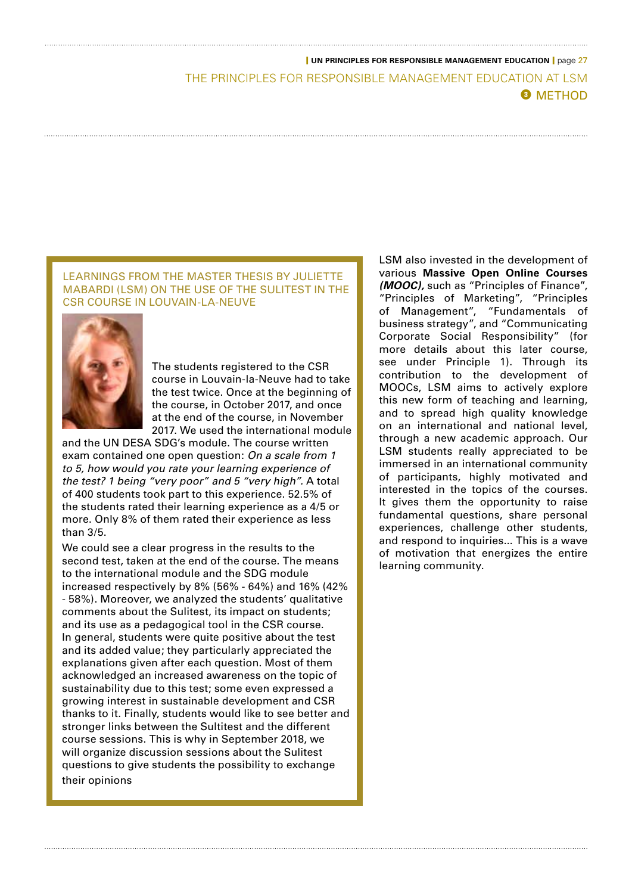## LEARNINGS FROM THE MASTER THESIS BY JULIETTE MABARDI (LSM) ON THE USE OF THE SULITEST IN THE CSR COURSE IN LOUVAIN-LA-NEUVE

The students registered to the CSR course in Louvain-la-Neuve had to take the test twice. Once at the beginning of the course, in October 2017, and once at the end of the course, in November 2017. We used the international module and the UN DESA SDG's module. The course written exam contained one open question: *On a scale from 1 to 5, how would you rate your learning experience of the test? 1 being "very poor" and 5 "very high".* A total of 400 students took part to this experience. 52.5% of the students rated their learning experience as a 4/5 or more. Only 8% of them rated their experience as less than 3/5.

We could see a clear progress in the results to the second test, taken at the end of the course. The means to the international module and the SDG module increased respectively by 8% (56% - 64%) and 16% (42% - 58%). Moreover, we analyzed the students' qualitative comments about the Sulitest, its impact on students; and its use as a pedagogical tool in the CSR course. In general, students were quite positive about the test and its added value; they particularly appreciated the explanations given after each question. Most of them acknowledged an increased awareness on the topic of sustainability due to this test; some even expressed a growing interest in sustainable development and CSR thanks to it. Finally, students would like to see better and stronger links between the Sultitest and the different course sessions. This is why in September 2018, we will organize discussion sessions about the Sulitest questions to give students the possibility to exchange their opinions

LSM also invested in the development of various **Massive Open Online Courses *(MOOC)*,** such as "Principles of Finance", "Principles of Marketing", "Principles of Management", "Fundamentals of business strategy", and "Communicating Corporate Social Responsibility" (for more details about this later course, see under Principle 1). Through its contribution to the development of MOOCs, LSM aims to actively explore this new form of teaching and learning, and to spread high quality knowledge on an international and national level, through a new academic approach. Our LSM students really appreciated to be immersed in an international community of participants, highly motivated and interested in the topics of the courses. It gives them the opportunity to raise fundamental questions, share personal experiences, challenge other students, and respond to inquiries... This is a wave of motivation that energizes the entire learning community.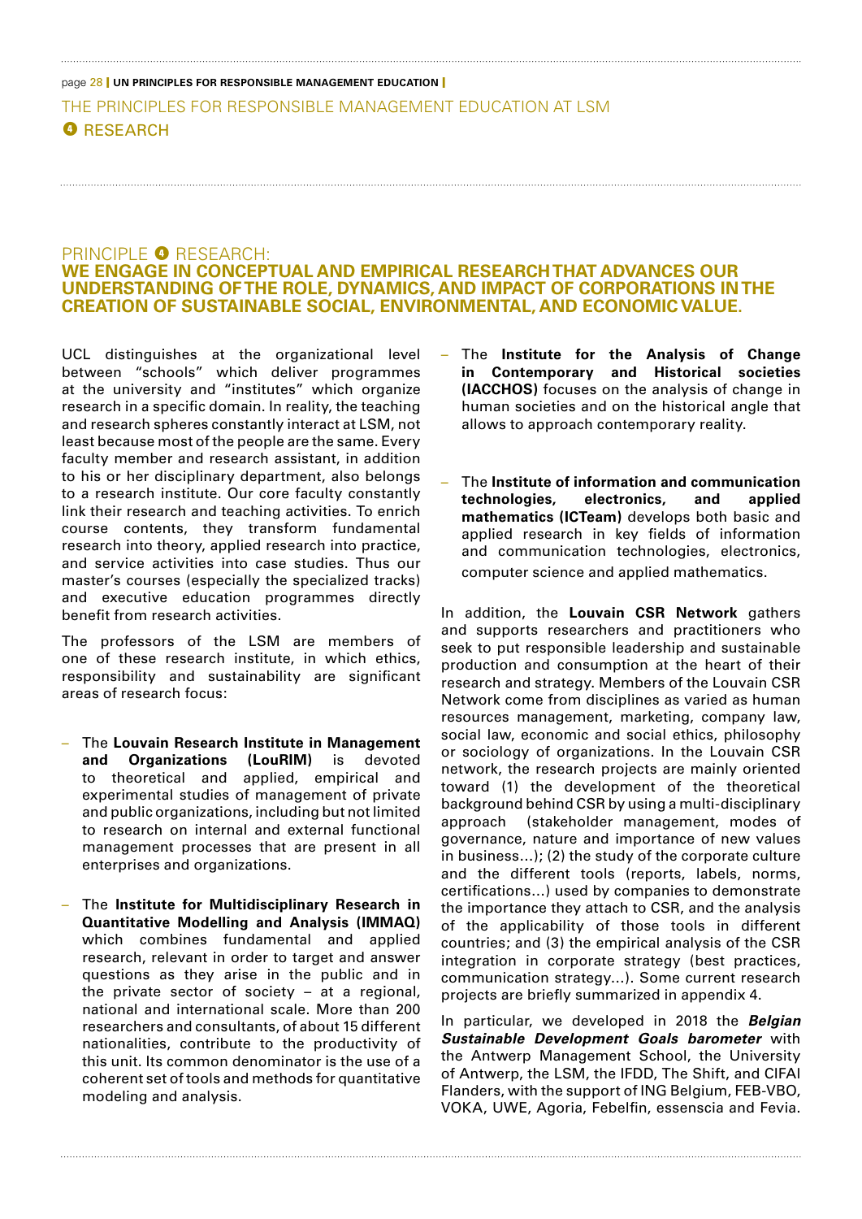# THE PRINCIPLES FOR RESPONSIBLE MANAGEMENT EDUCATION AT LSM

## ❹ RESEARCH

## PRINCIPLE ❹ RESEARCH: WE ENGAGE IN CONCEPTUAL AND EMPIRICAL RESEARCH THAT ADVANCES OUR UNDERSTANDING OF THE ROLE, DYNAMICS, AND IMPACT OF CORPORATIONS IN THE CREATION OF SUSTAINABLE SOCIAL, ENVIRONMENTAL, AND ECONOMIC VALUE.

UCL distinguishes at the organizational level between "schools" which deliver programmes at the university and "institutes" which organize research in a specific domain. In reality, the teaching and research spheres constantly interact at LSM, not least because most of the people are the same. Every faculty member and research assistant, in addition to his or her disciplinary department, also belongs to a research institute. Our core faculty constantly link their research and teaching activities. To enrich course contents, they transform fundamental research into theory, applied research into practice, and service activities into case studies. Thus our master's courses (especially the specialized tracks) and executive education programmes directly benefit from research activities.

The professors of the LSM are members of one of these research institute, in which ethics, responsibility and sustainability are significant areas of research focus:

- The **Louvain Research Institute in Management and Organizations (LouRIM)** is devoted to theoretical and applied, empirical and experimental studies of management of private and public organizations, including but not limited to research on internal and external functional management processes that are present in all enterprises and organizations.
- The **Institute for Multidisciplinary Research in Quantitative Modelling and Analysis (IMMAQ)** which combines fundamental and applied research, relevant in order to target and answer questions as they arise in the public and in the private sector of society – at a regional, national and international scale. More than 200 researchers and consultants, of about 15 different nationalities, contribute to the productivity of this unit. Its common denominator is the use of a coherent set of tools and methods for quantitative modeling and analysis.
- The **Institute for the Analysis of Change in Contemporary and Historical societies (IACCHOS)** focuses on the analysis of change in human societies and on the historical angle that allows to approach contemporary reality.
- The **Institute of information and communication technologies, electronics, and applied mathematics (ICTeam)** develops both basic and applied research in key fields of information and communication technologies, electronics, computer science and applied mathematics.

In addition, the **Louvain CSR Network** gathers and supports researchers and practitioners who seek to put responsible leadership and sustainable production and consumption at the heart of their research and strategy. Members of the Louvain CSR Network come from disciplines as varied as human resources management, marketing, company law, social law, economic and social ethics, philosophy or sociology of organizations. In the Louvain CSR network, the research projects are mainly oriented toward (1) the development of the theoretical background behind CSR by using a multi-disciplinary approach (stakeholder management, modes of governance, nature and importance of new values in business…); (2) the study of the corporate culture and the different tools (reports, labels, norms, certifications…) used by companies to demonstrate the importance they attach to CSR, and the analysis of the applicability of those tools in different countries; and (3) the empirical analysis of the CSR integration in corporate strategy (best practices, communication strategy…). Some current research projects are briefly summarized in appendix 4.

In particular, we developed in 2018 the ***Belgian Sustainable Development Goals barometer*** with the Antwerp Management School, the University of Antwerp, the LSM, the IFDD, The Shift, and CIFAl Flanders, with the support of ING Belgium, FEB-VBO, VOKA, UWE, Agoria, Febelfin, essenscia and Fevia.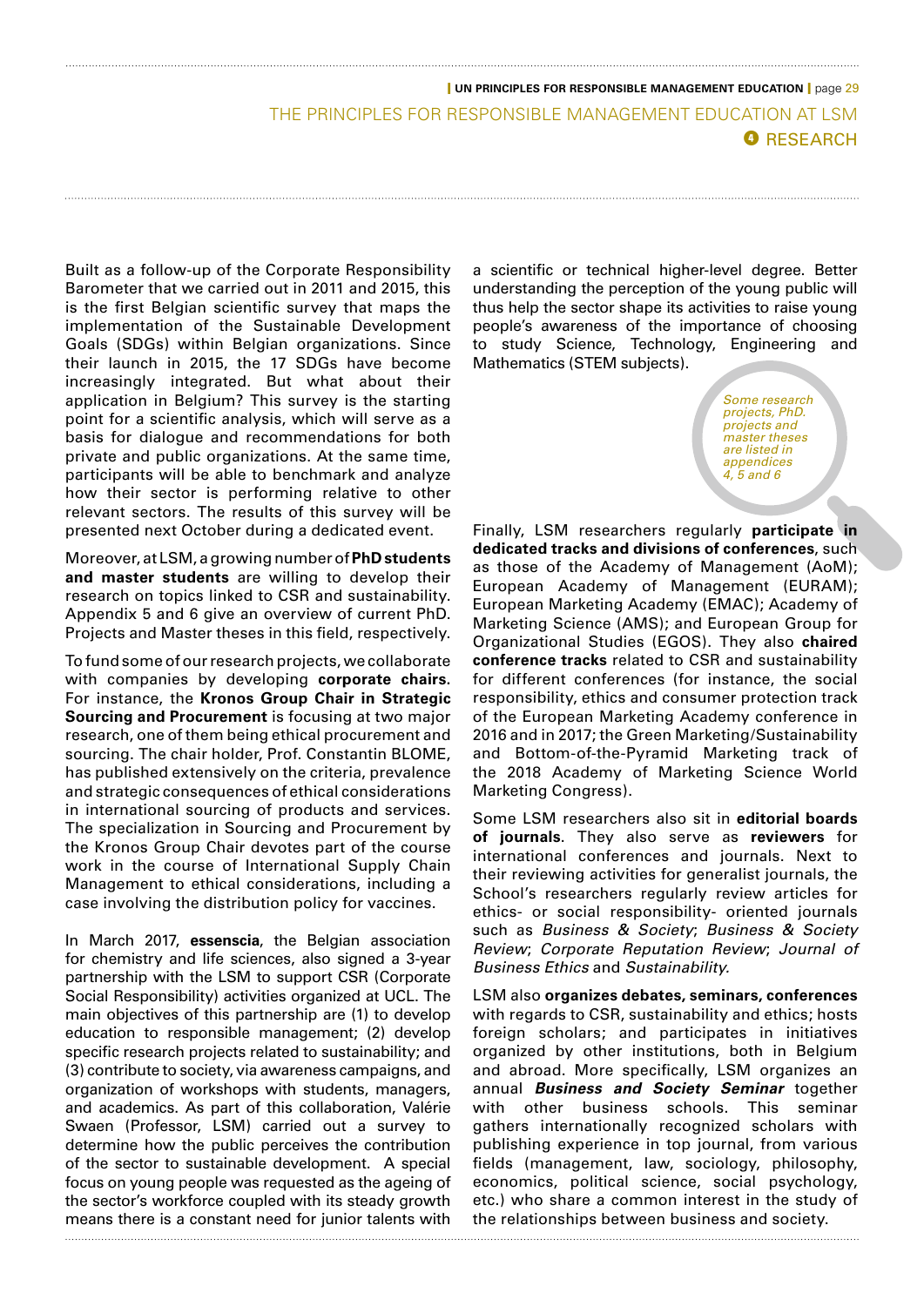Built as a follow-up of the Corporate Responsibility Barometer that we carried out in 2011 and 2015, this is the first Belgian scientific survey that maps the implementation of the Sustainable Development Goals (SDGs) within Belgian organizations. Since their launch in 2015, the 17 SDGs have become increasingly integrated. But what about their application in Belgium? This survey is the starting point for a scientific analysis, which will serve as a basis for dialogue and recommendations for both private and public organizations. At the same time, participants will be able to benchmark and analyze how their sector is performing relative to other relevant sectors. The results of this survey will be presented next October during a dedicated event.

Moreover, at LSM, a growing number of **PhD students and master students** are willing to develop their research on topics linked to CSR and sustainability. Appendix 5 and 6 give an overview of current PhD. Projects and Master theses in this field, respectively.

To fund some of our research projects, we collaborate with companies by developing **corporate chairs**. For instance, the **Kronos Group Chair in Strategic Sourcing and Procurement** is focusing at two major research, one of them being ethical procurement and sourcing. The chair holder, Prof. Constantin BLOME, has published extensively on the criteria, prevalence and strategic consequences of ethical considerations in international sourcing of products and services. The specialization in Sourcing and Procurement by the Kronos Group Chair devotes part of the course work in the course of International Supply Chain Management to ethical considerations, including a case involving the distribution policy for vaccines.

In March 2017, **essenscia**, the Belgian association for chemistry and life sciences, also signed a 3-year partnership with the LSM to support CSR (Corporate Social Responsibility) activities organized at UCL. The main objectives of this partnership are (1) to develop education to responsible management; (2) develop specific research projects related to sustainability; and (3) contribute to society, via awareness campaigns, and organization of workshops with students, managers, and academics. As part of this collaboration, Valérie Swaen (Professor, LSM) carried out a survey to determine how the public perceives the contribution of the sector to sustainable development. A special focus on young people was requested as the ageing of the sector's workforce coupled with its steady growth means there is a constant need for junior talents with a scientific or technical higher-level degree. Better understanding the perception of the young public will thus help the sector shape its activities to raise young people's awareness of the importance of choosing to study Science, Technology, Engineering and Mathematics (STEM subjects).

*Some research projects, PhD. projects and master theses are listed in appendices 4, 5 and 6*

Finally, LSM researchers regularly **participate in dedicated tracks and divisions of conferences**, such as those of the Academy of Management (AoM); European Academy of Management (EURAM); European Marketing Academy (EMAC); Academy of Marketing Science (AMS); and European Group for Organizational Studies (EGOS). They also **chaired conference tracks** related to CSR and sustainability for different conferences (for instance, the social responsibility, ethics and consumer protection track of the European Marketing Academy conference in 2016 and in 2017; the Green Marketing/Sustainability and Bottom-of-the-Pyramid Marketing track of the 2018 Academy of Marketing Science World Marketing Congress).

Some LSM researchers also sit in **editorial boards of journals**. They also serve as **reviewers** for international conferences and journals. Next to their reviewing activities for generalist journals, the School's researchers regularly review articles for ethics- or social responsibility- oriented journals such as *Business & Society*; *Business & Society Review*; *Corporate Reputation Review*; *Journal of Business Ethics* and *Sustainability.*

LSM also **organizes debates, seminars, conferences** with regards to CSR, sustainability and ethics; hosts foreign scholars; and participates in initiatives organized by other institutions, both in Belgium and abroad. More specifically, LSM organizes an annual ***Business and Society Seminar*** together with other business schools. This seminar gathers internationally recognized scholars with publishing experience in top journal, from various fields (management, law, sociology, philosophy, economics, political science, social psychology, etc.) who share a common interest in the study of the relationships between business and society.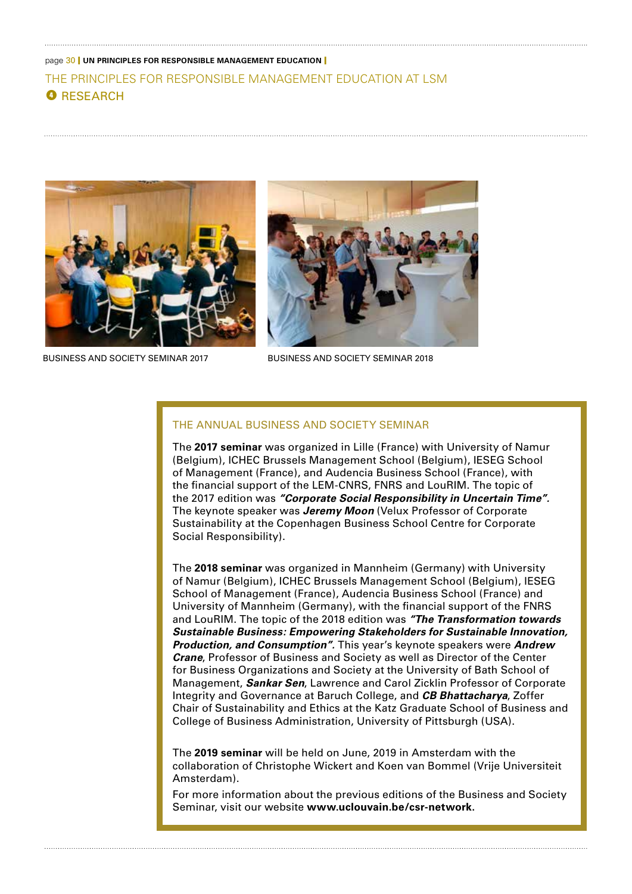## THE PRINCIPLES FOR RESPONSIBLE MANAGEMENT EDUCATION AT LSM

### ❹ RESEARCH

BUSINESS AND SOCIETY SEMINAR 2017

BUSINESS AND SOCIETY SEMINAR 2018

### THE ANNUAL BUSINESS AND SOCIETY SEMINAR

The **2017 seminar** was organized in Lille (France) with University of Namur (Belgium), ICHEC Brussels Management School (Belgium), IESEG School of Management (France), and Audencia Business School (France), with the financial support of the LEM-CNRS, FNRS and LouRIM. The topic of the 2017 edition was ***"Corporate Social Responsibility in Uncertain Time"***. The keynote speaker was ***Jeremy Moon*** (Velux Professor of Corporate Sustainability at the Copenhagen Business School Centre for Corporate Social Responsibility).

The **2018 seminar** was organized in Mannheim (Germany) with University of Namur (Belgium), ICHEC Brussels Management School (Belgium), IESEG School of Management (France), Audencia Business School (France) and University of Mannheim (Germany), with the financial support of the FNRS and LouRIM. The topic of the 2018 edition was ***"The Transformation towards Sustainable Business: Empowering Stakeholders for Sustainable Innovation, Production, and Consumption"***. This year's keynote speakers were ***Andrew Crane***, Professor of Business and Society as well as Director of the Center for Business Organizations and Society at the University of Bath School of Management, ***Sankar Sen***, Lawrence and Carol Zicklin Professor of Corporate Integrity and Governance at Baruch College, and ***CB Bhattacharya***, Zoffer Chair of Sustainability and Ethics at the Katz Graduate School of Business and College of Business Administration, University of Pittsburgh (USA).

The **2019 seminar** will be held on June, 2019 in Amsterdam with the collaboration of Christophe Wickert and Koen van Bommel (Vrije Universiteit Amsterdam).

For more information about the previous editions of the Business and Society Seminar, visit our website **www.uclouvain.be/csr-network**.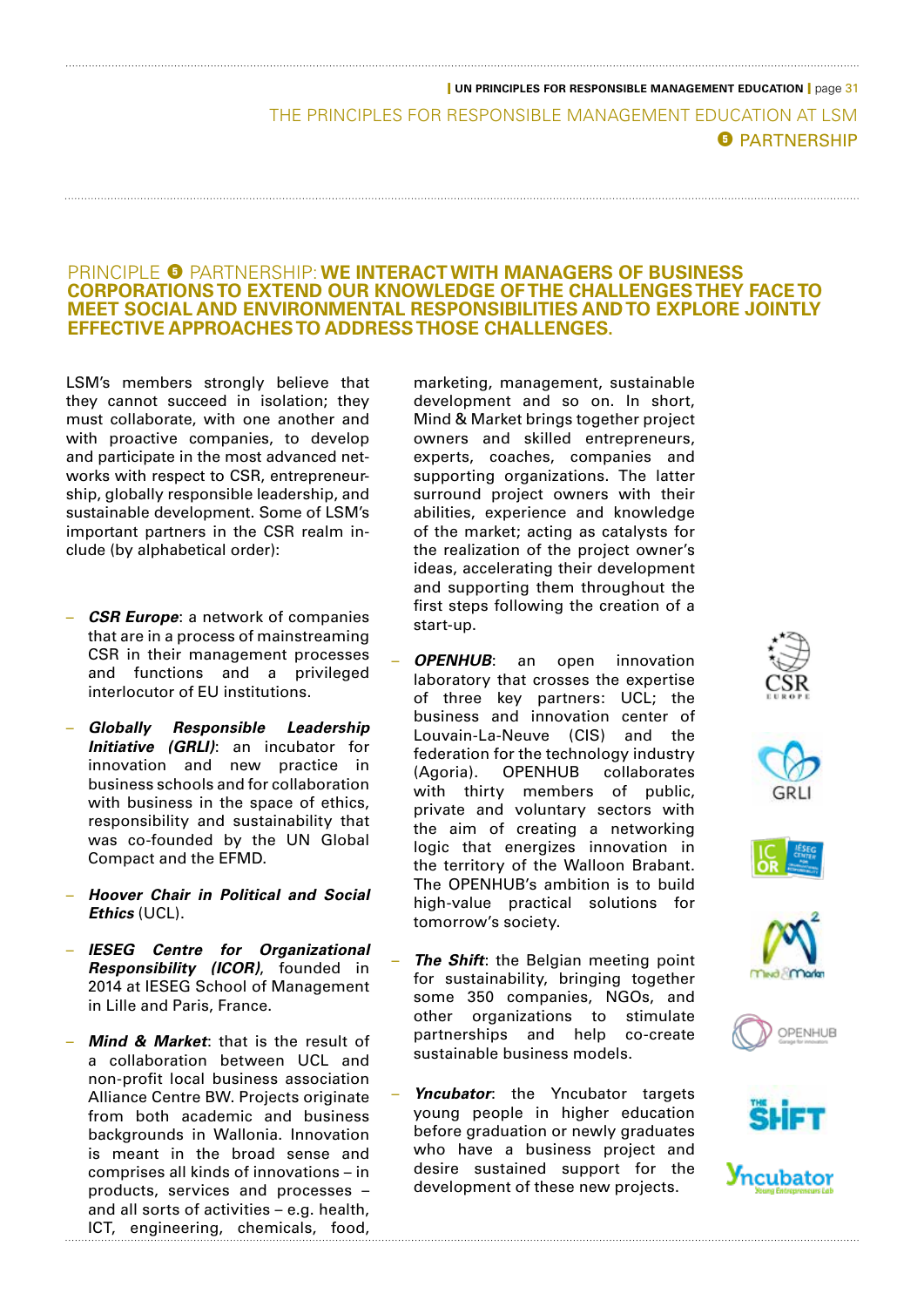# THE PRINCIPLES FOR RESPONSIBLE MANAGEMENT EDUCATION AT LSM

## 5 PARTNERSHIP

### PRINCIPLE 5 PARTNERSHIP: WE INTERACT WITH MANAGERS OF BUSINESS CORPORATIONS TO EXTEND OUR KNOWLEDGE OF THE CHALLENGES THEY FACE TO MEET SOCIAL AND ENVIRONMENTAL RESPONSIBILITIES AND TO EXPLORE JOINTLY EFFECTIVE APPROACHES TO ADDRESS THOSE CHALLENGES.

LSM's members strongly believe that they cannot succeed in isolation; they must collaborate, with one another and with proactive companies, to develop and participate in the most advanced networks with respect to CSR, entrepreneurship, globally responsible leadership, and sustainable development. Some of LSM's important partners in the CSR realm include (by alphabetical order):

- ***CSR Europe***: a network of companies that are in a process of mainstreaming CSR in their management processes and functions and a privileged interlocutor of EU institutions.
- ***Globally Responsible Leadership Initiative (GRLI)***: an incubator for innovation and new practice in business schools and for collaboration with business in the space of ethics, responsibility and sustainability that was co-founded by the UN Global Compact and the EFMD.
- ***Hoover Chair in Political and Social Ethics*** (UCL).
- ***IESEG Centre for Organizational Responsibility (ICOR)***, founded in 2014 at IESEG School of Management in Lille and Paris, France.
- ***Mind & Market***: that is the result of a collaboration between UCL and non-profit local business association Alliance Centre BW. Projects originate from both academic and business backgrounds in Wallonia. Innovation is meant in the broad sense and comprises all kinds of innovations – in products, services and processes – and all sorts of activities – e.g. health, ICT, engineering, chemicals, food, marketing, management, sustainable development and so on. In short, Mind & Market brings together project owners and skilled entrepreneurs, experts, coaches, companies and supporting organizations. The latter surround project owners with their abilities, experience and knowledge of the market; acting as catalysts for the realization of the project owner's ideas, accelerating their development and supporting them throughout the first steps following the creation of a start-up.
- ***OPENHUB***: an open innovation laboratory that crosses the expertise of three key partners: UCL; the business and innovation center of Louvain-La-Neuve (CIS) and the federation for the technology industry (Agoria). OPENHUB collaborates with thirty members of public, private and voluntary sectors with the aim of creating a networking logic that energizes innovation in the territory of the Walloon Brabant. The OPENHUB's ambition is to build high-value practical solutions for tomorrow's society.
- ***The Shift***: the Belgian meeting point for sustainability, bringing together some 350 companies, NGOs, and other organizations to stimulate partnerships and help co-create sustainable business models.
- ***Yncubator***: the Yncubator targets young people in higher education before graduation or newly graduates who have a business project and desire sustained support for the development of these new projects.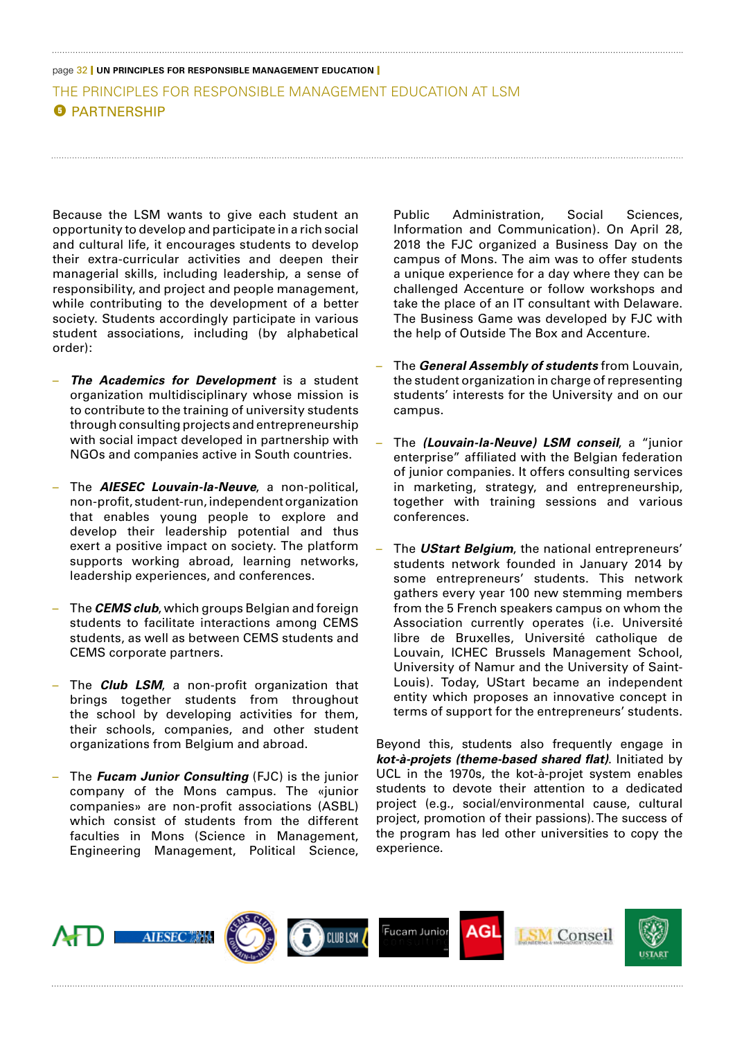## THE PRINCIPLES FOR RESPONSIBLE MANAGEMENT EDUCATION AT LSM

### 5 PARTNERSHIP

Because the LSM wants to give each student an opportunity to develop and participate in a rich social and cultural life, it encourages students to develop their extra-curricular activities and deepen their managerial skills, including leadership, a sense of responsibility, and project and people management, while contributing to the development of a better society. Students accordingly participate in various student associations, including (by alphabetical order):

- ***The Academics for Development*** is a student organization multidisciplinary whose mission is to contribute to the training of university students through consulting projects and entrepreneurship with social impact developed in partnership with NGOs and companies active in South countries.

- The ***AIESEC Louvain-la-Neuve***, a non-political, non-profit, student-run, independent organization that enables young people to explore and develop their leadership potential and thus exert a positive impact on society. The platform supports working abroad, learning networks, leadership experiences, and conferences.

- The ***CEMS club***, which groups Belgian and foreign students to facilitate interactions among CEMS students, as well as between CEMS students and CEMS corporate partners.

- The ***Club LSM***, a non-profit organization that brings together students from throughout the school by developing activities for them, their schools, companies, and other student organizations from Belgium and abroad.

- The ***Fucam Junior Consulting*** (FJC) is the junior company of the Mons campus. The «junior companies» are non-profit associations (ASBL) which consist of students from the different faculties in Mons (Science in Management, Engineering Management, Political Science, Public Administration, Social Sciences, Information and Communication). On April 28, 2018 the FJC organized a Business Day on the campus of Mons. The aim was to offer students a unique experience for a day where they can be challenged Accenture or follow workshops and take the place of an IT consultant with Delaware. The Business Game was developed by FJC with the help of Outside The Box and Accenture.

- The ***General Assembly of students*** from Louvain, the student organization in charge of representing students' interests for the University and on our campus.

- The ***(Louvain-la-Neuve) LSM conseil***, a "junior enterprise" affiliated with the Belgian federation of junior companies. It offers consulting services in marketing, strategy, and entrepreneurship, together with training sessions and various conferences.

- The ***UStart Belgium***, the national entrepreneurs' students network founded in January 2014 by some entrepreneurs' students. This network gathers every year 100 new stemming members from the 5 French speakers campus on whom the Association currently operates (i.e. Université libre de Bruxelles, Université catholique de Louvain, ICHEC Brussels Management School, University of Namur and the University of Saint-Louis). Today, UStart became an independent entity which proposes an innovative concept in terms of support for the entrepreneurs' students.

Beyond this, students also frequently engage in ***kot-à-projets (theme-based shared flat)***. Initiated by UCL in the 1970s, the kot-à-projet system enables students to devote their attention to a dedicated project (e.g., social/environmental cause, cultural project, promotion of their passions). The success of the program has led other universities to copy the experience.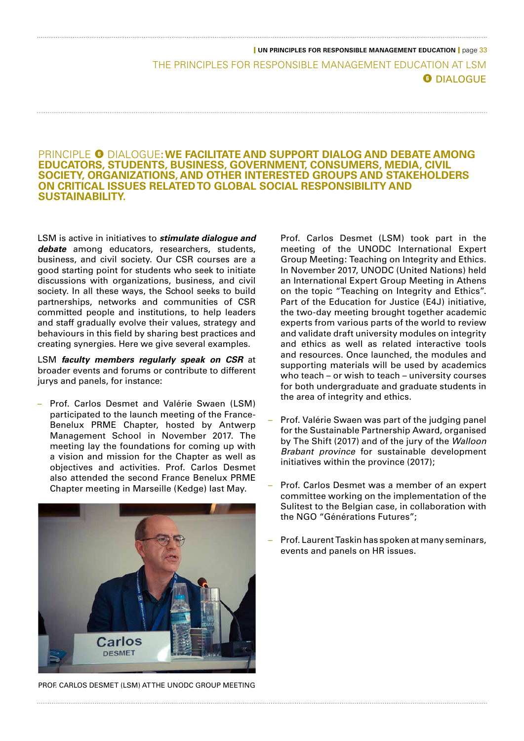# PRINCIPLE 6 DIALOGUE: WE FACILITATE AND SUPPORT DIALOG AND DEBATE AMONG EDUCATORS, STUDENTS, BUSINESS, GOVERNMENT, CONSUMERS, MEDIA, CIVIL SOCIETY, ORGANIZATIONS, AND OTHER INTERESTED GROUPS AND STAKEHOLDERS ON CRITICAL ISSUES RELATED TO GLOBAL SOCIAL RESPONSIBILITY AND SUSTAINABILITY.

LSM is active in initiatives to ***stimulate dialogue and debate*** among educators, researchers, students, business, and civil society. Our CSR courses are a good starting point for students who seek to initiate discussions with organizations, business, and civil society. In all these ways, the School seeks to build partnerships, networks and communities of CSR committed people and institutions, to help leaders and staff gradually evolve their values, strategy and behaviours in this field by sharing best practices and creating synergies. Here we give several examples.

LSM ***faculty members regularly speak on CSR*** at broader events and forums or contribute to different jurys and panels, for instance:

- Prof. Carlos Desmet and Valérie Swaen (LSM) participated to the launch meeting of the France-Benelux PRME Chapter, hosted by Antwerp Management School in November 2017. The meeting lay the foundations for coming up with a vision and mission for the Chapter as well as objectives and activities. Prof. Carlos Desmet also attended the second France Benelux PRME Chapter meeting in Marseille (Kedge) last May.

PROF. CARLOS DESMET (LSM) AT THE UNODC GROUP MEETING

Prof. Carlos Desmet (LSM) took part in the meeting of the UNODC International Expert Group Meeting: Teaching on Integrity and Ethics. In November 2017, UNODC (United Nations) held an International Expert Group Meeting in Athens on the topic "Teaching on Integrity and Ethics". Part of the Education for Justice (E4J) initiative, the two-day meeting brought together academic experts from various parts of the world to review and validate draft university modules on integrity and ethics as well as related interactive tools and resources. Once launched, the modules and supporting materials will be used by academics who teach – or wish to teach – university courses for both undergraduate and graduate students in the area of integrity and ethics.

- Prof. Valérie Swaen was part of the judging panel for the Sustainable Partnership Award, organised by The Shift (2017) and of the jury of the *Walloon Brabant province* for sustainable development initiatives within the province (2017);

- Prof. Carlos Desmet was a member of an expert committee working on the implementation of the Sulitest to the Belgian case, in collaboration with the NGO "Générations Futures";

- Prof. Laurent Taskin has spoken at many seminars, events and panels on HR issues.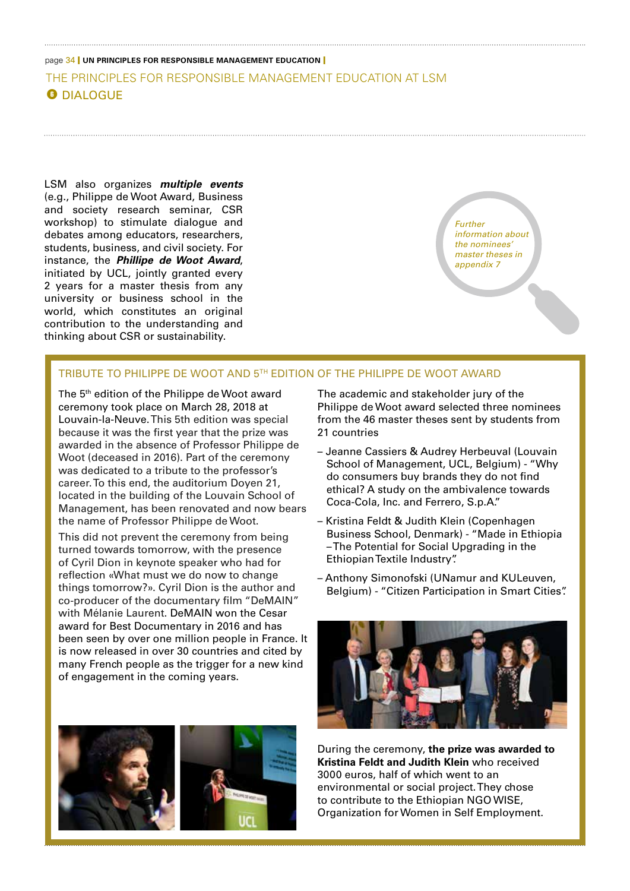## THE PRINCIPLES FOR RESPONSIBLE MANAGEMENT EDUCATION AT LSM

### 6 DIALOGUE

LSM also organizes ***multiple events*** (e.g., Philippe de Woot Award, Business and society research seminar, CSR workshop) to stimulate dialogue and debates among educators, researchers, students, business, and civil society. For instance, the ***Phillipe de Woot Award***, initiated by UCL, jointly granted every 2 years for a master thesis from any university or business school in the world, which constitutes an original contribution to the understanding and thinking about CSR or sustainability.

*Further information about the nominees' master theses in appendix 7*

### TRIBUTE TO PHILIPPE DE WOOT AND 5TH EDITION OF THE PHILIPPE DE WOOT AWARD

The 5th edition of the Philippe de Woot award ceremony took place on March 28, 2018 at Louvain-la-Neuve. This 5th edition was special because it was the first year that the prize was awarded in the absence of Professor Philippe de Woot (deceased in 2016). Part of the ceremony was dedicated to a tribute to the professor's career. To this end, the auditorium Doyen 21, located in the building of the Louvain School of Management, has been renovated and now bears the name of Professor Philippe de Woot.

This did not prevent the ceremony from being turned towards tomorrow, with the presence of Cyril Dion in keynote speaker who had for reflection «What must we do now to change things tomorrow?». Cyril Dion is the author and co-producer of the documentary film "DeMAIN" with Mélanie Laurent. DeMAIN won the Cesar award for Best Documentary in 2016 and has been seen by over one million people in France. It is now released in over 30 countries and cited by many French people as the trigger for a new kind of engagement in the coming years.

The academic and stakeholder jury of the Philippe de Woot award selected three nominees from the 46 master theses sent by students from 21 countries

- Jeanne Cassiers & Audrey Herbeuval (Louvain School of Management, UCL, Belgium) - "Why do consumers buy brands they do not find ethical? A study on the ambivalence towards Coca-Cola, Inc. and Ferrero, S.p.A."
- Kristina Feldt & Judith Klein (Copenhagen Business School, Denmark) - "Made in Ethiopia –The Potential for Social Upgrading in the Ethiopian Textile Industry".
- Anthony Simonofski (UNamur and KULeuven, Belgium) - "Citizen Participation in Smart Cities".

During the ceremony, **the prize was awarded to Kristina Feldt and Judith Klein** who received 3000 euros, half of which went to an environmental or social project. They chose to contribute to the Ethiopian NGO WISE, Organization for Women in Self Employment.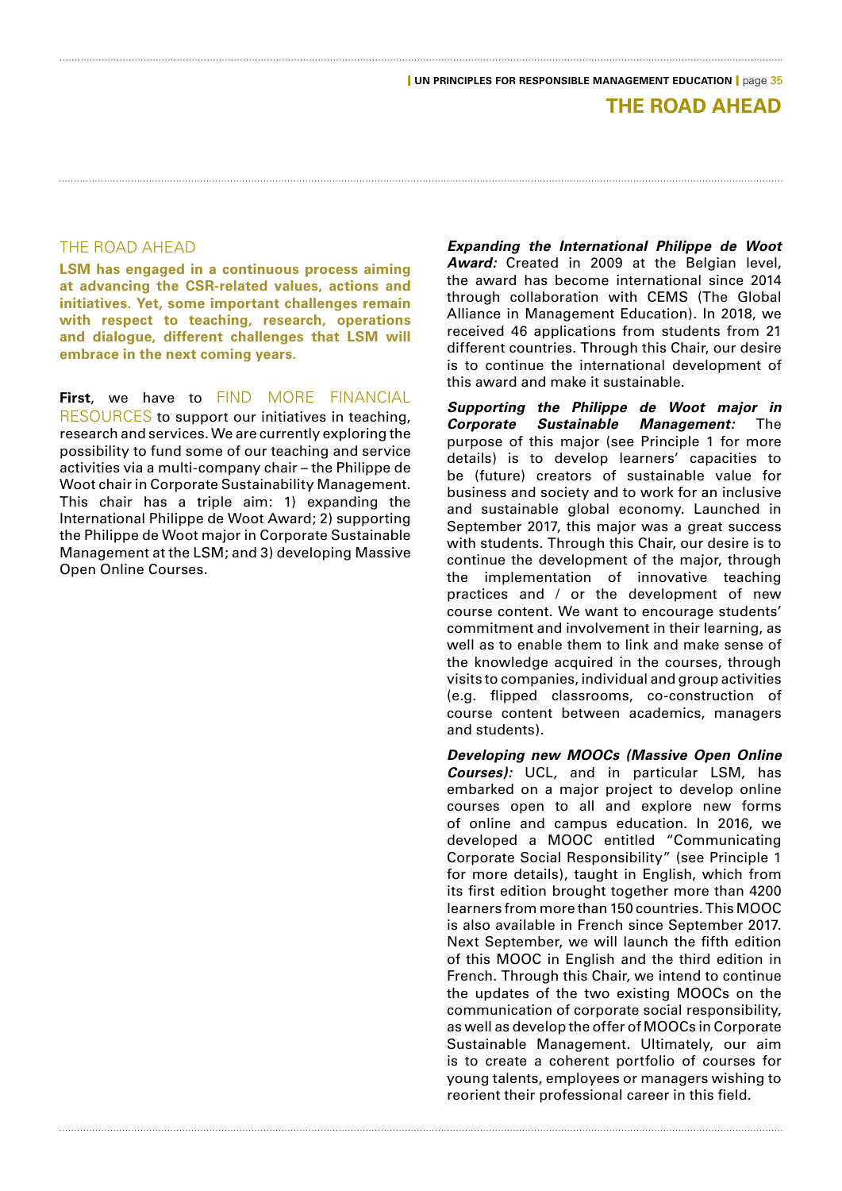# THE ROAD AHEAD

## THE ROAD AHEAD

**LSM has engaged in a continuous process aiming at advancing the CSR-related values, actions and initiatives. Yet, some important challenges remain with respect to teaching, research, operations and dialogue, different challenges that LSM will embrace in the next coming years.**

**First**, we have to FIND MORE FINANCIAL RESOURCES to support our initiatives in teaching, research and services. We are currently exploring the possibility to fund some of our teaching and service activities via a multi-company chair – the Philippe de Woot chair in Corporate Sustainability Management. This chair has a triple aim: 1) expanding the International Philippe de Woot Award; 2) supporting the Philippe de Woot major in Corporate Sustainable Management at the LSM; and 3) developing Massive Open Online Courses.

***Expanding the International Philippe de Woot Award:*** Created in 2009 at the Belgian level, the award has become international since 2014 through collaboration with CEMS (The Global Alliance in Management Education). In 2018, we received 46 applications from students from 21 different countries. Through this Chair, our desire is to continue the international development of this award and make it sustainable.

***Supporting the Philippe de Woot major in Corporate Sustainable Management:*** The purpose of this major (see Principle 1 for more details) is to develop learners' capacities to be (future) creators of sustainable value for business and society and to work for an inclusive and sustainable global economy. Launched in September 2017, this major was a great success with students. Through this Chair, our desire is to continue the development of the major, through the implementation of innovative teaching practices and / or the development of new course content. We want to encourage students' commitment and involvement in their learning, as well as to enable them to link and make sense of the knowledge acquired in the courses, through visits to companies, individual and group activities (e.g. flipped classrooms, co-construction of course content between academics, managers and students).

***Developing new MOOCs (Massive Open Online Courses):*** UCL, and in particular LSM, has embarked on a major project to develop online courses open to all and explore new forms of online and campus education. In 2016, we developed a MOOC entitled "Communicating Corporate Social Responsibility" (see Principle 1 for more details), taught in English, which from its first edition brought together more than 4200 learners from more than 150 countries. This MOOC is also available in French since September 2017. Next September, we will launch the fifth edition of this MOOC in English and the third edition in French. Through this Chair, we intend to continue the updates of the two existing MOOCs on the communication of corporate social responsibility, as well as develop the offer of MOOCs in Corporate Sustainable Management. Ultimately, our aim is to create a coherent portfolio of courses for young talents, employees or managers wishing to reorient their professional career in this field.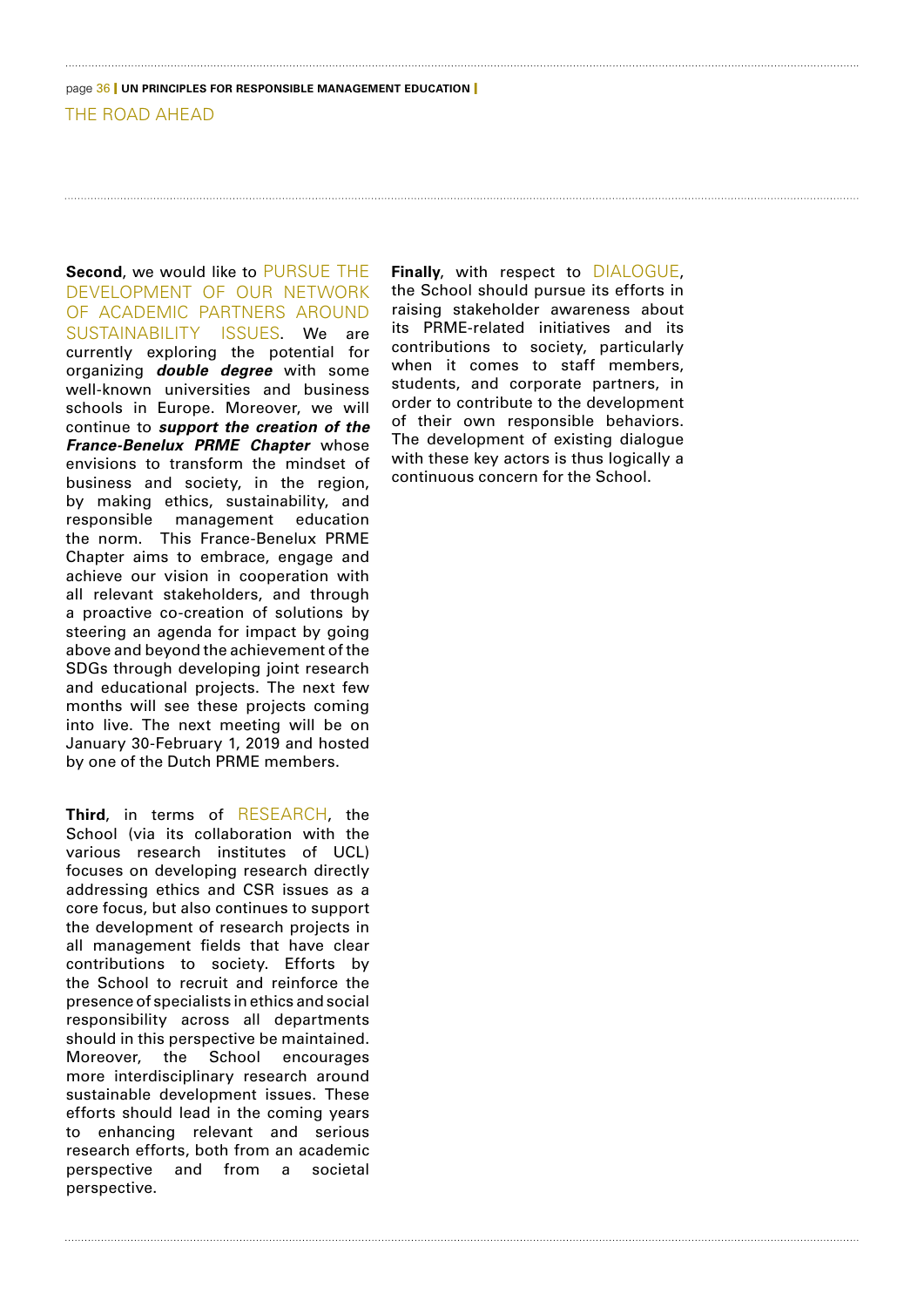## THE ROAD AHEAD

**Second**, we would like to PURSUE THE DEVELOPMENT OF OUR NETWORK OF ACADEMIC PARTNERS AROUND SUSTAINABILITY ISSUES. We are currently exploring the potential for organizing ***double degree*** with some well-known universities and business schools in Europe. Moreover, we will continue to ***support the creation of the France-Benelux PRME Chapter*** whose envisions to transform the mindset of business and society, in the region, by making ethics, sustainability, and responsible management education the norm. This France-Benelux PRME Chapter aims to embrace, engage and achieve our vision in cooperation with all relevant stakeholders, and through a proactive co-creation of solutions by steering an agenda for impact by going above and beyond the achievement of the SDGs through developing joint research and educational projects. The next few months will see these projects coming into live. The next meeting will be on January 30-February 1, 2019 and hosted by one of the Dutch PRME members.

**Third**, in terms of RESEARCH, the School (via its collaboration with the various research institutes of UCL) focuses on developing research directly addressing ethics and CSR issues as a core focus, but also continues to support the development of research projects in all management fields that have clear contributions to society. Efforts by the School to recruit and reinforce the presence of specialists in ethics and social responsibility across all departments should in this perspective be maintained. Moreover, the School encourages more interdisciplinary research around sustainable development issues. These efforts should lead in the coming years to enhancing relevant and serious research efforts, both from an academic perspective and from a societal perspective.

**Finally**, with respect to DIALOGUE, the School should pursue its efforts in raising stakeholder awareness about its PRME-related initiatives and its contributions to society, particularly when it comes to staff members, students, and corporate partners, in order to contribute to the development of their own responsible behaviors. The development of existing dialogue with these key actors is thus logically a continuous concern for the School.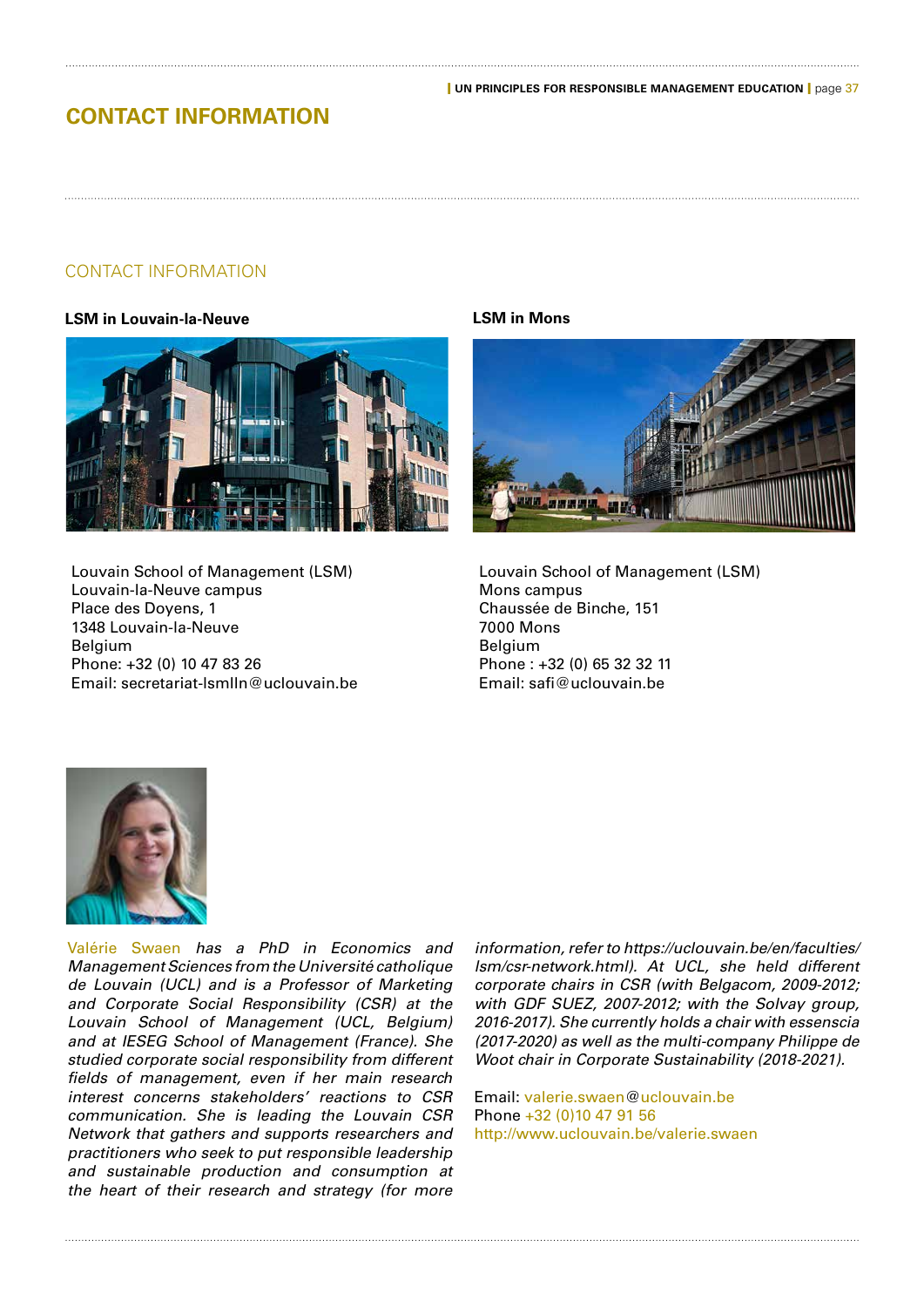# CONTACT INFORMATION

## CONTACT INFORMATION

**LSM in Louvain-la-Neuve**

Louvain School of Management (LSM)
Louvain-la-Neuve campus
Place des Doyens, 1
1348 Louvain-la-Neuve
Belgium
Phone: +32 (0) 10 47 83 26
Email: secretariat-lsmlln@uclouvain.be

**LSM in Mons**

Louvain School of Management (LSM)
Mons campus
Chaussée de Binche, 151
7000 Mons
Belgium
Phone : +32 (0) 65 32 32 11
Email: safi@uclouvain.be

Valérie Swaen *has a PhD in Economics and Management Sciences from the Université catholique de Louvain (UCL) and is a Professor of Marketing and Corporate Social Responsibility (CSR) at the Louvain School of Management (UCL, Belgium) and at IESEG School of Management (France). She studied corporate social responsibility from different fields of management, even if her main research interest concerns stakeholders' reactions to CSR communication. She is leading the Louvain CSR Network that gathers and supports researchers and practitioners who seek to put responsible leadership and sustainable production and consumption at the heart of their research and strategy (for more information, refer to https://uclouvain.be/en/faculties/lsm/csr-network.html). At UCL, she held different corporate chairs in CSR (with Belgacom, 2009-2012; with GDF SUEZ, 2007-2012; with the Solvay group, 2016-2017). She currently holds a chair with essenscia (2017-2020) as well as the multi-company Philippe de Woot chair in Corporate Sustainability (2018-2021).*

Email: valerie.swaen@uclouvain.be
Phone +32 (0)10 47 91 56
http://www.uclouvain.be/valerie.swaen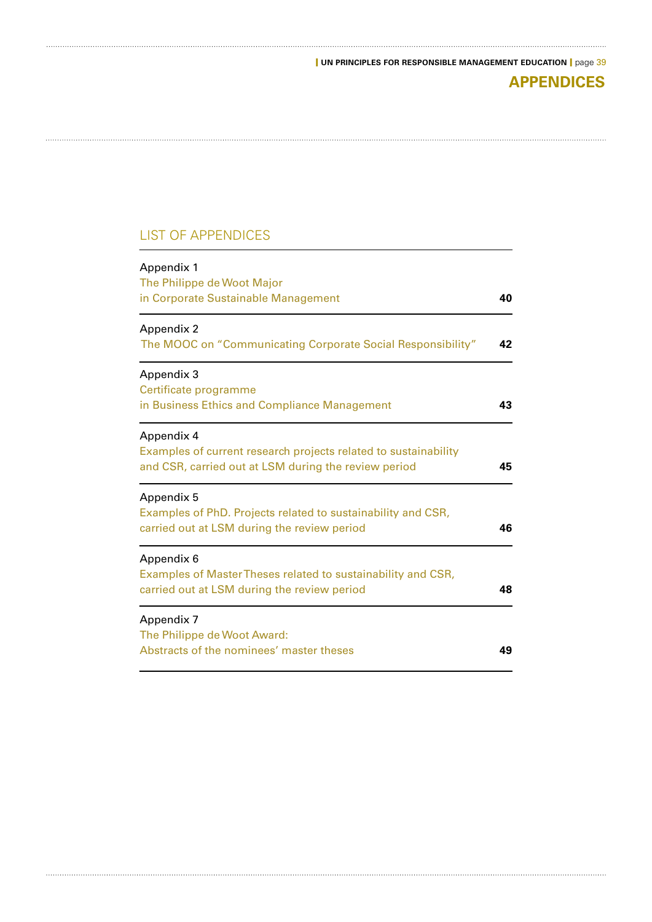# APPENDICES

## LIST OF APPENDICES

| | |
|---|---|
| Appendix 1<br>The Philippe de Woot Major<br>in Corporate Sustainable Management | **40** |
| Appendix 2<br>The MOOC on "Communicating Corporate Social Responsibility" | **42** |
| Appendix 3<br>Certificate programme<br>in Business Ethics and Compliance Management | **43** |
| Appendix 4<br>Examples of current research projects related to sustainability<br>and CSR, carried out at LSM during the review period | **45** |
| Appendix 5<br>Examples of PhD. Projects related to sustainability and CSR,<br>carried out at LSM during the review period | **46** |
| Appendix 6<br>Examples of Master Theses related to sustainability and CSR,<br>carried out at LSM during the review period | **48** |
| Appendix 7<br>The Philippe de Woot Award:<br>Abstracts of the nominees' master theses | **49** |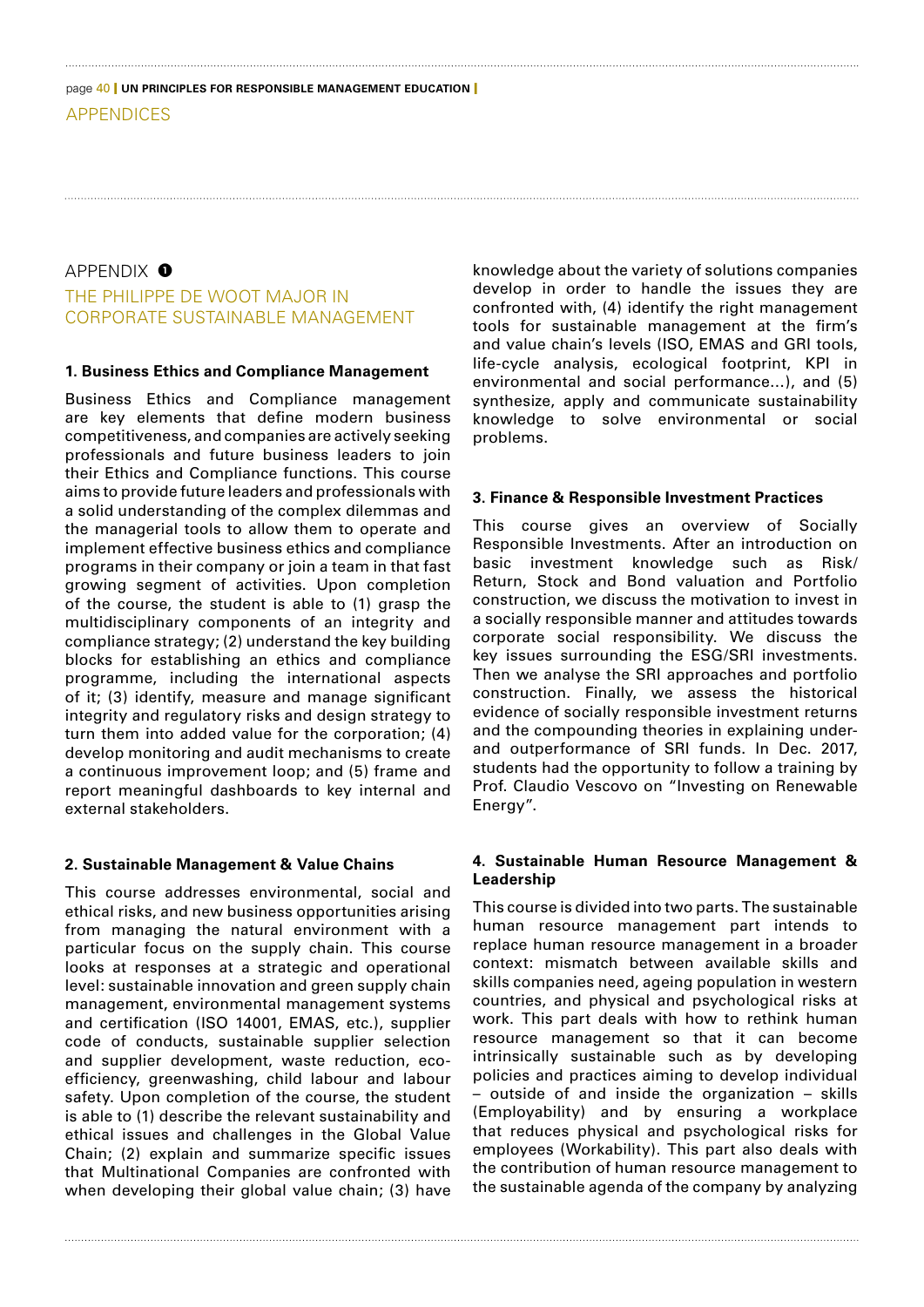## APPENDIX 1

## THE PHILIPPE DE WOOT MAJOR IN CORPORATE SUSTAINABLE MANAGEMENT

### 1. Business Ethics and Compliance Management

Business Ethics and Compliance management are key elements that define modern business competitiveness, and companies are actively seeking professionals and future business leaders to join their Ethics and Compliance functions. This course aims to provide future leaders and professionals with a solid understanding of the complex dilemmas and the managerial tools to allow them to operate and implement effective business ethics and compliance programs in their company or join a team in that fast growing segment of activities. Upon completion of the course, the student is able to (1) grasp the multidisciplinary components of an integrity and compliance strategy; (2) understand the key building blocks for establishing an ethics and compliance programme, including the international aspects of it; (3) identify, measure and manage significant integrity and regulatory risks and design strategy to turn them into added value for the corporation; (4) develop monitoring and audit mechanisms to create a continuous improvement loop; and (5) frame and report meaningful dashboards to key internal and external stakeholders.

### 2. Sustainable Management & Value Chains

This course addresses environmental, social and ethical risks, and new business opportunities arising from managing the natural environment with a particular focus on the supply chain. This course looks at responses at a strategic and operational level: sustainable innovation and green supply chain management, environmental management systems and certification (ISO 14001, EMAS, etc.), supplier code of conducts, sustainable supplier selection and supplier development, waste reduction, eco-efficiency, greenwashing, child labour and labour safety. Upon completion of the course, the student is able to (1) describe the relevant sustainability and ethical issues and challenges in the Global Value Chain; (2) explain and summarize specific issues that Multinational Companies are confronted with when developing their global value chain; (3) have knowledge about the variety of solutions companies develop in order to handle the issues they are confronted with, (4) identify the right management tools for sustainable management at the firm's and value chain's levels (ISO, EMAS and GRI tools, life-cycle analysis, ecological footprint, KPI in environmental and social performance...), and (5) synthesize, apply and communicate sustainability knowledge to solve environmental or social problems.

### 3. Finance & Responsible Investment Practices

This course gives an overview of Socially Responsible Investments. After an introduction on basic investment knowledge such as Risk/Return, Stock and Bond valuation and Portfolio construction, we discuss the motivation to invest in a socially responsible manner and attitudes towards corporate social responsibility. We discuss the key issues surrounding the ESG/SRI investments. Then we analyse the SRI approaches and portfolio construction. Finally, we assess the historical evidence of socially responsible investment returns and the compounding theories in explaining under- and outperformance of SRI funds. In Dec. 2017, students had the opportunity to follow a training by Prof. Claudio Vescovo on "Investing on Renewable Energy".

### 4. Sustainable Human Resource Management & Leadership

This course is divided into two parts. The sustainable human resource management part intends to replace human resource management in a broader context: mismatch between available skills and skills companies need, ageing population in western countries, and physical and psychological risks at work. This part deals with how to rethink human resource management so that it can become intrinsically sustainable such as by developing policies and practices aiming to develop individual – outside of and inside the organization – skills (Employability) and by ensuring a workplace that reduces physical and psychological risks for employees (Workability). This part also deals with the contribution of human resource management to the sustainable agenda of the company by analyzing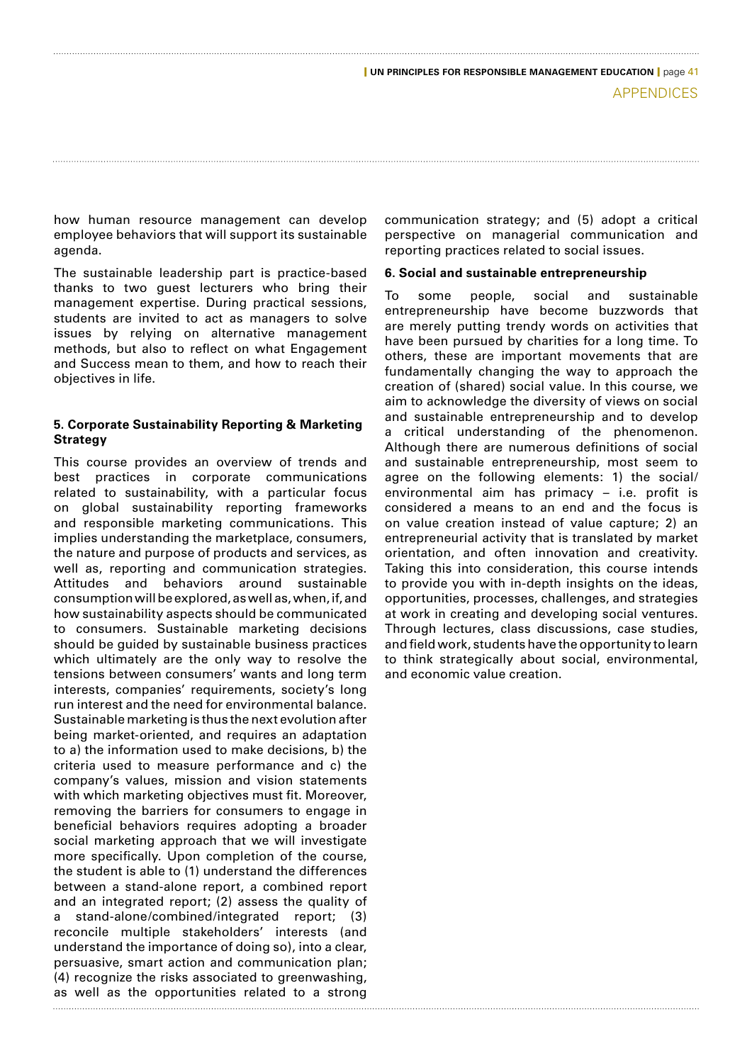how human resource management can develop employee behaviors that will support its sustainable agenda.

The sustainable leadership part is practice-based thanks to two guest lecturers who bring their management expertise. During practical sessions, students are invited to act as managers to solve issues by relying on alternative management methods, but also to reflect on what Engagement and Success mean to them, and how to reach their objectives in life.

**5. Corporate Sustainability Reporting & Marketing Strategy**

This course provides an overview of trends and best practices in corporate communications related to sustainability, with a particular focus on global sustainability reporting frameworks and responsible marketing communications. This implies understanding the marketplace, consumers, the nature and purpose of products and services, as well as, reporting and communication strategies. Attitudes and behaviors around sustainable consumption will be explored, as well as, when, if, and how sustainability aspects should be communicated to consumers. Sustainable marketing decisions should be guided by sustainable business practices which ultimately are the only way to resolve the tensions between consumers' wants and long term interests, companies' requirements, society's long run interest and the need for environmental balance. Sustainable marketing is thus the next evolution after being market-oriented, and requires an adaptation to a) the information used to make decisions, b) the criteria used to measure performance and c) the company's values, mission and vision statements with which marketing objectives must fit. Moreover, removing the barriers for consumers to engage in beneficial behaviors requires adopting a broader social marketing approach that we will investigate more specifically. Upon completion of the course, the student is able to (1) understand the differences between a stand-alone report, a combined report and an integrated report; (2) assess the quality of a stand-alone/combined/integrated report; (3) reconcile multiple stakeholders' interests (and understand the importance of doing so), into a clear, persuasive, smart action and communication plan; (4) recognize the risks associated to greenwashing, as well as the opportunities related to a strong communication strategy; and (5) adopt a critical perspective on managerial communication and reporting practices related to social issues.

**6. Social and sustainable entrepreneurship**

To some people, social and sustainable entrepreneurship have become buzzwords that are merely putting trendy words on activities that have been pursued by charities for a long time. To others, these are important movements that are fundamentally changing the way to approach the creation of (shared) social value. In this course, we aim to acknowledge the diversity of views on social and sustainable entrepreneurship and to develop a critical understanding of the phenomenon. Although there are numerous definitions of social and sustainable entrepreneurship, most seem to agree on the following elements: 1) the social/environmental aim has primacy – i.e. profit is considered a means to an end and the focus is on value creation instead of value capture; 2) an entrepreneurial activity that is translated by market orientation, and often innovation and creativity. Taking this into consideration, this course intends to provide you with in-depth insights on the ideas, opportunities, processes, challenges, and strategies at work in creating and developing social ventures. Through lectures, class discussions, case studies, and field work, students have the opportunity to learn to think strategically about social, environmental, and economic value creation.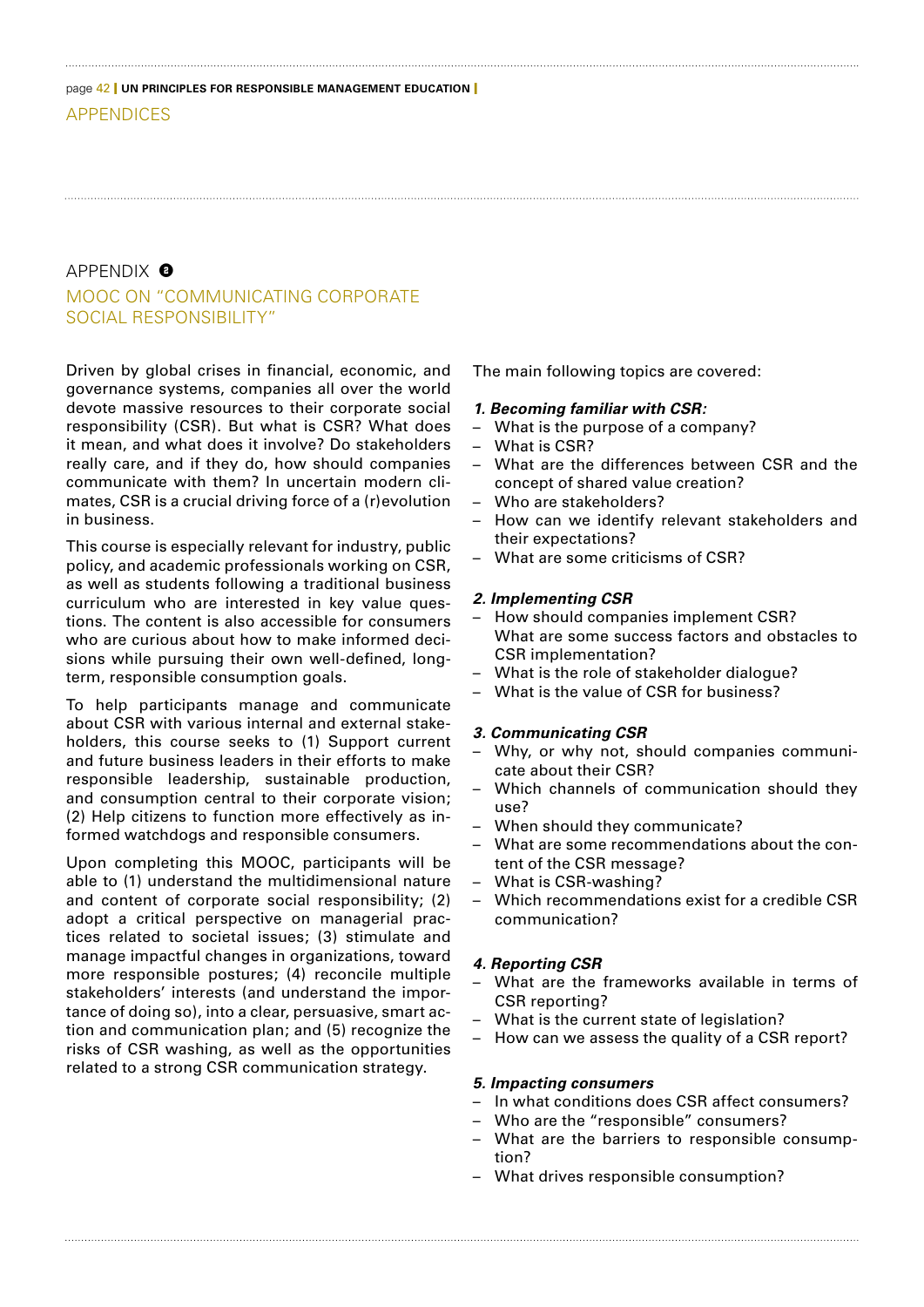## APPENDIX ❷

## MOOC ON "COMMUNICATING CORPORATE SOCIAL RESPONSIBILITY"

Driven by global crises in financial, economic, and governance systems, companies all over the world devote massive resources to their corporate social responsibility (CSR). But what is CSR? What does it mean, and what does it involve? Do stakeholders really care, and if they do, how should companies communicate with them? In uncertain modern climates, CSR is a crucial driving force of a (r)evolution in business.

This course is especially relevant for industry, public policy, and academic professionals working on CSR, as well as students following a traditional business curriculum who are interested in key value questions. The content is also accessible for consumers who are curious about how to make informed decisions while pursuing their own well-defined, long-term, responsible consumption goals.

To help participants manage and communicate about CSR with various internal and external stakeholders, this course seeks to (1) Support current and future business leaders in their efforts to make responsible leadership, sustainable production, and consumption central to their corporate vision; (2) Help citizens to function more effectively as informed watchdogs and responsible consumers.

Upon completing this MOOC, participants will be able to (1) understand the multidimensional nature and content of corporate social responsibility; (2) adopt a critical perspective on managerial practices related to societal issues; (3) stimulate and manage impactful changes in organizations, toward more responsible postures; (4) reconcile multiple stakeholders' interests (and understand the importance of doing so), into a clear, persuasive, smart action and communication plan; and (5) recognize the risks of CSR washing, as well as the opportunities related to a strong CSR communication strategy.

The main following topics are covered:

***1. Becoming familiar with CSR:***

- What is the purpose of a company?
- What is CSR?
- What are the differences between CSR and the concept of shared value creation?
- Who are stakeholders?
- How can we identify relevant stakeholders and their expectations?
- What are some criticisms of CSR?

***2. Implementing CSR***

- How should companies implement CSR? What are some success factors and obstacles to CSR implementation?
- What is the role of stakeholder dialogue?
- What is the value of CSR for business?

***3. Communicating CSR***

- Why, or why not, should companies communicate about their CSR?
- Which channels of communication should they use?
- When should they communicate?
- What are some recommendations about the content of the CSR message?
- What is CSR-washing?
- Which recommendations exist for a credible CSR communication?

***4. Reporting CSR***

- What are the frameworks available in terms of CSR reporting?
- What is the current state of legislation?
- How can we assess the quality of a CSR report?

***5. Impacting consumers***

- In what conditions does CSR affect consumers?
- Who are the "responsible" consumers?
- What are the barriers to responsible consumption?
- What drives responsible consumption?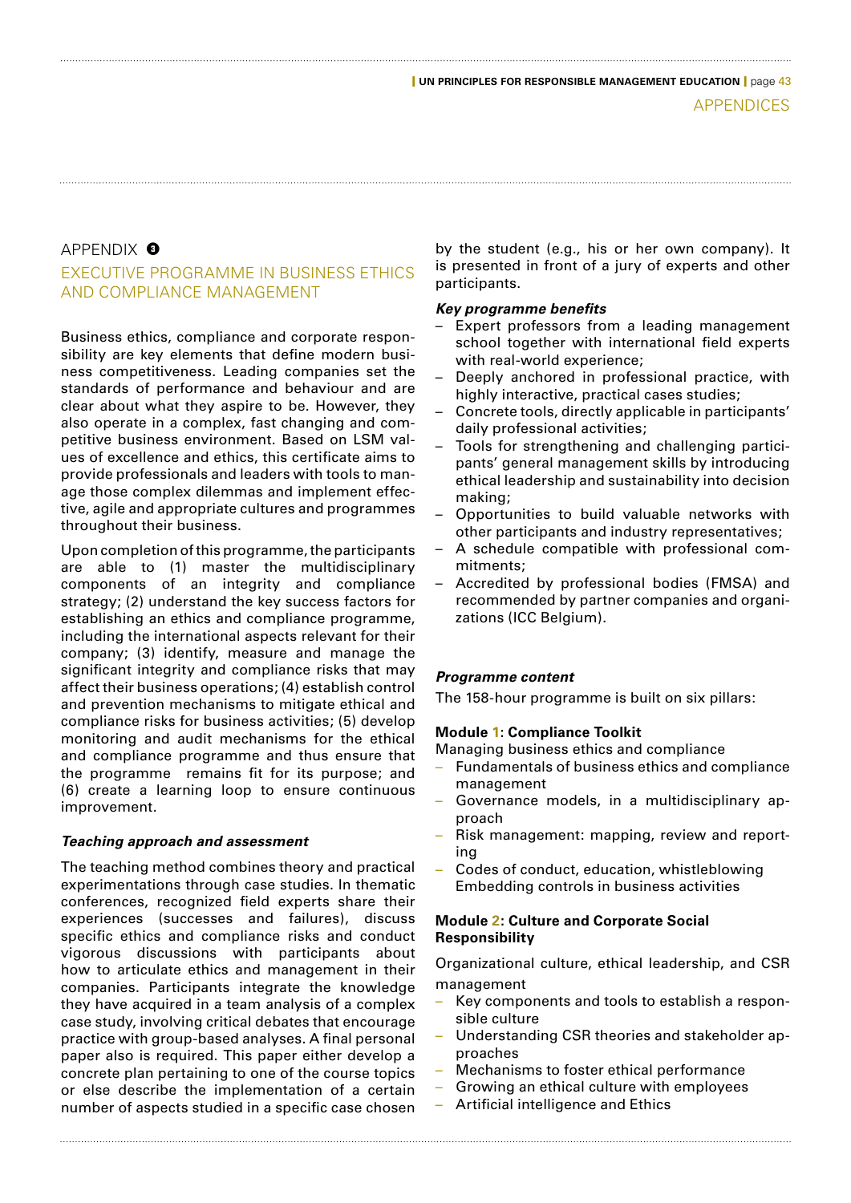## APPENDIX 3

## EXECUTIVE PROGRAMME IN BUSINESS ETHICS AND COMPLIANCE MANAGEMENT

Business ethics, compliance and corporate responsibility are key elements that define modern business competitiveness. Leading companies set the standards of performance and behaviour and are clear about what they aspire to be. However, they also operate in a complex, fast changing and competitive business environment. Based on LSM values of excellence and ethics, this certificate aims to provide professionals and leaders with tools to manage those complex dilemmas and implement effective, agile and appropriate cultures and programmes throughout their business.

Upon completion of this programme, the participants are able to (1) master the multidisciplinary components of an integrity and compliance strategy; (2) understand the key success factors for establishing an ethics and compliance programme, including the international aspects relevant for their company; (3) identify, measure and manage the significant integrity and compliance risks that may affect their business operations; (4) establish control and prevention mechanisms to mitigate ethical and compliance risks for business activities; (5) develop monitoring and audit mechanisms for the ethical and compliance programme and thus ensure that the programme remains fit for its purpose; and (6) create a learning loop to ensure continuous improvement.

***Teaching approach and assessment***

The teaching method combines theory and practical experimentations through case studies. In thematic conferences, recognized field experts share their experiences (successes and failures), discuss specific ethics and compliance risks and conduct vigorous discussions with participants about how to articulate ethics and management in their companies. Participants integrate the knowledge they have acquired in a team analysis of a complex case study, involving critical debates that encourage practice with group-based analyses. A final personal paper also is required. This paper either develop a concrete plan pertaining to one of the course topics or else describe the implementation of a certain number of aspects studied in a specific case chosen by the student (e.g., his or her own company). It is presented in front of a jury of experts and other participants.

***Key programme benefits***

- Expert professors from a leading management school together with international field experts with real-world experience;
- Deeply anchored in professional practice, with highly interactive, practical cases studies;
- Concrete tools, directly applicable in participants' daily professional activities;
- Tools for strengthening and challenging participants' general management skills by introducing ethical leadership and sustainability into decision making;
- Opportunities to build valuable networks with other participants and industry representatives;
- A schedule compatible with professional commitments;
- Accredited by professional bodies (FMSA) and recommended by partner companies and organizations (ICC Belgium).

***Programme content***

The 158-hour programme is built on six pillars:

**Module 1: Compliance Toolkit**

Managing business ethics and compliance

- Fundamentals of business ethics and compliance management
- Governance models, in a multidisciplinary approach
- Risk management: mapping, review and reporting
- Codes of conduct, education, whistleblowing Embedding controls in business activities

**Module 2: Culture and Corporate Social Responsibility**

Organizational culture, ethical leadership, and CSR management

- Key components and tools to establish a responsible culture
- Understanding CSR theories and stakeholder approaches
- Mechanisms to foster ethical performance
- Growing an ethical culture with employees
- Artificial intelligence and Ethics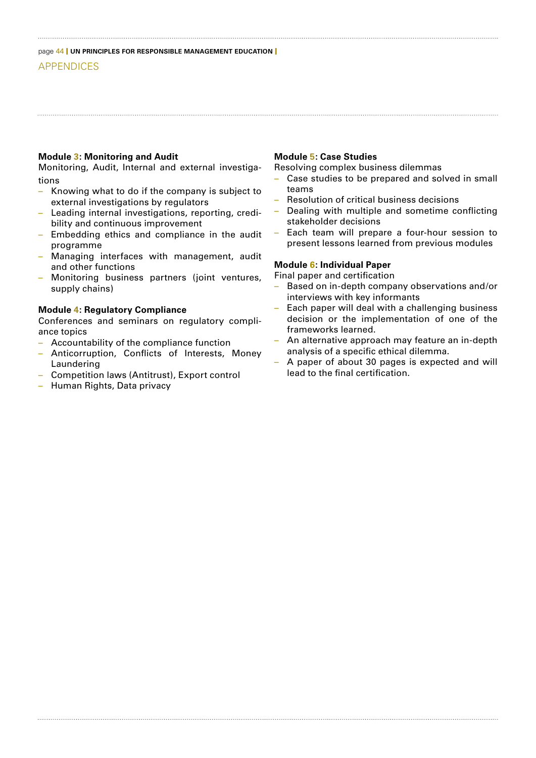APPENDICES

**Module 3: Monitoring and Audit**

Monitoring, Audit, Internal and external investigations

- Knowing what to do if the company is subject to external investigations by regulators
- Leading internal investigations, reporting, credibility and continuous improvement
- Embedding ethics and compliance in the audit programme
- Managing interfaces with management, audit and other functions
- Monitoring business partners (joint ventures, supply chains)

**Module 4: Regulatory Compliance**

Conferences and seminars on regulatory compliance topics

- Accountability of the compliance function
- Anticorruption, Conflicts of Interests, Money Laundering
- Competition laws (Antitrust), Export control
- Human Rights, Data privacy

**Module 5: Case Studies**

Resolving complex business dilemmas

- Case studies to be prepared and solved in small teams
- Resolution of critical business decisions
- Dealing with multiple and sometime conflicting stakeholder decisions
- Each team will prepare a four-hour session to present lessons learned from previous modules

**Module 6: Individual Paper**

Final paper and certification

- Based on in-depth company observations and/or interviews with key informants
- Each paper will deal with a challenging business decision or the implementation of one of the frameworks learned.
- An alternative approach may feature an in-depth analysis of a specific ethical dilemma.
- A paper of about 30 pages is expected and will lead to the final certification.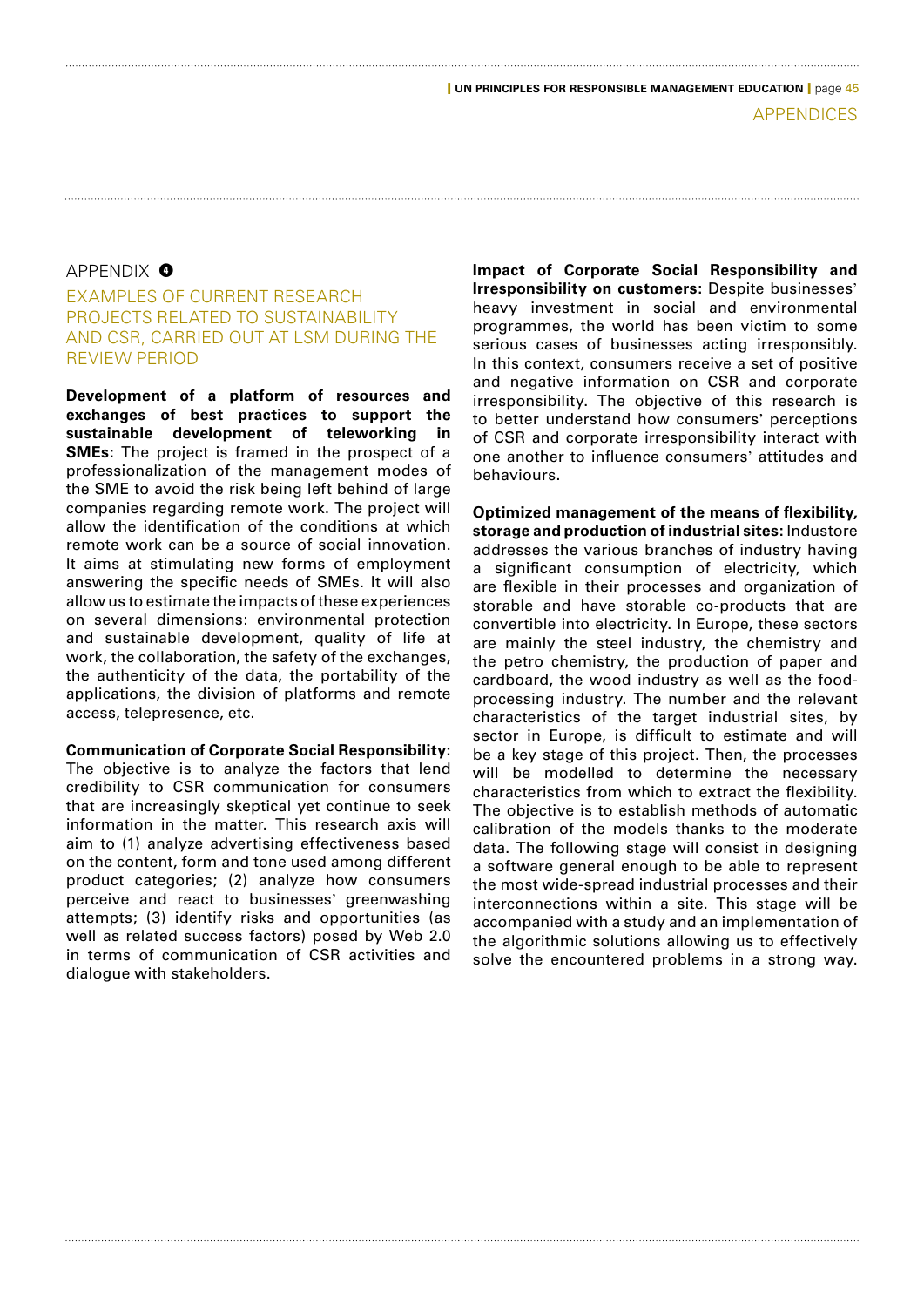## APPENDIX ❹

### EXAMPLES OF CURRENT RESEARCH PROJECTS RELATED TO SUSTAINABILITY AND CSR, CARRIED OUT AT LSM DURING THE REVIEW PERIOD

**Development of a platform of resources and exchanges of best practices to support the sustainable development of teleworking in SMEs:** The project is framed in the prospect of a professionalization of the management modes of the SME to avoid the risk being left behind of large companies regarding remote work. The project will allow the identification of the conditions at which remote work can be a source of social innovation. It aims at stimulating new forms of employment answering the specific needs of SMEs. It will also allow us to estimate the impacts of these experiences on several dimensions: environmental protection and sustainable development, quality of life at work, the collaboration, the safety of the exchanges, the authenticity of the data, the portability of the applications, the division of platforms and remote access, telepresence, etc.

**Communication of Corporate Social Responsibility:** The objective is to analyze the factors that lend credibility to CSR communication for consumers that are increasingly skeptical yet continue to seek information in the matter. This research axis will aim to (1) analyze advertising effectiveness based on the content, form and tone used among different product categories; (2) analyze how consumers perceive and react to businesses' greenwashing attempts; (3) identify risks and opportunities (as well as related success factors) posed by Web 2.0 in terms of communication of CSR activities and dialogue with stakeholders.

**Impact of Corporate Social Responsibility and Irresponsibility on customers:** Despite businesses' heavy investment in social and environmental programmes, the world has been victim to some serious cases of businesses acting irresponsibly. In this context, consumers receive a set of positive and negative information on CSR and corporate irresponsibility. The objective of this research is to better understand how consumers' perceptions of CSR and corporate irresponsibility interact with one another to influence consumers' attitudes and behaviours.

**Optimized management of the means of flexibility, storage and production of industrial sites:** Industore addresses the various branches of industry having a significant consumption of electricity, which are flexible in their processes and organization of storable and have storable co-products that are convertible into electricity. In Europe, these sectors are mainly the steel industry, the chemistry and the petro chemistry, the production of paper and cardboard, the wood industry as well as the food-processing industry. The number and the relevant characteristics of the target industrial sites, by sector in Europe, is difficult to estimate and will be a key stage of this project. Then, the processes will be modelled to determine the necessary characteristics from which to extract the flexibility. The objective is to establish methods of automatic calibration of the models thanks to the moderate data. The following stage will consist in designing a software general enough to be able to represent the most wide-spread industrial processes and their interconnections within a site. This stage will be accompanied with a study and an implementation of the algorithmic solutions allowing us to effectively solve the encountered problems in a strong way.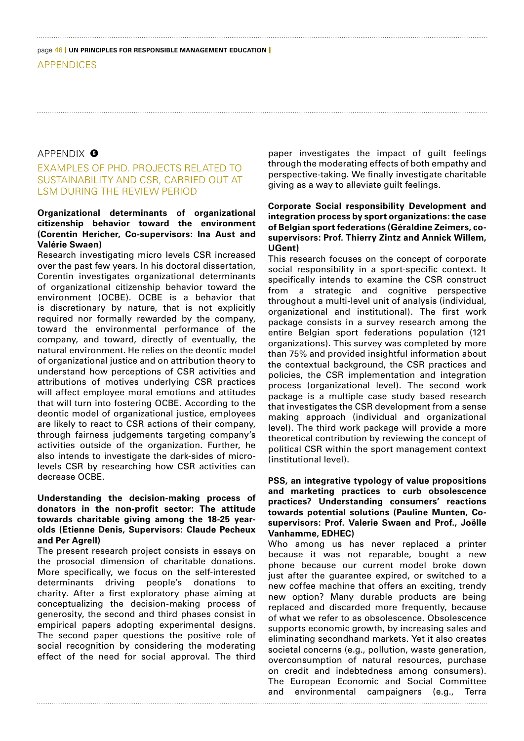## APPENDIX 5

### EXAMPLES OF PHD. PROJECTS RELATED TO SUSTAINABILITY AND CSR, CARRIED OUT AT LSM DURING THE REVIEW PERIOD

**Organizational determinants of organizational citizenship behavior toward the environment (Corentin Hericher, Co-supervisors: Ina Aust and Valérie Swaen)**

Research investigating micro levels CSR increased over the past few years. In his doctoral dissertation, Corentin investigates organizational determinants of organizational citizenship behavior toward the environment (OCBE). OCBE is a behavior that is discretionary by nature, that is not explicitly required nor formally rewarded by the company, toward the environmental performance of the company, and toward, directly of eventually, the natural environment. He relies on the deontic model of organizational justice and on attribution theory to understand how perceptions of CSR activities and attributions of motives underlying CSR practices will affect employee moral emotions and attitudes that will turn into fostering OCBE. According to the deontic model of organizational justice, employees are likely to react to CSR actions of their company, through fairness judgements targeting company's activities outside of the organization. Further, he also intends to investigate the dark-sides of micro-levels CSR by researching how CSR activities can decrease OCBE.

**Understanding the decision-making process of donators in the non-profit sector: The attitude towards charitable giving among the 18-25 year-olds (Etienne Denis, Supervisors: Claude Pecheux and Per Agrell)**

The present research project consists in essays on the prosocial dimension of charitable donations. More specifically, we focus on the self-interested determinants driving people's donations to charity. After a first exploratory phase aiming at conceptualizing the decision-making process of generosity, the second and third phases consist in empirical papers adopting experimental designs. The second paper questions the positive role of social recognition by considering the moderating effect of the need for social approval. The third paper investigates the impact of guilt feelings through the moderating effects of both empathy and perspective-taking. We finally investigate charitable giving as a way to alleviate guilt feelings.

**Corporate Social responsibility Development and integration process by sport organizations: the case of Belgian sport federations (Géraldine Zeimers, co-supervisors: Prof. Thierry Zintz and Annick Willem, UGent)**

This research focuses on the concept of corporate social responsibility in a sport-specific context. It specifically intends to examine the CSR construct from a strategic and cognitive perspective throughout a multi-level unit of analysis (individual, organizational and institutional). The first work package consists in a survey research among the entire Belgian sport federations population (121 organizations). This survey was completed by more than 75% and provided insightful information about the contextual background, the CSR practices and policies, the CSR implementation and integration process (organizational level). The second work package is a multiple case study based research that investigates the CSR development from a sense making approach (individual and organizational level). The third work package will provide a more theoretical contribution by reviewing the concept of political CSR within the sport management context (institutional level).

**PSS, an integrative typology of value propositions and marketing practices to curb obsolescence practices? Understanding consumers' reactions towards potential solutions (Pauline Munten, Co-supervisors: Prof. Valerie Swaen and Prof., Joëlle Vanhamme, EDHEC)**

Who among us has never replaced a printer because it was not reparable, bought a new phone because our current model broke down just after the guarantee expired, or switched to a new coffee machine that offers an exciting, trendy new option? Many durable products are being replaced and discarded more frequently, because of what we refer to as obsolescence. Obsolescence supports economic growth, by increasing sales and eliminating secondhand markets. Yet it also creates societal concerns (e.g., pollution, waste generation, overconsumption of natural resources, purchase on credit and indebtedness among consumers). The European Economic and Social Committee and environmental campaigners (e.g., Terra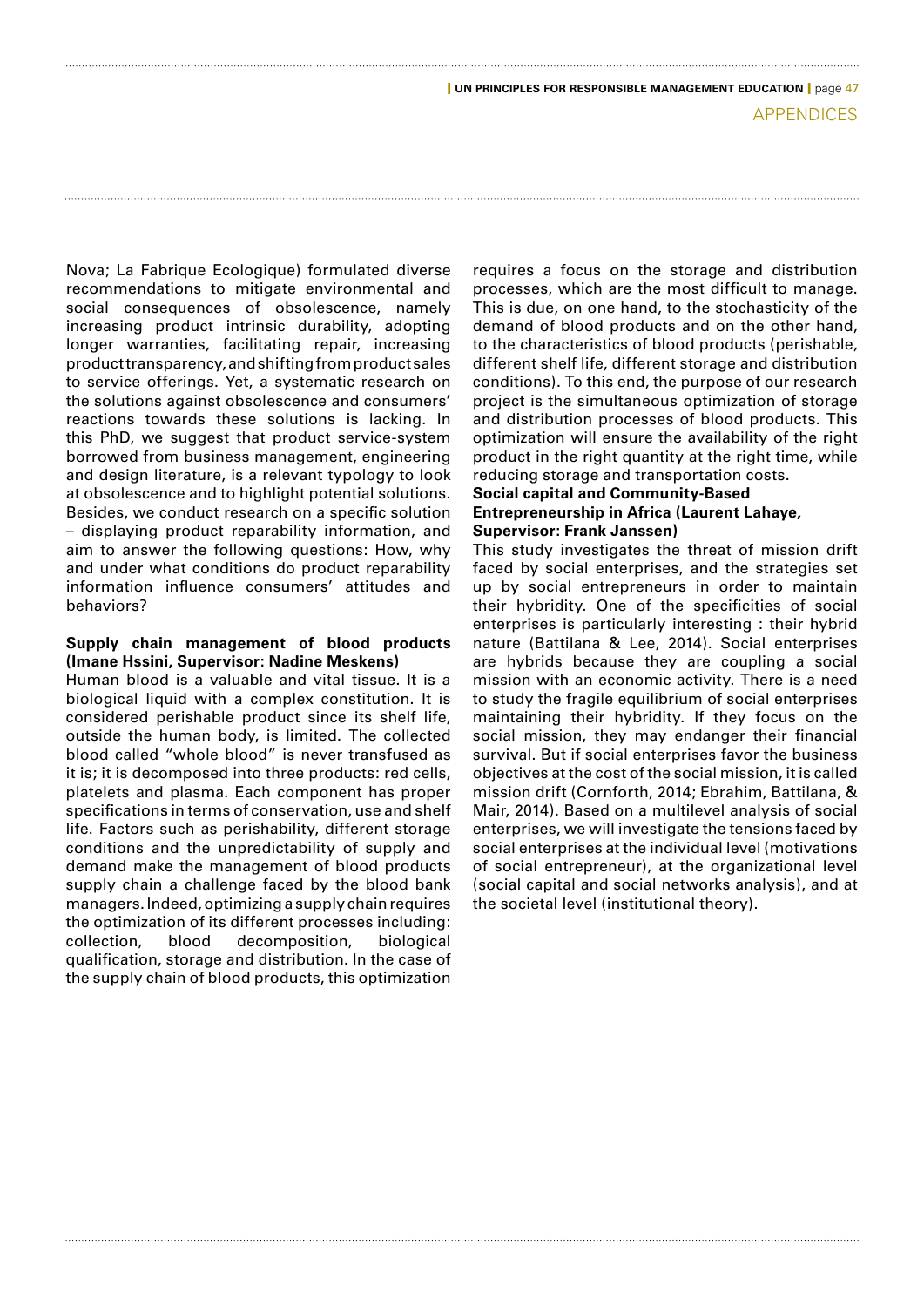Nova; La Fabrique Ecologique) formulated diverse recommendations to mitigate environmental and social consequences of obsolescence, namely increasing product intrinsic durability, adopting longer warranties, facilitating repair, increasing product transparency, and shifting from product sales to service offerings. Yet, a systematic research on the solutions against obsolescence and consumers' reactions towards these solutions is lacking. In this PhD, we suggest that product service-system borrowed from business management, engineering and design literature, is a relevant typology to look at obsolescence and to highlight potential solutions. Besides, we conduct research on a specific solution – displaying product reparability information, and aim to answer the following questions: How, why and under what conditions do product reparability information influence consumers' attitudes and behaviors?

**Supply chain management of blood products (Imane Hssini, Supervisor: Nadine Meskens)**

Human blood is a valuable and vital tissue. It is a biological liquid with a complex constitution. It is considered perishable product since its shelf life, outside the human body, is limited. The collected blood called "whole blood" is never transfused as it is; it is decomposed into three products: red cells, platelets and plasma. Each component has proper specifications in terms of conservation, use and shelf life. Factors such as perishability, different storage conditions and the unpredictability of supply and demand make the management of blood products supply chain a challenge faced by the blood bank managers. Indeed, optimizing a supply chain requires the optimization of its different processes including: collection, blood decomposition, biological qualification, storage and distribution. In the case of the supply chain of blood products, this optimization requires a focus on the storage and distribution processes, which are the most difficult to manage. This is due, on one hand, to the stochasticity of the demand of blood products and on the other hand, to the characteristics of blood products (perishable, different shelf life, different storage and distribution conditions). To this end, the purpose of our research project is the simultaneous optimization of storage and distribution processes of blood products. This optimization will ensure the availability of the right product in the right quantity at the right time, while reducing storage and transportation costs.

**Social capital and Community-Based Entrepreneurship in Africa (Laurent Lahaye, Supervisor: Frank Janssen)**

This study investigates the threat of mission drift faced by social enterprises, and the strategies set up by social entrepreneurs in order to maintain their hybridity. One of the specificities of social enterprises is particularly interesting : their hybrid nature (Battilana & Lee, 2014). Social enterprises are hybrids because they are coupling a social mission with an economic activity. There is a need to study the fragile equilibrium of social enterprises maintaining their hybridity. If they focus on the social mission, they may endanger their financial survival. But if social enterprises favor the business objectives at the cost of the social mission, it is called mission drift (Cornforth, 2014; Ebrahim, Battilana, & Mair, 2014). Based on a multilevel analysis of social enterprises, we will investigate the tensions faced by social enterprises at the individual level (motivations of social entrepreneur), at the organizational level (social capital and social networks analysis), and at the societal level (institutional theory).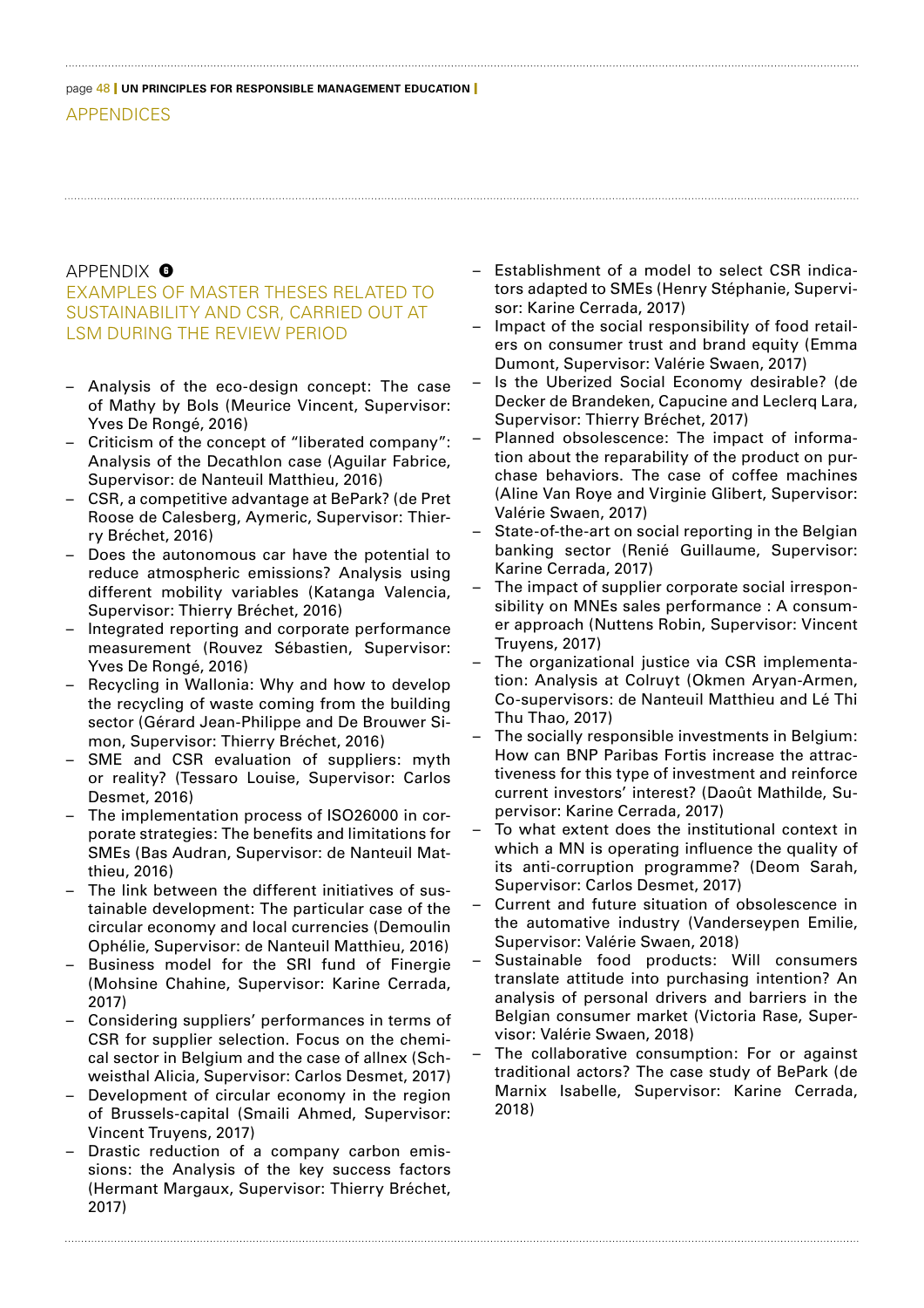APPENDICES

## APPENDIX 6

### EXAMPLES OF MASTER THESES RELATED TO SUSTAINABILITY AND CSR, CARRIED OUT AT LSM DURING THE REVIEW PERIOD

- Analysis of the eco-design concept: The case of Mathy by Bols (Meurice Vincent, Supervisor: Yves De Rongé, 2016)
- Criticism of the concept of "liberated company": Analysis of the Decathlon case (Aguilar Fabrice, Supervisor: de Nanteuil Matthieu, 2016)
- CSR, a competitive advantage at BePark? (de Pret Roose de Calesberg, Aymeric, Supervisor: Thierry Bréchet, 2016)
- Does the autonomous car have the potential to reduce atmospheric emissions? Analysis using different mobility variables (Katanga Valencia, Supervisor: Thierry Bréchet, 2016)
- Integrated reporting and corporate performance measurement (Rouvez Sébastien, Supervisor: Yves De Rongé, 2016)
- Recycling in Wallonia: Why and how to develop the recycling of waste coming from the building sector (Gérard Jean-Philippe and De Brouwer Simon, Supervisor: Thierry Bréchet, 2016)
- SME and CSR evaluation of suppliers: myth or reality? (Tessaro Louise, Supervisor: Carlos Desmet, 2016)
- The implementation process of ISO26000 in corporate strategies: The benefits and limitations for SMEs (Bas Audran, Supervisor: de Nanteuil Matthieu, 2016)
- The link between the different initiatives of sustainable development: The particular case of the circular economy and local currencies (Demoulin Ophélie, Supervisor: de Nanteuil Matthieu, 2016)
- Business model for the SRI fund of Finergie (Mohsine Chahine, Supervisor: Karine Cerrada, 2017)
- Considering suppliers' performances in terms of CSR for supplier selection. Focus on the chemical sector in Belgium and the case of allnex (Schweisthal Alicia, Supervisor: Carlos Desmet, 2017)
- Development of circular economy in the region of Brussels-capital (Smaili Ahmed, Supervisor: Vincent Truyens, 2017)
- Drastic reduction of a company carbon emissions: the Analysis of the key success factors (Hermant Margaux, Supervisor: Thierry Bréchet, 2017)
- Establishment of a model to select CSR indicators adapted to SMEs (Henry Stéphanie, Supervisor: Karine Cerrada, 2017)
- Impact of the social responsibility of food retailers on consumer trust and brand equity (Emma Dumont, Supervisor: Valérie Swaen, 2017)
- Is the Uberized Social Economy desirable? (de Decker de Brandeken, Capucine and Leclerq Lara, Supervisor: Thierry Bréchet, 2017)
- Planned obsolescence: The impact of information about the reparability of the product on purchase behaviors. The case of coffee machines (Aline Van Roye and Virginie Glibert, Supervisor: Valérie Swaen, 2017)
- State-of-the-art on social reporting in the Belgian banking sector (Renié Guillaume, Supervisor: Karine Cerrada, 2017)
- The impact of supplier corporate social irresponsibility on MNEs sales performance : A consumer approach (Nuttens Robin, Supervisor: Vincent Truyens, 2017)
- The organizational justice via CSR implementation: Analysis at Colruyt (Okmen Aryan-Armen, Co-supervisors: de Nanteuil Matthieu and Lé Thi Thu Thao, 2017)
- The socially responsible investments in Belgium: How can BNP Paribas Fortis increase the attractiveness for this type of investment and reinforce current investors' interest? (Daoût Mathilde, Supervisor: Karine Cerrada, 2017)
- To what extent does the institutional context in which a MN is operating influence the quality of its anti-corruption programme? (Deom Sarah, Supervisor: Carlos Desmet, 2017)
- Current and future situation of obsolescence in the automative industry (Vanderseypen Emilie, Supervisor: Valérie Swaen, 2018)
- Sustainable food products: Will consumers translate attitude into purchasing intention? An analysis of personal drivers and barriers in the Belgian consumer market (Victoria Rase, Supervisor: Valérie Swaen, 2018)
- The collaborative consumption: For or against traditional actors? The case study of BePark (de Marnix Isabelle, Supervisor: Karine Cerrada, 2018)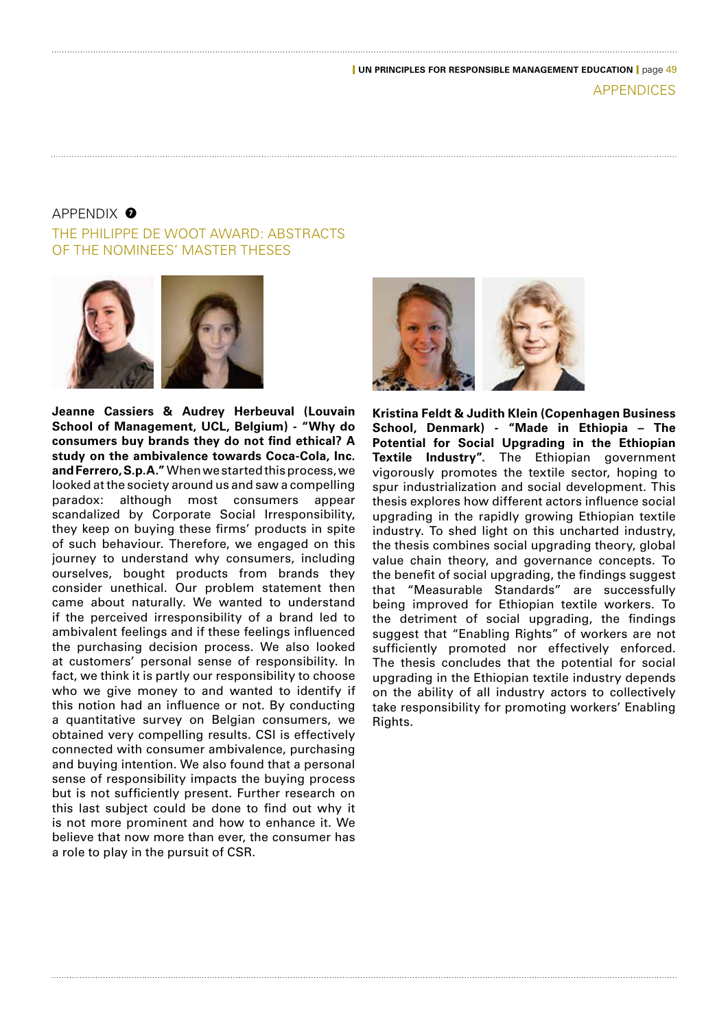## APPENDIX 7

### THE PHILIPPE DE WOOT AWARD: ABSTRACTS OF THE NOMINEES' MASTER THESES

**Jeanne Cassiers & Audrey Herbeuval (Louvain School of Management, UCL, Belgium) - "Why do consumers buy brands they do not find ethical? A study on the ambivalence towards Coca-Cola, Inc. and Ferrero, S.p.A."** When we started this process, we looked at the society around us and saw a compelling paradox: although most consumers appear scandalized by Corporate Social Irresponsibility, they keep on buying these firms' products in spite of such behaviour. Therefore, we engaged on this journey to understand why consumers, including ourselves, bought products from brands they consider unethical. Our problem statement then came about naturally. We wanted to understand if the perceived irresponsibility of a brand led to ambivalent feelings and if these feelings influenced the purchasing decision process. We also looked at customers' personal sense of responsibility. In fact, we think it is partly our responsibility to choose who we give money to and wanted to identify if this notion had an influence or not. By conducting a quantitative survey on Belgian consumers, we obtained very compelling results. CSI is effectively connected with consumer ambivalence, purchasing and buying intention. We also found that a personal sense of responsibility impacts the buying process but is not sufficiently present. Further research on this last subject could be done to find out why it is not more prominent and how to enhance it. We believe that now more than ever, the consumer has a role to play in the pursuit of CSR.

**Kristina Feldt & Judith Klein (Copenhagen Business School, Denmark) - "Made in Ethiopia – The Potential for Social Upgrading in the Ethiopian Textile Industry".** The Ethiopian government vigorously promotes the textile sector, hoping to spur industrialization and social development. This thesis explores how different actors influence social upgrading in the rapidly growing Ethiopian textile industry. To shed light on this uncharted industry, the thesis combines social upgrading theory, global value chain theory, and governance concepts. To the benefit of social upgrading, the findings suggest that "Measurable Standards" are successfully being improved for Ethiopian textile workers. To the detriment of social upgrading, the findings suggest that "Enabling Rights" of workers are not sufficiently promoted nor effectively enforced. The thesis concludes that the potential for social upgrading in the Ethiopian textile industry depends on the ability of all industry actors to collectively take responsibility for promoting workers' Enabling Rights.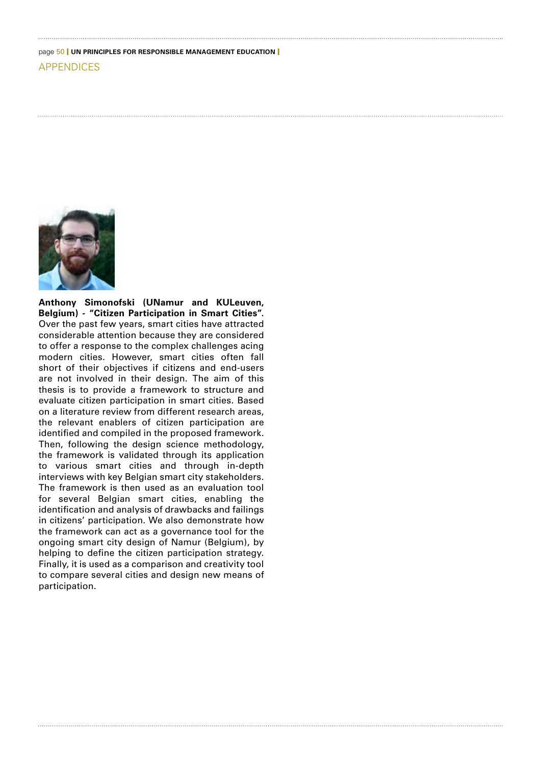**Anthony Simonofski (UNamur and KULeuven, Belgium) - "Citizen Participation in Smart Cities".** Over the past few years, smart cities have attracted considerable attention because they are considered to offer a response to the complex challenges acing modern cities. However, smart cities often fall short of their objectives if citizens and end-users are not involved in their design. The aim of this thesis is to provide a framework to structure and evaluate citizen participation in smart cities. Based on a literature review from different research areas, the relevant enablers of citizen participation are identified and compiled in the proposed framework. Then, following the design science methodology, the framework is validated through its application to various smart cities and through in-depth interviews with key Belgian smart city stakeholders. The framework is then used as an evaluation tool for several Belgian smart cities, enabling the identification and analysis of drawbacks and failings in citizens' participation. We also demonstrate how the framework can act as a governance tool for the ongoing smart city design of Namur (Belgium), by helping to define the citizen participation strategy. Finally, it is used as a comparison and creativity tool to compare several cities and design new means of participation.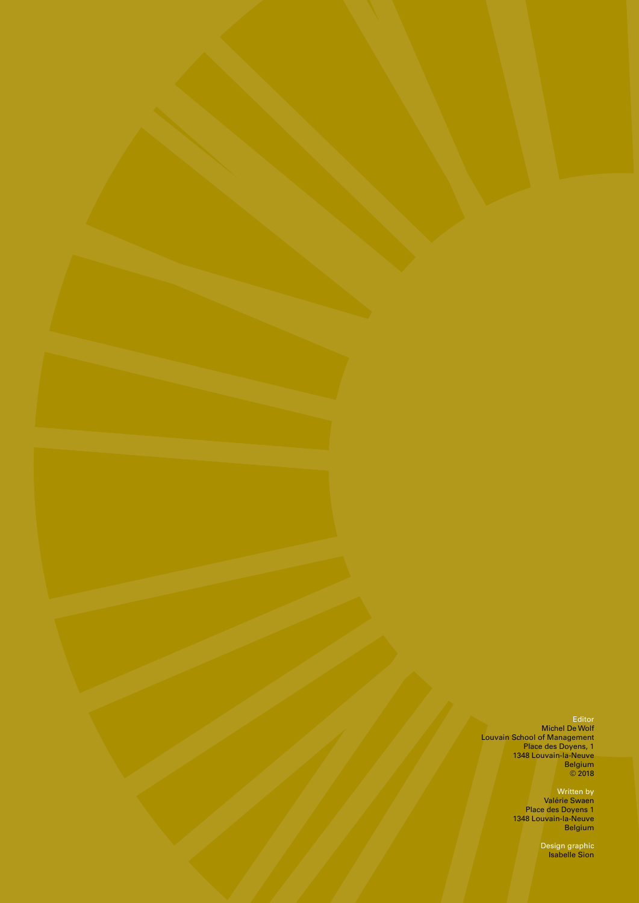Editor
Michel De Wolf
Louvain School of Management
Place des Doyens, 1
1348 Louvain-la-Neuve
Belgium
© 2018

Written by
Valérie Swaen
Place des Doyens 1
1348 Louvain-la-Neuve
Belgium

Design graphic
Isabelle Sion